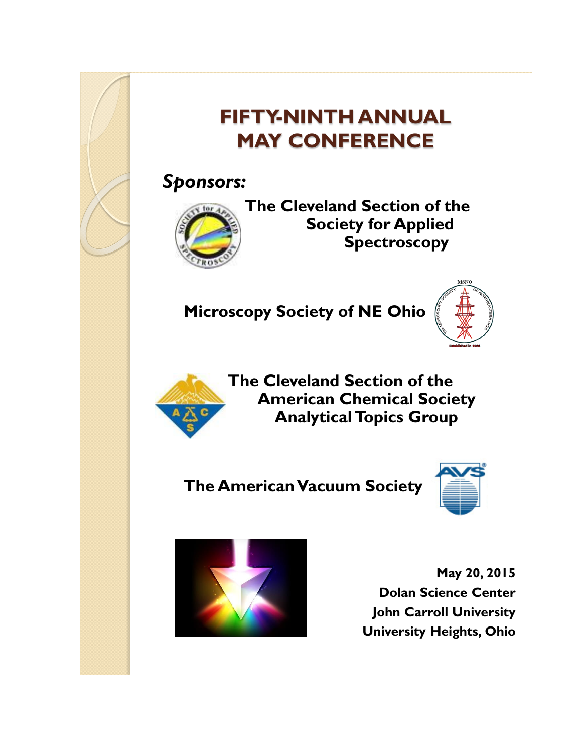# FIFTY-NINTH ANNUAL MAY CONFERENCE

*Sponsors:*

**The Cleveland Section of the Society for Applied Spectroscopy**

**Microscopy Society of NE Ohio**

**The Cleveland Section of the American Chemical Society Analytical Topics Group**

**The American Vacuum Society**

**May 20, 2015**
**Dolan Science Center**
**John Carroll University**
**University Heights, Ohio**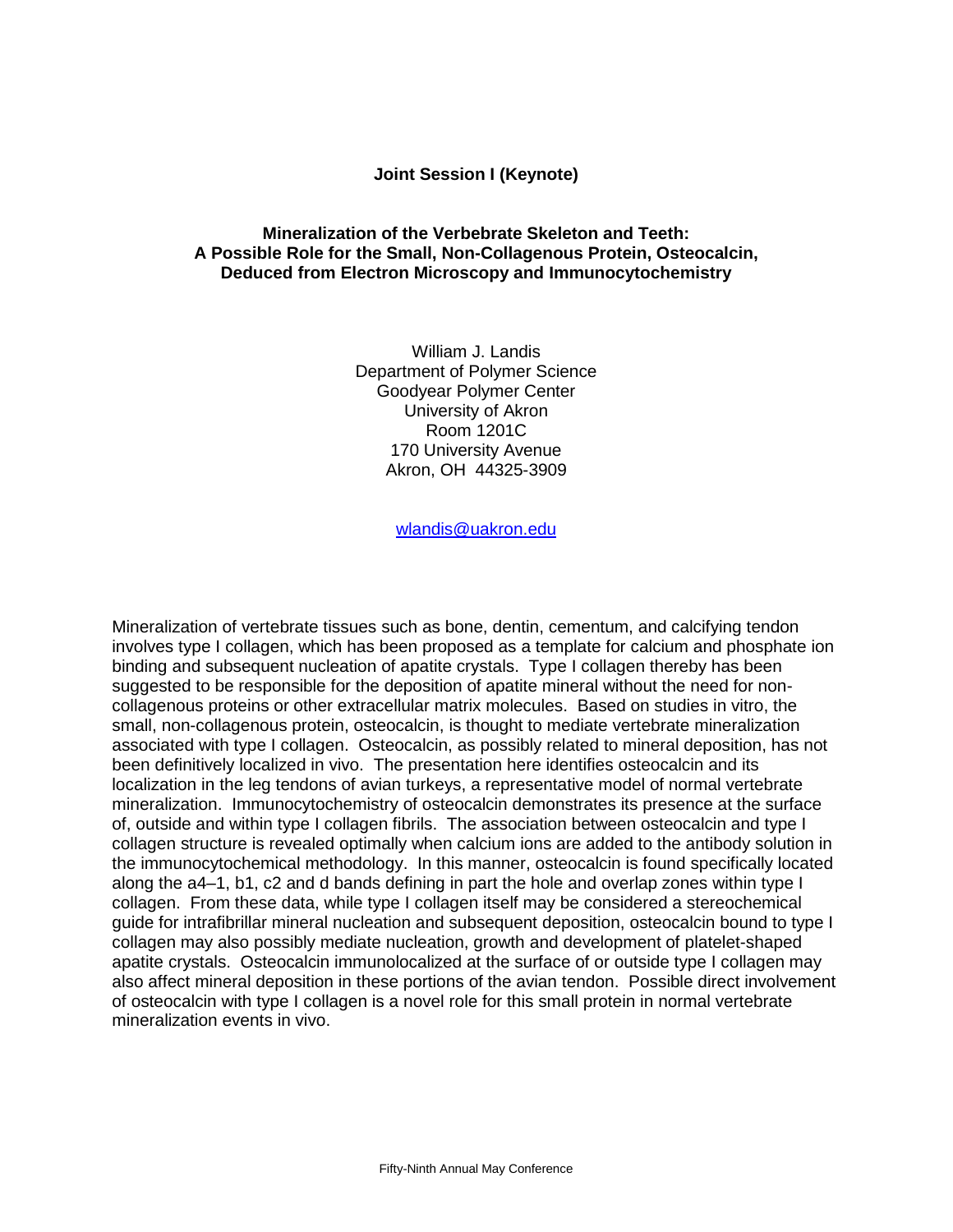**Joint Session I (Keynote)**

## Mineralization of the Verbebrate Skeleton and Teeth: A Possible Role for the Small, Non-Collagenous Protein, Osteocalcin, Deduced from Electron Microscopy and Immunocytochemistry

William J. Landis
Department of Polymer Science
Goodyear Polymer Center
University of Akron
Room 1201C
170 University Avenue
Akron, OH 44325-3909

wlandis@uakron.edu

Mineralization of vertebrate tissues such as bone, dentin, cementum, and calcifying tendon involves type I collagen, which has been proposed as a template for calcium and phosphate ion binding and subsequent nucleation of apatite crystals. Type I collagen thereby has been suggested to be responsible for the deposition of apatite mineral without the need for non-collagenous proteins or other extracellular matrix molecules. Based on studies in vitro, the small, non-collagenous protein, osteocalcin, is thought to mediate vertebrate mineralization associated with type I collagen. Osteocalcin, as possibly related to mineral deposition, has not been definitively localized in vivo. The presentation here identifies osteocalcin and its localization in the leg tendons of avian turkeys, a representative model of normal vertebrate mineralization. Immunocytochemistry of osteocalcin demonstrates its presence at the surface of, outside and within type I collagen fibrils. The association between osteocalcin and type I collagen structure is revealed optimally when calcium ions are added to the antibody solution in the immunocytochemical methodology. In this manner, osteocalcin is found specifically located along the a4–1, b1, c2 and d bands defining in part the hole and overlap zones within type I collagen. From these data, while type I collagen itself may be considered a stereochemical guide for intrafibrillar mineral nucleation and subsequent deposition, osteocalcin bound to type I collagen may also possibly mediate nucleation, growth and development of platelet-shaped apatite crystals. Osteocalcin immunolocalized at the surface of or outside type I collagen may also affect mineral deposition in these portions of the avian tendon. Possible direct involvement of osteocalcin with type I collagen is a novel role for this small protein in normal vertebrate mineralization events in vivo.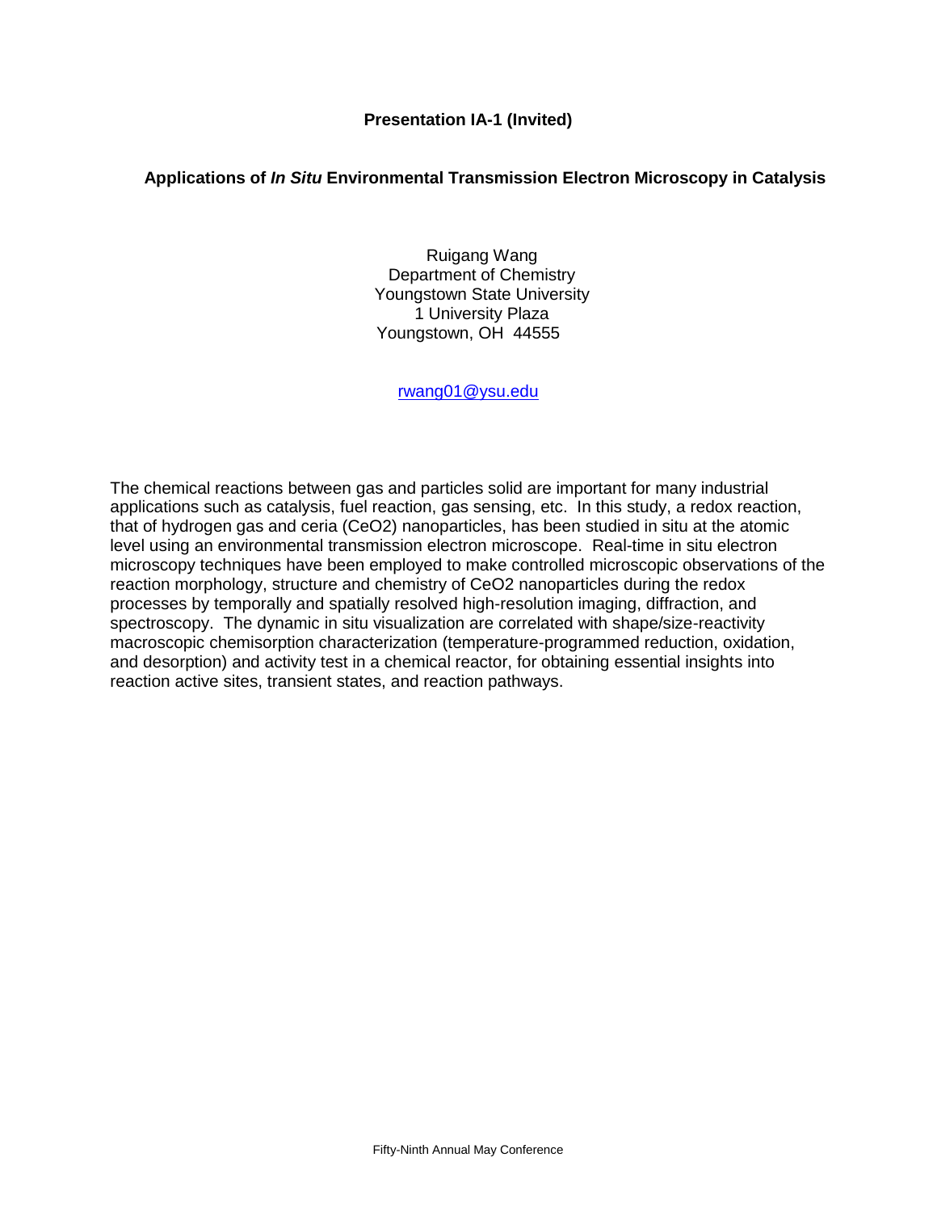**Presentation IA-1 (Invited)**

## Applications of *In Situ* Environmental Transmission Electron Microscopy in Catalysis

Ruigang Wang
Department of Chemistry
Youngstown State University
1 University Plaza
Youngstown, OH 44555

rwang01@ysu.edu

The chemical reactions between gas and particles solid are important for many industrial applications such as catalysis, fuel reaction, gas sensing, etc. In this study, a redox reaction, that of hydrogen gas and ceria ($CeO_2$) nanoparticles, has been studied in situ at the atomic level using an environmental transmission electron microscope. Real-time in situ electron microscopy techniques have been employed to make controlled microscopic observations of the reaction morphology, structure and chemistry of $CeO_2$ nanoparticles during the redox processes by temporally and spatially resolved high-resolution imaging, diffraction, and spectroscopy. The dynamic in situ visualization are correlated with shape/size-reactivity macroscopic chemisorption characterization (temperature-programmed reduction, oxidation, and desorption) and activity test in a chemical reactor, for obtaining essential insights into reaction active sites, transient states, and reaction pathways.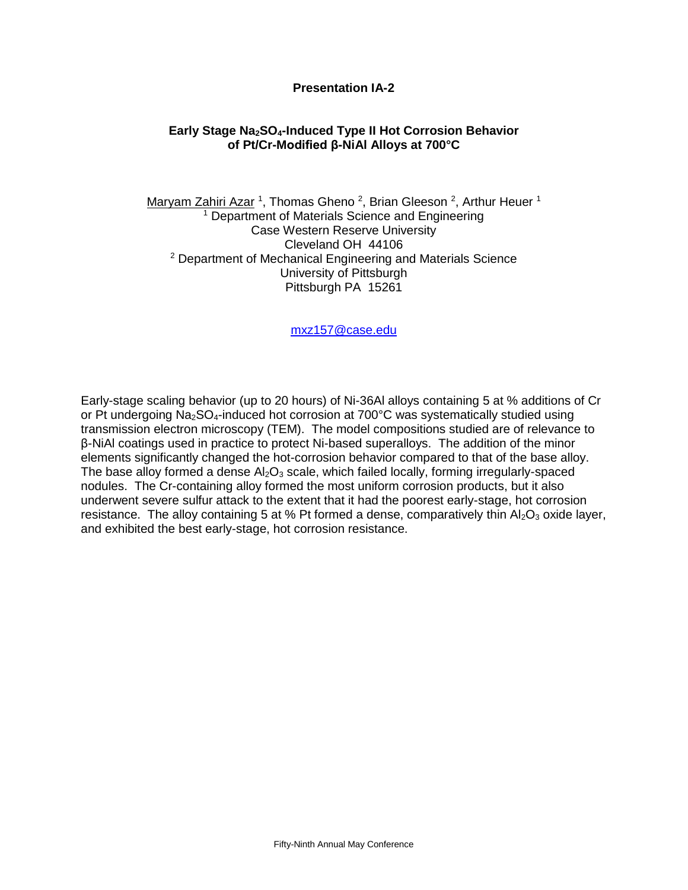### Presentation IA-2

## Early Stage $Na_2SO_4$-Induced Type II Hot Corrosion Behavior of Pt/Cr-Modified β-NiAl Alloys at 700°C

Maryam Zahiri Azar [1], Thomas Gheno [2], Brian Gleeson [2], Arthur Heuer [1]

[1] Department of Materials Science and Engineering
Case Western Reserve University
Cleveland OH 44106

[2] Department of Mechanical Engineering and Materials Science
University of Pittsburgh
Pittsburgh PA 15261

mxz157@case.edu

Early-stage scaling behavior (up to 20 hours) of Ni-36Al alloys containing 5 at % additions of Cr or Pt undergoing $Na_2SO_4$-induced hot corrosion at 700°C was systematically studied using transmission electron microscopy (TEM). The model compositions studied are of relevance to β-NiAl coatings used in practice to protect Ni-based superalloys. The addition of the minor elements significantly changed the hot-corrosion behavior compared to that of the base alloy. The base alloy formed a dense $Al_2O_3$ scale, which failed locally, forming irregularly-spaced nodules. The Cr-containing alloy formed the most uniform corrosion products, but it also underwent severe sulfur attack to the extent that it had the poorest early-stage, hot corrosion resistance. The alloy containing 5 at % Pt formed a dense, comparatively thin $Al_2O_3$ oxide layer, and exhibited the best early-stage, hot corrosion resistance.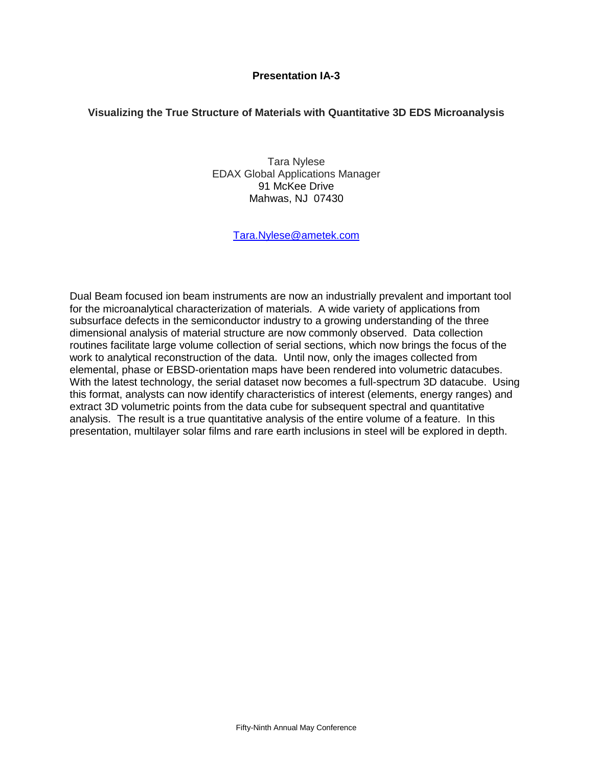**Presentation IA-3**

**Visualizing the True Structure of Materials with Quantitative 3D EDS Microanalysis**

Tara Nylese
EDAX Global Applications Manager
91 McKee Drive
Mahwas, NJ 07430

Tara.Nylese@ametek.com

Dual Beam focused ion beam instruments are now an industrially prevalent and important tool for the microanalytical characterization of materials. A wide variety of applications from subsurface defects in the semiconductor industry to a growing understanding of the three dimensional analysis of material structure are now commonly observed. Data collection routines facilitate large volume collection of serial sections, which now brings the focus of the work to analytical reconstruction of the data. Until now, only the images collected from elemental, phase or EBSD-orientation maps have been rendered into volumetric datacubes. With the latest technology, the serial dataset now becomes a full-spectrum 3D datacube. Using this format, analysts can now identify characteristics of interest (elements, energy ranges) and extract 3D volumetric points from the data cube for subsequent spectral and quantitative analysis. The result is a true quantitative analysis of the entire volume of a feature. In this presentation, multilayer solar films and rare earth inclusions in steel will be explored in depth.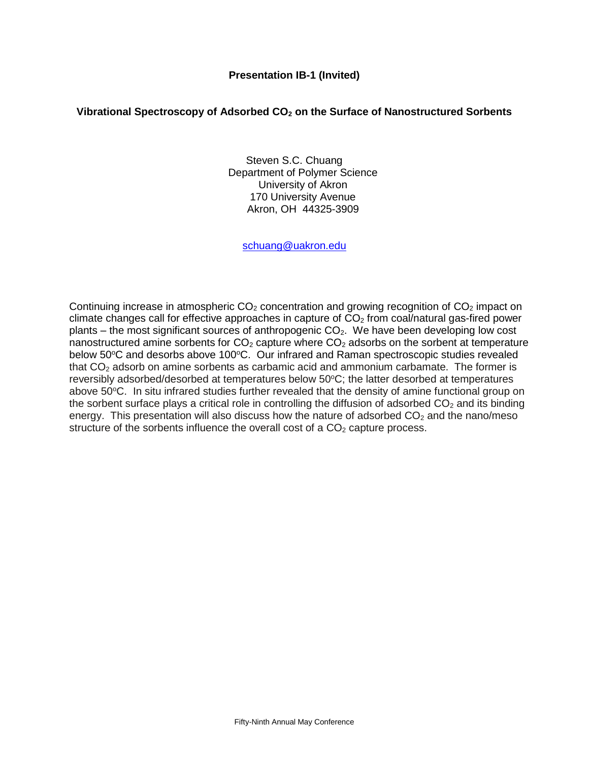**Presentation IB-1 (Invited)**

## Vibrational Spectroscopy of Adsorbed $CO_2$ on the Surface of Nanostructured Sorbents

Steven S.C. Chuang
Department of Polymer Science
University of Akron
170 University Avenue
Akron, OH 44325-3909

schuang@uakron.edu

Continuing increase in atmospheric $CO_2$ concentration and growing recognition of $CO_2$ impact on climate changes call for effective approaches in capture of $CO_2$ from coal/natural gas-fired power plants – the most significant sources of anthropogenic $CO_2$. We have been developing low cost nanostructured amine sorbents for $CO_2$ capture where $CO_2$ adsorbs on the sorbent at temperature below 50$^oC$ and desorbs above 100$^oC$. Our infrared and Raman spectroscopic studies revealed that $CO_2$ adsorb on amine sorbents as carbamic acid and ammonium carbamate. The former is reversibly adsorbed/desorbed at temperatures below 50$^oC$; the latter desorbed at temperatures above 50$^oC$. In situ infrared studies further revealed that the density of amine functional group on the sorbent surface plays a critical role in controlling the diffusion of adsorbed $CO_2$ and its binding energy. This presentation will also discuss how the nature of adsorbed $CO_2$ and the nano/meso structure of the sorbents influence the overall cost of a $CO_2$ capture process.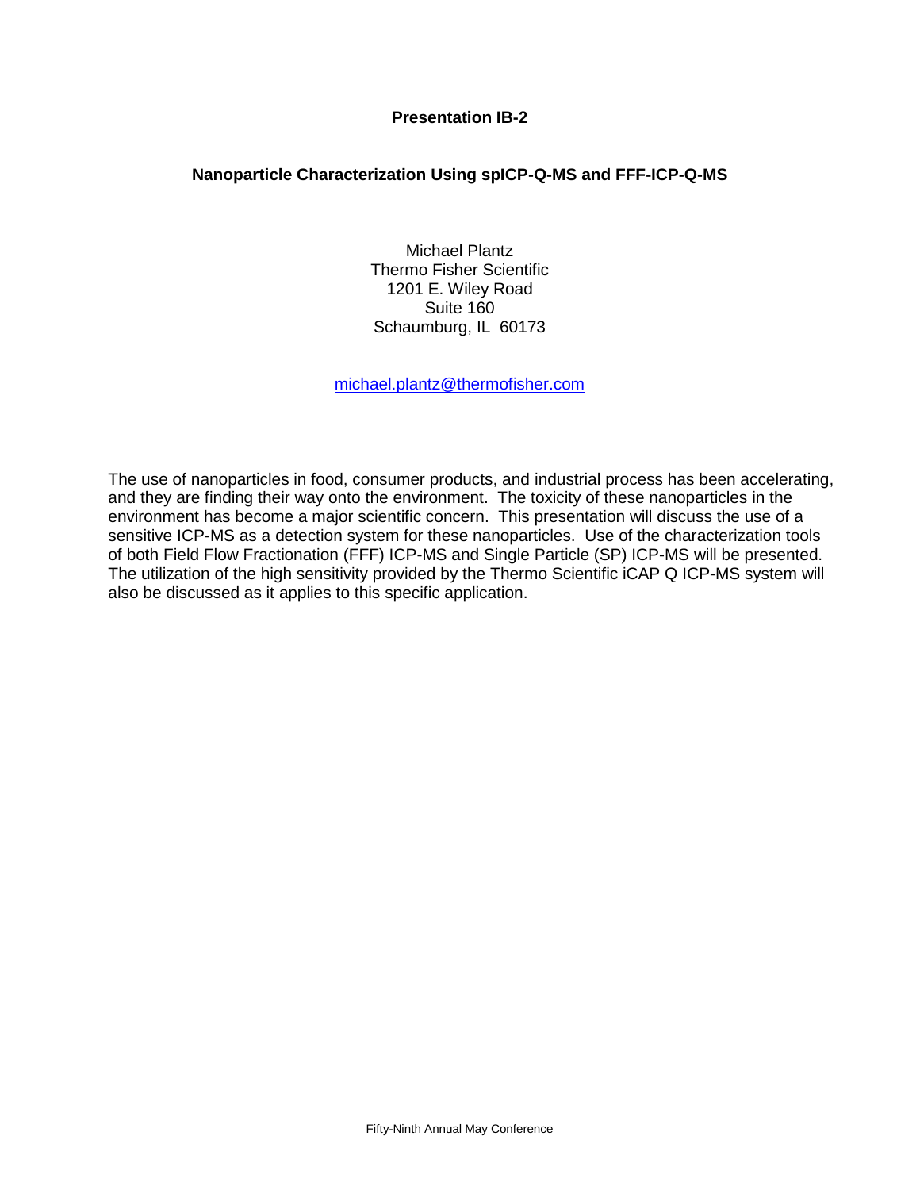**Presentation IB-2**

**Nanoparticle Characterization Using spICP-Q-MS and FFF-ICP-Q-MS**

Michael Plantz
Thermo Fisher Scientific
1201 E. Wiley Road
Suite 160
Schaumburg, IL 60173

michael.plantz@thermofisher.com

The use of nanoparticles in food, consumer products, and industrial process has been accelerating, and they are finding their way onto the environment. The toxicity of these nanoparticles in the environment has become a major scientific concern. This presentation will discuss the use of a sensitive ICP-MS as a detection system for these nanoparticles. Use of the characterization tools of both Field Flow Fractionation (FFF) ICP-MS and Single Particle (SP) ICP-MS will be presented. The utilization of the high sensitivity provided by the Thermo Scientific iCAP Q ICP-MS system will also be discussed as it applies to this specific application.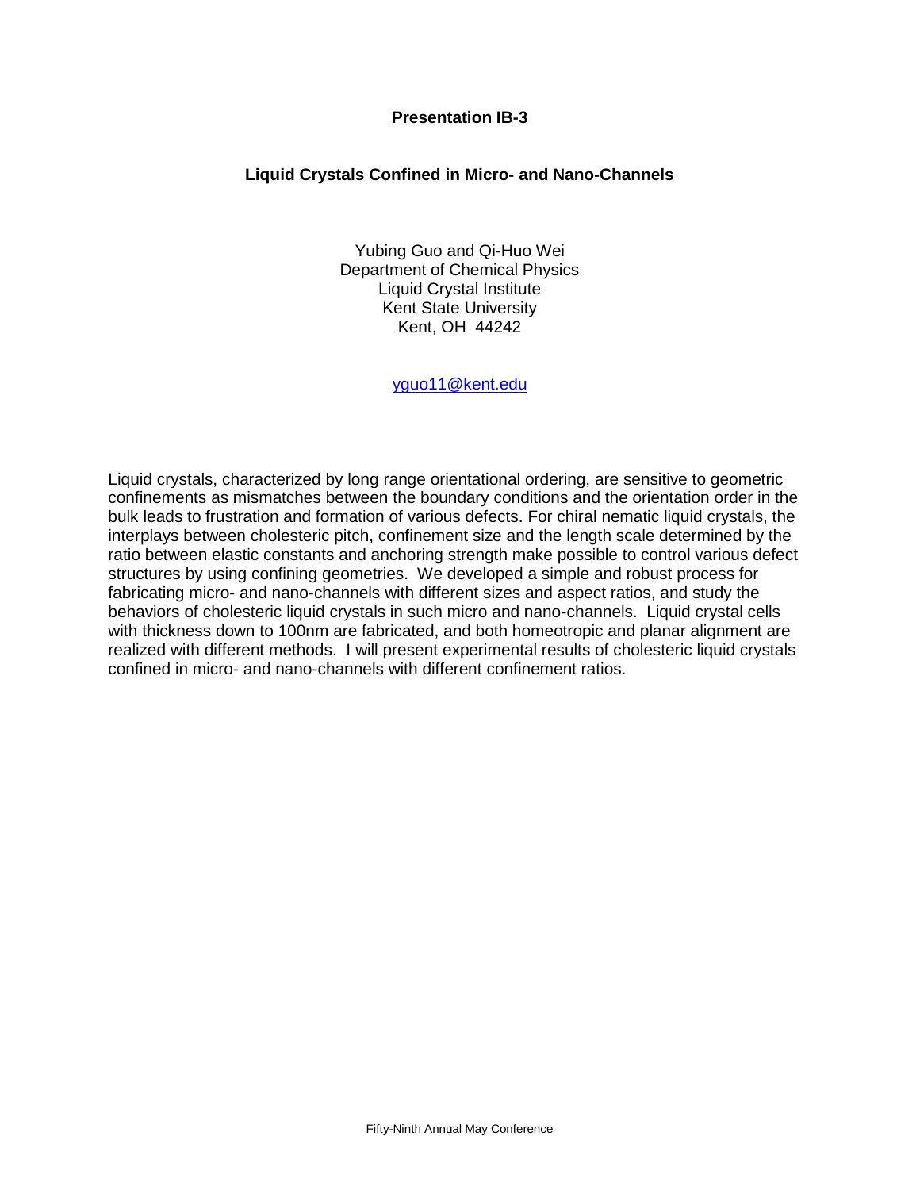**Presentation IB-3**

**Liquid Crystals Confined in Micro- and Nano-Channels**

Yubing Guo and Qi-Huo Wei
Department of Chemical Physics
Liquid Crystal Institute
Kent State University
Kent, OH 44242

yguo11@kent.edu

Liquid crystals, characterized by long range orientational ordering, are sensitive to geometric confinements as mismatches between the boundary conditions and the orientation order in the bulk leads to frustration and formation of various defects. For chiral nematic liquid crystals, the interplays between cholesteric pitch, confinement size and the length scale determined by the ratio between elastic constants and anchoring strength make possible to control various defect structures by using confining geometries. We developed a simple and robust process for fabricating micro- and nano-channels with different sizes and aspect ratios, and study the behaviors of cholesteric liquid crystals in such micro and nano-channels. Liquid crystal cells with thickness down to 100nm are fabricated, and both homeotropic and planar alignment are realized with different methods. I will present experimental results of cholesteric liquid crystals confined in micro- and nano-channels with different confinement ratios.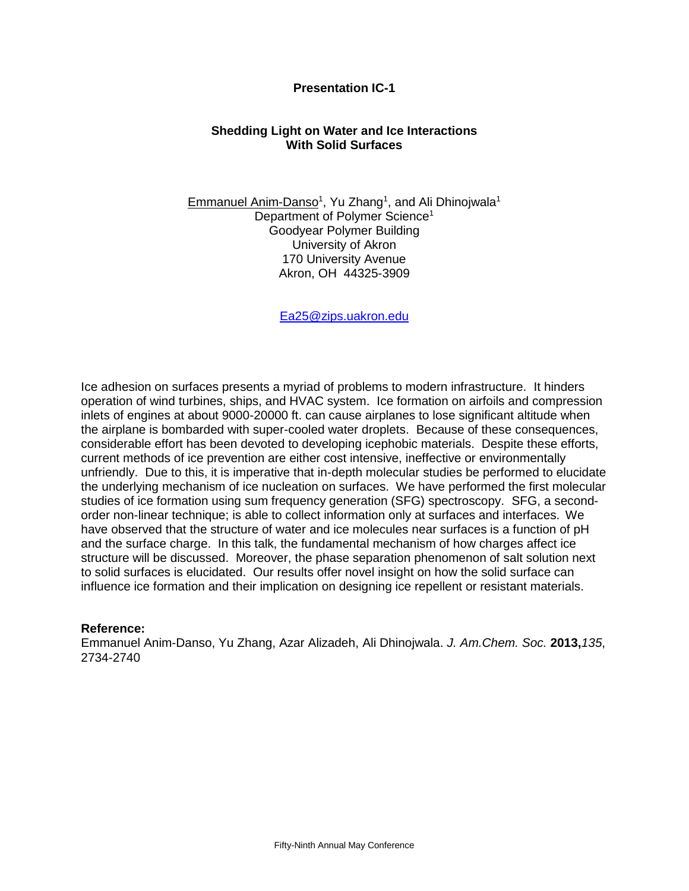**Presentation IC-1**

# Shedding Light on Water and Ice Interactions With Solid Surfaces

Emmanuel Anim-Danso[1], Yu Zhang[1], and Ali Dhinojwala[1]
Department of Polymer Science[1]
Goodyear Polymer Building
University of Akron
170 University Avenue
Akron, OH 44325-3909

Ea25@zips.uakron.edu

Ice adhesion on surfaces presents a myriad of problems to modern infrastructure. It hinders operation of wind turbines, ships, and HVAC system. Ice formation on airfoils and compression inlets of engines at about 9000-20000 ft. can cause airplanes to lose significant altitude when the airplane is bombarded with super-cooled water droplets. Because of these consequences, considerable effort has been devoted to developing icephobic materials. Despite these efforts, current methods of ice prevention are either cost intensive, ineffective or environmentally unfriendly. Due to this, it is imperative that in-depth molecular studies be performed to elucidate the underlying mechanism of ice nucleation on surfaces. We have performed the first molecular studies of ice formation using sum frequency generation (SFG) spectroscopy. SFG, a second-order non-linear technique; is able to collect information only at surfaces and interfaces. We have observed that the structure of water and ice molecules near surfaces is a function of pH and the surface charge. In this talk, the fundamental mechanism of how charges affect ice structure will be discussed. Moreover, the phase separation phenomenon of salt solution next to solid surfaces is elucidated. Our results offer novel insight on how the solid surface can influence ice formation and their implication on designing ice repellent or resistant materials.

**Reference:**
Emmanuel Anim-Danso, Yu Zhang, Azar Alizadeh, Ali Dhinojwala. *J. Am.Chem. Soc.* **2013,** *135*, 2734-2740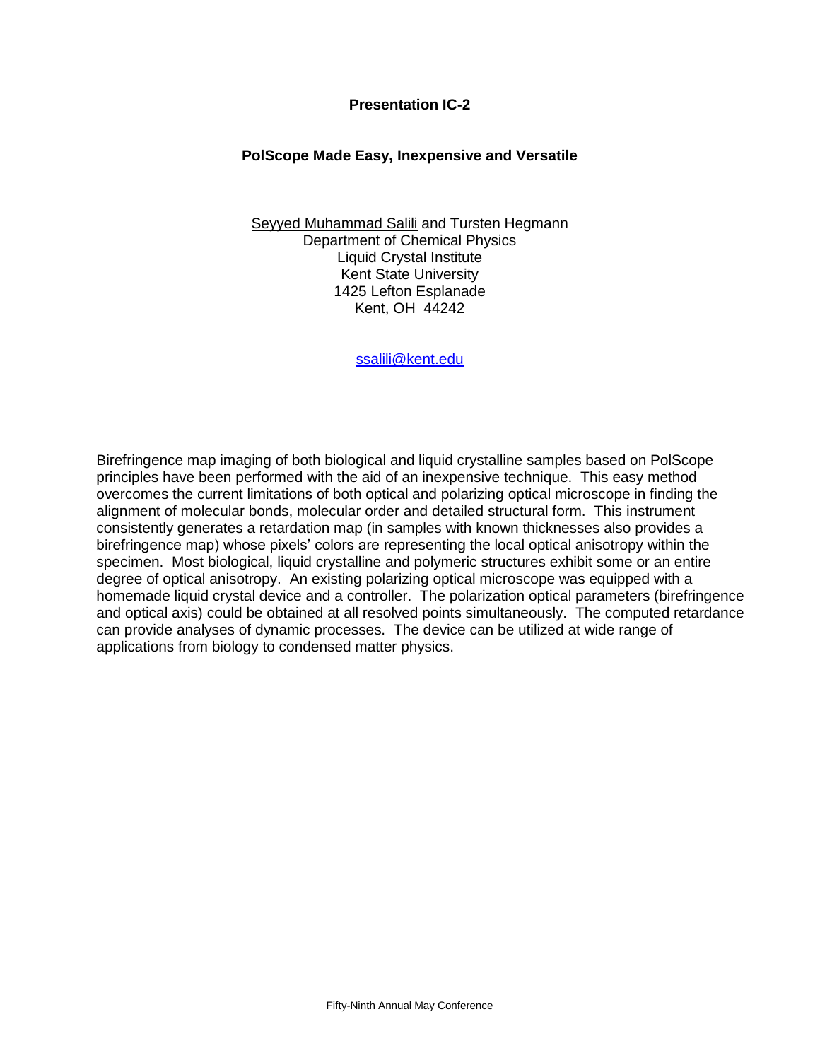**Presentation IC-2**

**PolScope Made Easy, Inexpensive and Versatile**

Seyyed Muhammad Salili and Tursten Hegmann
Department of Chemical Physics
Liquid Crystal Institute
Kent State University
1425 Lefton Esplanade
Kent, OH 44242

ssalili@kent.edu

Birefringence map imaging of both biological and liquid crystalline samples based on PolScope principles have been performed with the aid of an inexpensive technique. This easy method overcomes the current limitations of both optical and polarizing optical microscope in finding the alignment of molecular bonds, molecular order and detailed structural form. This instrument consistently generates a retardation map (in samples with known thicknesses also provides a birefringence map) whose pixels' colors are representing the local optical anisotropy within the specimen. Most biological, liquid crystalline and polymeric structures exhibit some or an entire degree of optical anisotropy. An existing polarizing optical microscope was equipped with a homemade liquid crystal device and a controller. The polarization optical parameters (birefringence and optical axis) could be obtained at all resolved points simultaneously. The computed retardance can provide analyses of dynamic processes. The device can be utilized at wide range of applications from biology to condensed matter physics.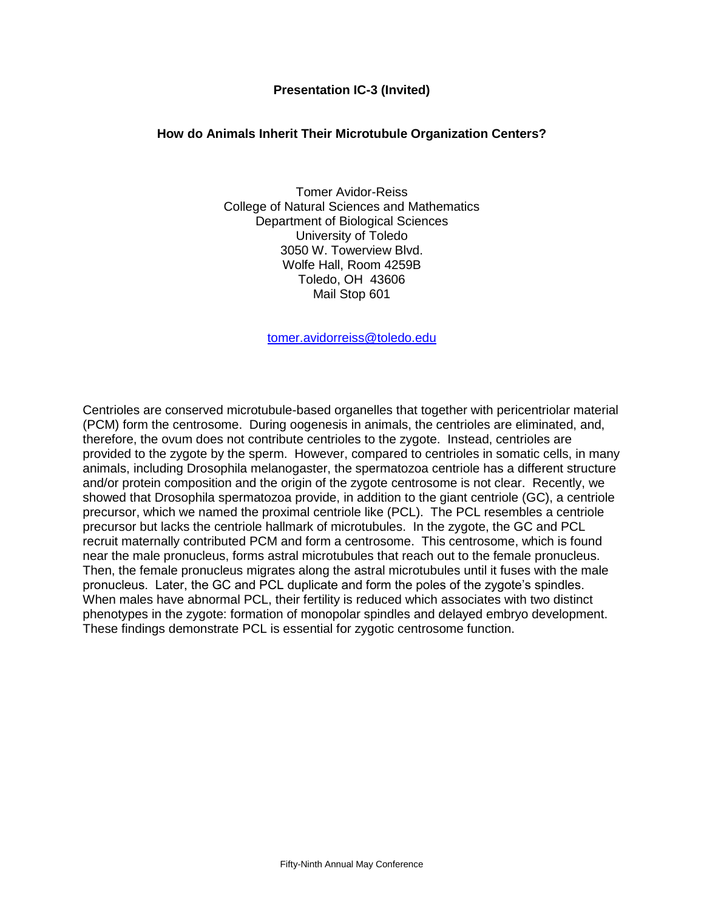**Presentation IC-3 (Invited)**

**How do Animals Inherit Their Microtubule Organization Centers?**

Tomer Avidor-Reiss
College of Natural Sciences and Mathematics
Department of Biological Sciences
University of Toledo
3050 W. Towerview Blvd.
Wolfe Hall, Room 4259B
Toledo, OH 43606
Mail Stop 601

tomer.avidorreiss@toledo.edu

Centrioles are conserved microtubule-based organelles that together with pericentriolar material (PCM) form the centrosome. During oogenesis in animals, the centrioles are eliminated, and, therefore, the ovum does not contribute centrioles to the zygote. Instead, centrioles are provided to the zygote by the sperm. However, compared to centrioles in somatic cells, in many animals, including Drosophila melanogaster, the spermatozoa centriole has a different structure and/or protein composition and the origin of the zygote centrosome is not clear. Recently, we showed that Drosophila spermatozoa provide, in addition to the giant centriole (GC), a centriole precursor, which we named the proximal centriole like (PCL). The PCL resembles a centriole precursor but lacks the centriole hallmark of microtubules. In the zygote, the GC and PCL recruit maternally contributed PCM and form a centrosome. This centrosome, which is found near the male pronucleus, forms astral microtubules that reach out to the female pronucleus. Then, the female pronucleus migrates along the astral microtubules until it fuses with the male pronucleus. Later, the GC and PCL duplicate and form the poles of the zygote's spindles. When males have abnormal PCL, their fertility is reduced which associates with two distinct phenotypes in the zygote: formation of monopolar spindles and delayed embryo development. These findings demonstrate PCL is essential for zygotic centrosome function.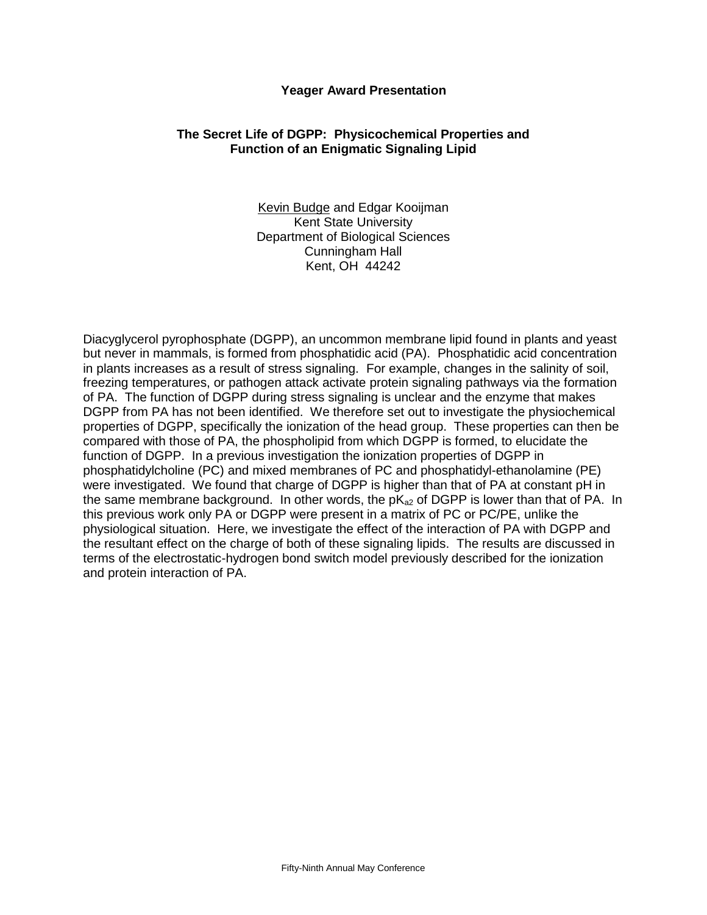**Yeager Award Presentation**

## The Secret Life of DGPP: Physicochemical Properties and Function of an Enigmatic Signaling Lipid

<u>Kevin Budge</u> and Edgar Kooijman
Kent State University
Department of Biological Sciences
Cunningham Hall
Kent, OH 44242

Diacyglycerol pyrophosphate (DGPP), an uncommon membrane lipid found in plants and yeast but never in mammals, is formed from phosphatidic acid (PA). Phosphatidic acid concentration in plants increases as a result of stress signaling. For example, changes in the salinity of soil, freezing temperatures, or pathogen attack activate protein signaling pathways via the formation of PA. The function of DGPP during stress signaling is unclear and the enzyme that makes DGPP from PA has not been identified. We therefore set out to investigate the physiochemical properties of DGPP, specifically the ionization of the head group. These properties can then be compared with those of PA, the phospholipid from which DGPP is formed, to elucidate the function of DGPP. In a previous investigation the ionization properties of DGPP in phosphatidylcholine (PC) and mixed membranes of PC and phosphatidyl-ethanolamine (PE) were investigated. We found that charge of DGPP is higher than that of PA at constant pH in the same membrane background. In other words, the $pK_{a2}$ of DGPP is lower than that of PA. In this previous work only PA or DGPP were present in a matrix of PC or PC/PE, unlike the physiological situation. Here, we investigate the effect of the interaction of PA with DGPP and the resultant effect on the charge of both of these signaling lipids. The results are discussed in terms of the electrostatic-hydrogen bond switch model previously described for the ionization and protein interaction of PA.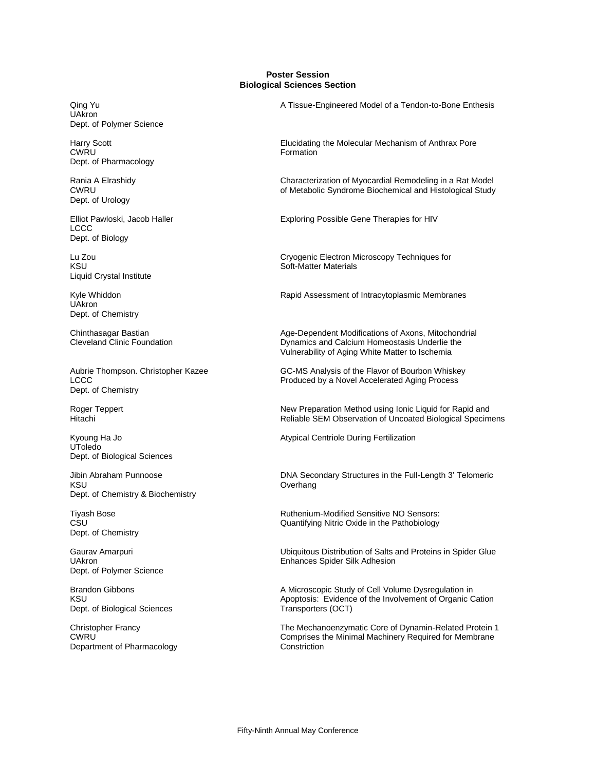**Poster Session**
**Biological Sciences Section**

| | |
|---|---|
| Qing Yu<br>UAkron<br>Dept. of Polymer Science | A Tissue-Engineered Model of a Tendon-to-Bone Enthesis |
| Harry Scott<br>CWRU<br>Dept. of Pharmacology | Elucidating the Molecular Mechanism of Anthrax Pore Formation |
| Rania A Elrashidy<br>CWRU<br>Dept. of Urology | Characterization of Myocardial Remodeling in a Rat Model of Metabolic Syndrome Biochemical and Histological Study |
| Elliot Pawloski, Jacob Haller<br>LCCC<br>Dept. of Biology | Exploring Possible Gene Therapies for HIV |
| Lu Zou<br>KSU<br>Liquid Crystal Institute | Cryogenic Electron Microscopy Techniques for Soft-Matter Materials |
| Kyle Whiddon<br>UAkron<br>Dept. of Chemistry | Rapid Assessment of Intracytoplasmic Membranes |
| Chinthasagar Bastian<br>Cleveland Clinic Foundation | Age-Dependent Modifications of Axons, Mitochondrial Dynamics and Calcium Homeostasis Underlie the Vulnerability of Aging White Matter to Ischemia |
| Aubrie Thompson. Christopher Kazee<br>LCCC<br>Dept. of Chemistry | GC-MS Analysis of the Flavor of Bourbon Whiskey Produced by a Novel Accelerated Aging Process |
| Roger Teppert<br>Hitachi | New Preparation Method using Ionic Liquid for Rapid and Reliable SEM Observation of Uncoated Biological Specimens |
| Kyoung Ha Jo<br>UToledo<br>Dept. of Biological Sciences | Atypical Centriole During Fertilization |
| Jibin Abraham Punnoose<br>KSU<br>Dept. of Chemistry & Biochemistry | DNA Secondary Structures in the Full-Length 3' Telomeric Overhang |
| Tiyash Bose<br>CSU<br>Dept. of Chemistry | Ruthenium-Modified Sensitive NO Sensors: Quantifying Nitric Oxide in the Pathobiology |
| Gaurav Amarpuri<br>UAkron<br>Dept. of Polymer Science | Ubiquitous Distribution of Salts and Proteins in Spider Glue Enhances Spider Silk Adhesion |
| Brandon Gibbons<br>KSU<br>Dept. of Biological Sciences | A Microscopic Study of Cell Volume Dysregulation in Apoptosis: Evidence of the Involvement of Organic Cation Transporters (OCT) |
| Christopher Francy<br>CWRU<br>Department of Pharmacology | The Mechanoenzymatic Core of Dynamin-Related Protein 1 Comprises the Minimal Machinery Required for Membrane Constriction |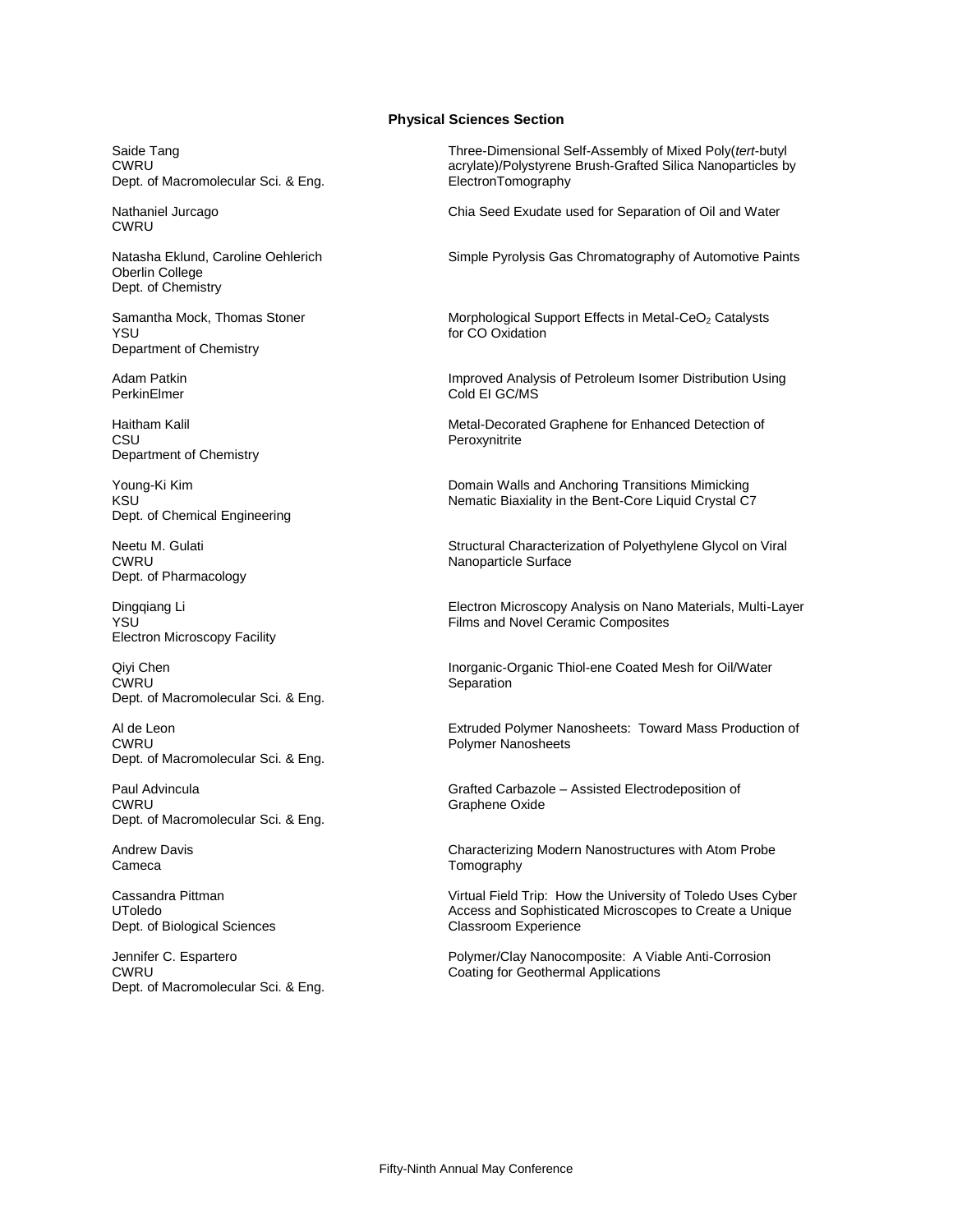## Physical Sciences Section

| | |
|---|---|
| Saide Tang<br>CWRU<br>Dept. of Macromolecular Sci. & Eng. | Three-Dimensional Self-Assembly of Mixed Poly(*tert*-butyl acrylate)/Polystyrene Brush-Grafted Silica Nanoparticles by ElectronTomography |
| Nathaniel Jurcago<br>CWRU | Chia Seed Exudate used for Separation of Oil and Water |
| Natasha Eklund, Caroline Oehlerich<br>Oberlin College<br>Dept. of Chemistry | Simple Pyrolysis Gas Chromatography of Automotive Paints |
| Samantha Mock, Thomas Stoner<br>YSU<br>Department of Chemistry | Morphological Support Effects in Metal-$CeO_2$ Catalysts for CO Oxidation |
| Adam Patkin<br>PerkinElmer | Improved Analysis of Petroleum Isomer Distribution Using Cold EI GC/MS |
| Haitham Kalil<br>CSU<br>Department of Chemistry | Metal-Decorated Graphene for Enhanced Detection of Peroxynitrite |
| Young-Ki Kim<br>KSU<br>Dept. of Chemical Engineering | Domain Walls and Anchoring Transitions Mimicking Nematic Biaxiality in the Bent-Core Liquid Crystal C7 |
| Neetu M. Gulati<br>CWRU<br>Dept. of Pharmacology | Structural Characterization of Polyethylene Glycol on Viral Nanoparticle Surface |
| Dingqiang Li<br>YSU<br>Electron Microscopy Facility | Electron Microscopy Analysis on Nano Materials, Multi-Layer Films and Novel Ceramic Composites |
| Qiyi Chen<br>CWRU<br>Dept. of Macromolecular Sci. & Eng. | Inorganic-Organic Thiol-ene Coated Mesh for Oil/Water Separation |
| Al de Leon<br>CWRU<br>Dept. of Macromolecular Sci. & Eng. | Extruded Polymer Nanosheets: Toward Mass Production of Polymer Nanosheets |
| Paul Advincula<br>CWRU<br>Dept. of Macromolecular Sci. & Eng. | Grafted Carbazole – Assisted Electrodeposition of Graphene Oxide |
| Andrew Davis<br>Cameca | Characterizing Modern Nanostructures with Atom Probe Tomography |
| Cassandra Pittman<br>UToledo<br>Dept. of Biological Sciences | Virtual Field Trip: How the University of Toledo Uses Cyber Access and Sophisticated Microscopes to Create a Unique Classroom Experience |
| Jennifer C. Espartero<br>CWRU<br>Dept. of Macromolecular Sci. & Eng. | Polymer/Clay Nanocomposite: A Viable Anti-Corrosion Coating for Geothermal Applications |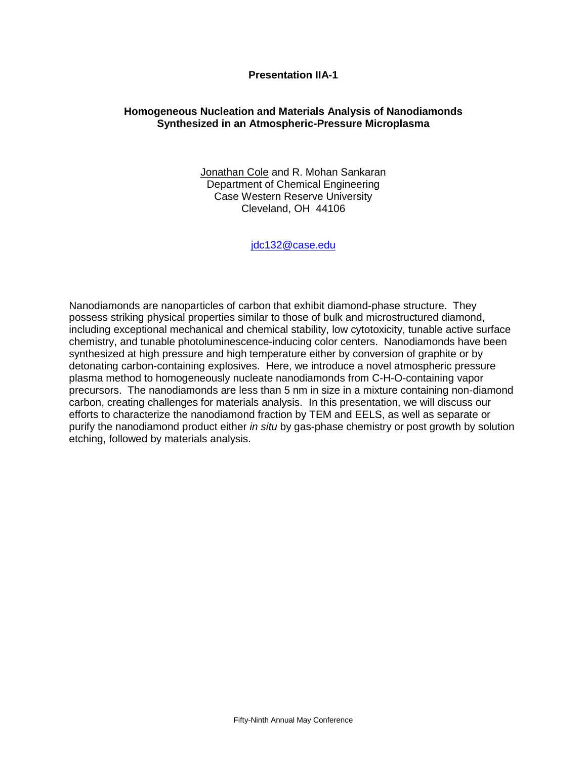**Presentation IIA-1**

## Homogeneous Nucleation and Materials Analysis of Nanodiamonds Synthesized in an Atmospheric-Pressure Microplasma

Jonathan Cole and R. Mohan Sankaran
Department of Chemical Engineering
Case Western Reserve University
Cleveland, OH 44106

jdc132@case.edu

Nanodiamonds are nanoparticles of carbon that exhibit diamond-phase structure. They possess striking physical properties similar to those of bulk and microstructured diamond, including exceptional mechanical and chemical stability, low cytotoxicity, tunable active surface chemistry, and tunable photoluminescence-inducing color centers. Nanodiamonds have been synthesized at high pressure and high temperature either by conversion of graphite or by detonating carbon-containing explosives. Here, we introduce a novel atmospheric pressure plasma method to homogeneously nucleate nanodiamonds from C-H-O-containing vapor precursors. The nanodiamonds are less than 5 nm in size in a mixture containing non-diamond carbon, creating challenges for materials analysis. In this presentation, we will discuss our efforts to characterize the nanodiamond fraction by TEM and EELS, as well as separate or purify the nanodiamond product either *in situ* by gas-phase chemistry or post growth by solution etching, followed by materials analysis.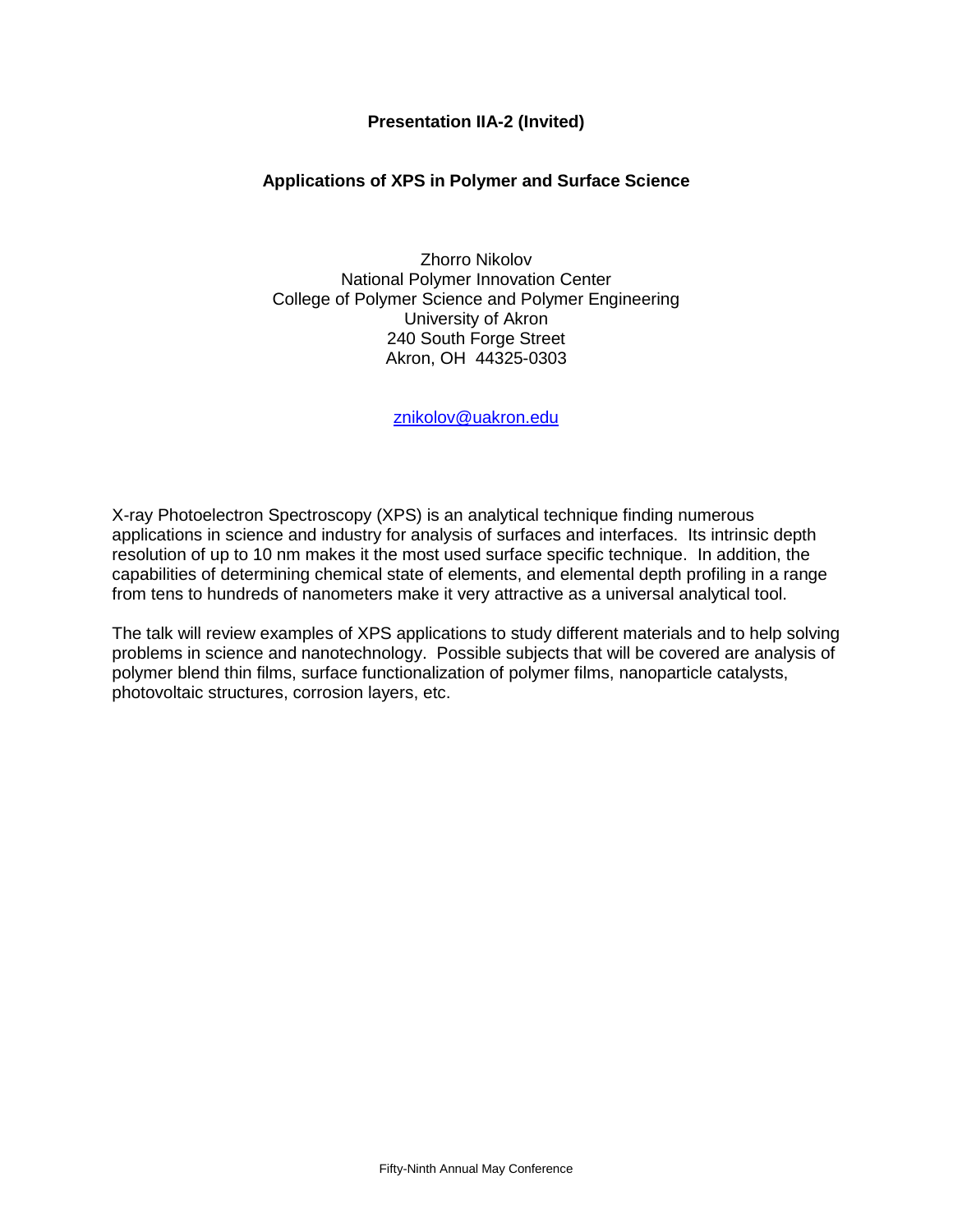**Presentation IIA-2 (Invited)**

## Applications of XPS in Polymer and Surface Science

Zhorro Nikolov
National Polymer Innovation Center
College of Polymer Science and Polymer Engineering
University of Akron
240 South Forge Street
Akron, OH 44325-0303

znikolov@uakron.edu

X-ray Photoelectron Spectroscopy (XPS) is an analytical technique finding numerous applications in science and industry for analysis of surfaces and interfaces. Its intrinsic depth resolution of up to 10 nm makes it the most used surface specific technique. In addition, the capabilities of determining chemical state of elements, and elemental depth profiling in a range from tens to hundreds of nanometers make it very attractive as a universal analytical tool.

The talk will review examples of XPS applications to study different materials and to help solving problems in science and nanotechnology. Possible subjects that will be covered are analysis of polymer blend thin films, surface functionalization of polymer films, nanoparticle catalysts, photovoltaic structures, corrosion layers, etc.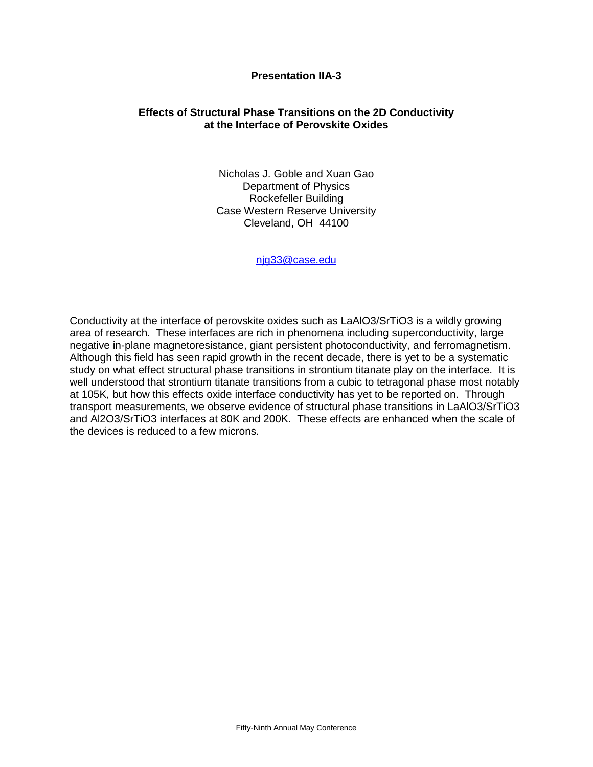**Presentation IIA-3**

**Effects of Structural Phase Transitions on the 2D Conductivity at the Interface of Perovskite Oxides**

Nicholas J. Goble and Xuan Gao
Department of Physics
Rockefeller Building
Case Western Reserve University
Cleveland, OH 44100

njg33@case.edu

Conductivity at the interface of perovskite oxides such as $LaAlO_3/SrTiO_3$ is a wildly growing area of research. These interfaces are rich in phenomena including superconductivity, large negative in-plane magnetoresistance, giant persistent photoconductivity, and ferromagnetism. Although this field has seen rapid growth in the recent decade, there is yet to be a systematic study on what effect structural phase transitions in strontium titanate play on the interface. It is well understood that strontium titanate transitions from a cubic to tetragonal phase most notably at 105K, but how this effects oxide interface conductivity has yet to be reported on. Through transport measurements, we observe evidence of structural phase transitions in $LaAlO_3/SrTiO_3$ and $Al_2O_3/SrTiO_3$ interfaces at 80K and 200K. These effects are enhanced when the scale of the devices is reduced to a few microns.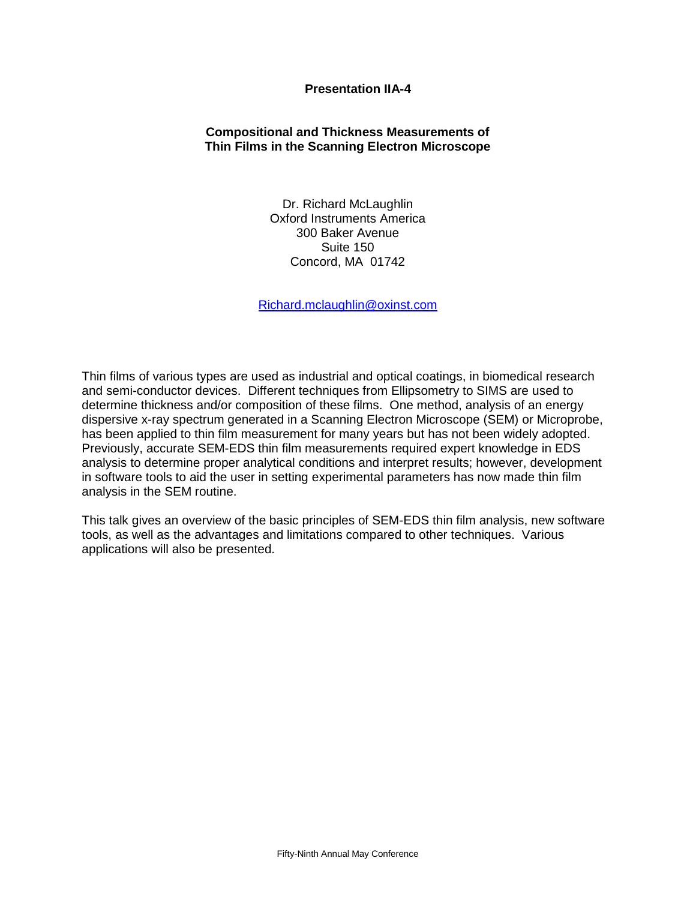**Presentation IIA-4**

# Compositional and Thickness Measurements of Thin Films in the Scanning Electron Microscope

Dr. Richard McLaughlin
Oxford Instruments America
300 Baker Avenue
Suite 150
Concord, MA 01742

Richard.mclaughlin@oxinst.com

Thin films of various types are used as industrial and optical coatings, in biomedical research and semi-conductor devices. Different techniques from Ellipsometry to SIMS are used to determine thickness and/or composition of these films. One method, analysis of an energy dispersive x-ray spectrum generated in a Scanning Electron Microscope (SEM) or Microprobe, has been applied to thin film measurement for many years but has not been widely adopted. Previously, accurate SEM-EDS thin film measurements required expert knowledge in EDS analysis to determine proper analytical conditions and interpret results; however, development in software tools to aid the user in setting experimental parameters has now made thin film analysis in the SEM routine.

This talk gives an overview of the basic principles of SEM-EDS thin film analysis, new software tools, as well as the advantages and limitations compared to other techniques. Various applications will also be presented.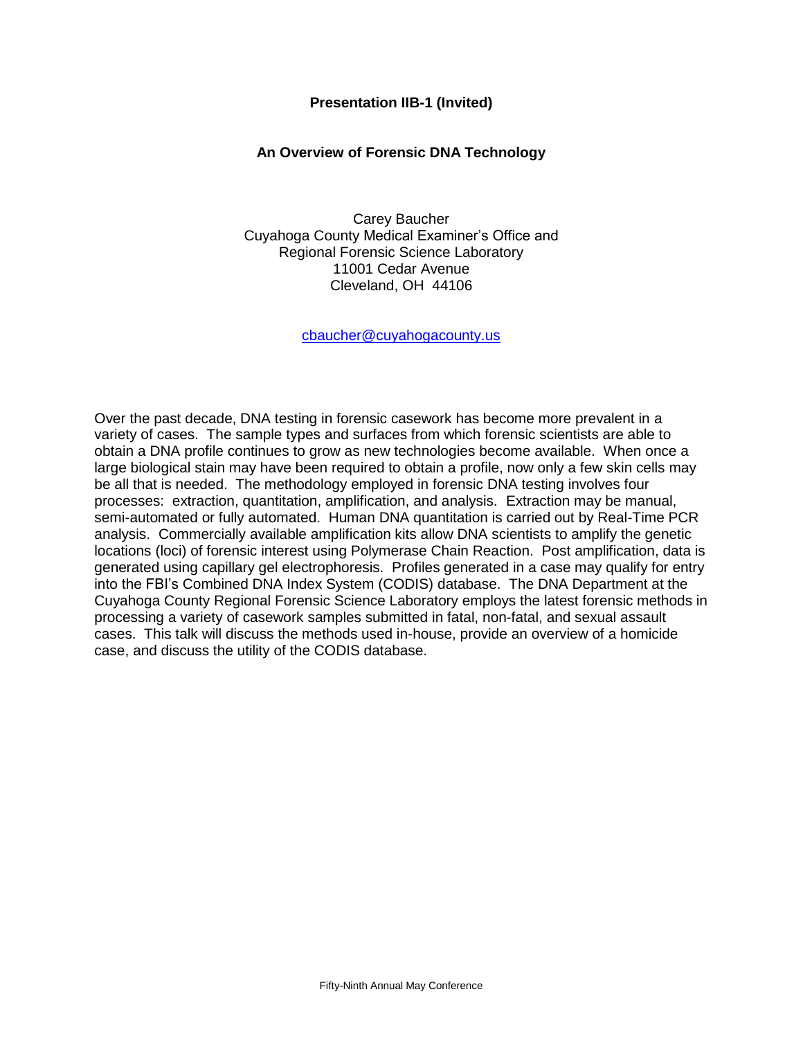**Presentation IIB-1 (Invited)**

# An Overview of Forensic DNA Technology

Carey Baucher
Cuyahoga County Medical Examiner's Office and
Regional Forensic Science Laboratory
11001 Cedar Avenue
Cleveland, OH 44106

cbaucher@cuyahogacounty.us

Over the past decade, DNA testing in forensic casework has become more prevalent in a variety of cases. The sample types and surfaces from which forensic scientists are able to obtain a DNA profile continues to grow as new technologies become available. When once a large biological stain may have been required to obtain a profile, now only a few skin cells may be all that is needed. The methodology employed in forensic DNA testing involves four processes: extraction, quantitation, amplification, and analysis. Extraction may be manual, semi-automated or fully automated. Human DNA quantitation is carried out by Real-Time PCR analysis. Commercially available amplification kits allow DNA scientists to amplify the genetic locations (loci) of forensic interest using Polymerase Chain Reaction. Post amplification, data is generated using capillary gel electrophoresis. Profiles generated in a case may qualify for entry into the FBI's Combined DNA Index System (CODIS) database. The DNA Department at the Cuyahoga County Regional Forensic Science Laboratory employs the latest forensic methods in processing a variety of casework samples submitted in fatal, non-fatal, and sexual assault cases. This talk will discuss the methods used in-house, provide an overview of a homicide case, and discuss the utility of the CODIS database.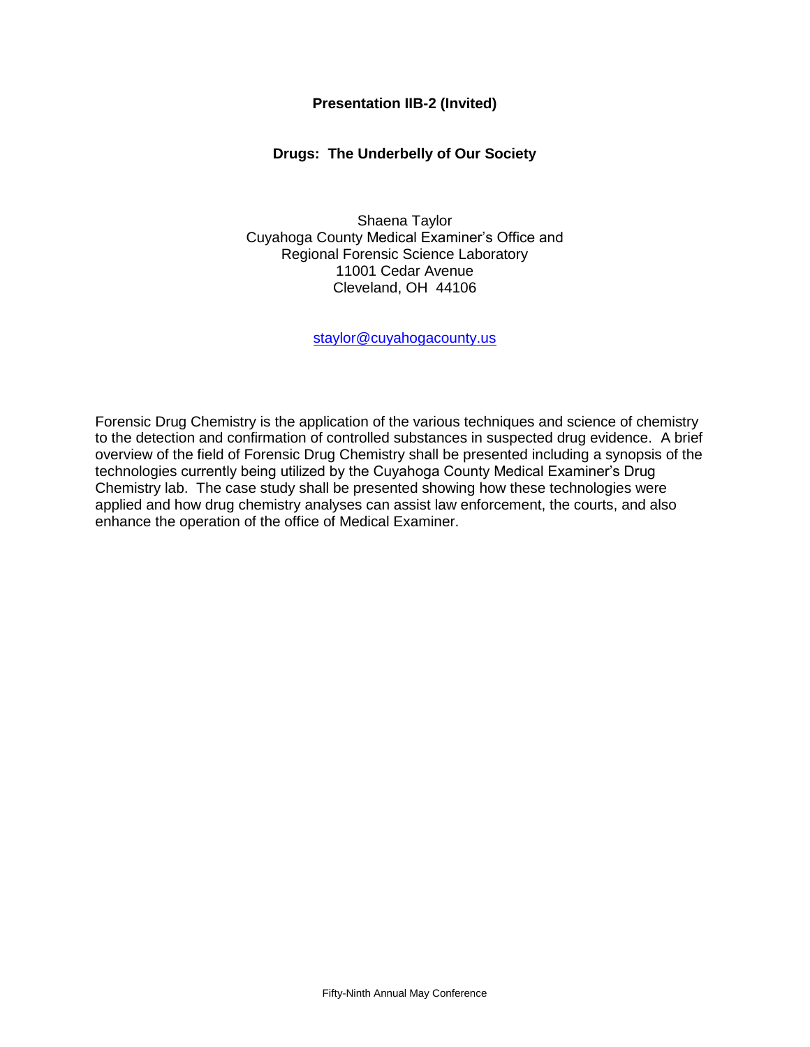**Presentation IIB-2 (Invited)**

## Drugs: The Underbelly of Our Society

Shaena Taylor
Cuyahoga County Medical Examiner's Office and
Regional Forensic Science Laboratory
11001 Cedar Avenue
Cleveland, OH 44106

staylor@cuyahogacounty.us

Forensic Drug Chemistry is the application of the various techniques and science of chemistry to the detection and confirmation of controlled substances in suspected drug evidence. A brief overview of the field of Forensic Drug Chemistry shall be presented including a synopsis of the technologies currently being utilized by the Cuyahoga County Medical Examiner's Drug Chemistry lab. The case study shall be presented showing how these technologies were applied and how drug chemistry analyses can assist law enforcement, the courts, and also enhance the operation of the office of Medical Examiner.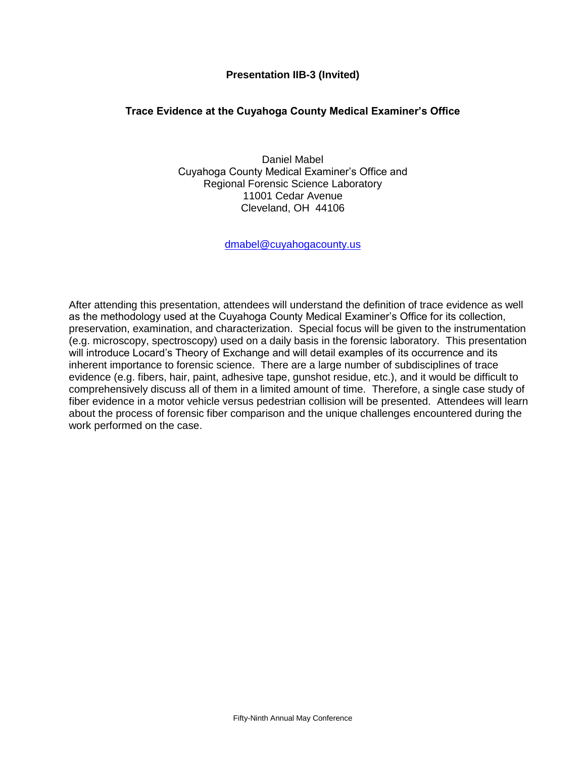**Presentation IIB-3 (Invited)**

## Trace Evidence at the Cuyahoga County Medical Examiner's Office

Daniel Mabel
Cuyahoga County Medical Examiner's Office and
Regional Forensic Science Laboratory
11001 Cedar Avenue
Cleveland, OH 44106

dmabel@cuyahogacounty.us

After attending this presentation, attendees will understand the definition of trace evidence as well as the methodology used at the Cuyahoga County Medical Examiner's Office for its collection, preservation, examination, and characterization. Special focus will be given to the instrumentation (e.g. microscopy, spectroscopy) used on a daily basis in the forensic laboratory. This presentation will introduce Locard's Theory of Exchange and will detail examples of its occurrence and its inherent importance to forensic science. There are a large number of subdisciplines of trace evidence (e.g. fibers, hair, paint, adhesive tape, gunshot residue, etc.), and it would be difficult to comprehensively discuss all of them in a limited amount of time. Therefore, a single case study of fiber evidence in a motor vehicle versus pedestrian collision will be presented. Attendees will learn about the process of forensic fiber comparison and the unique challenges encountered during the work performed on the case.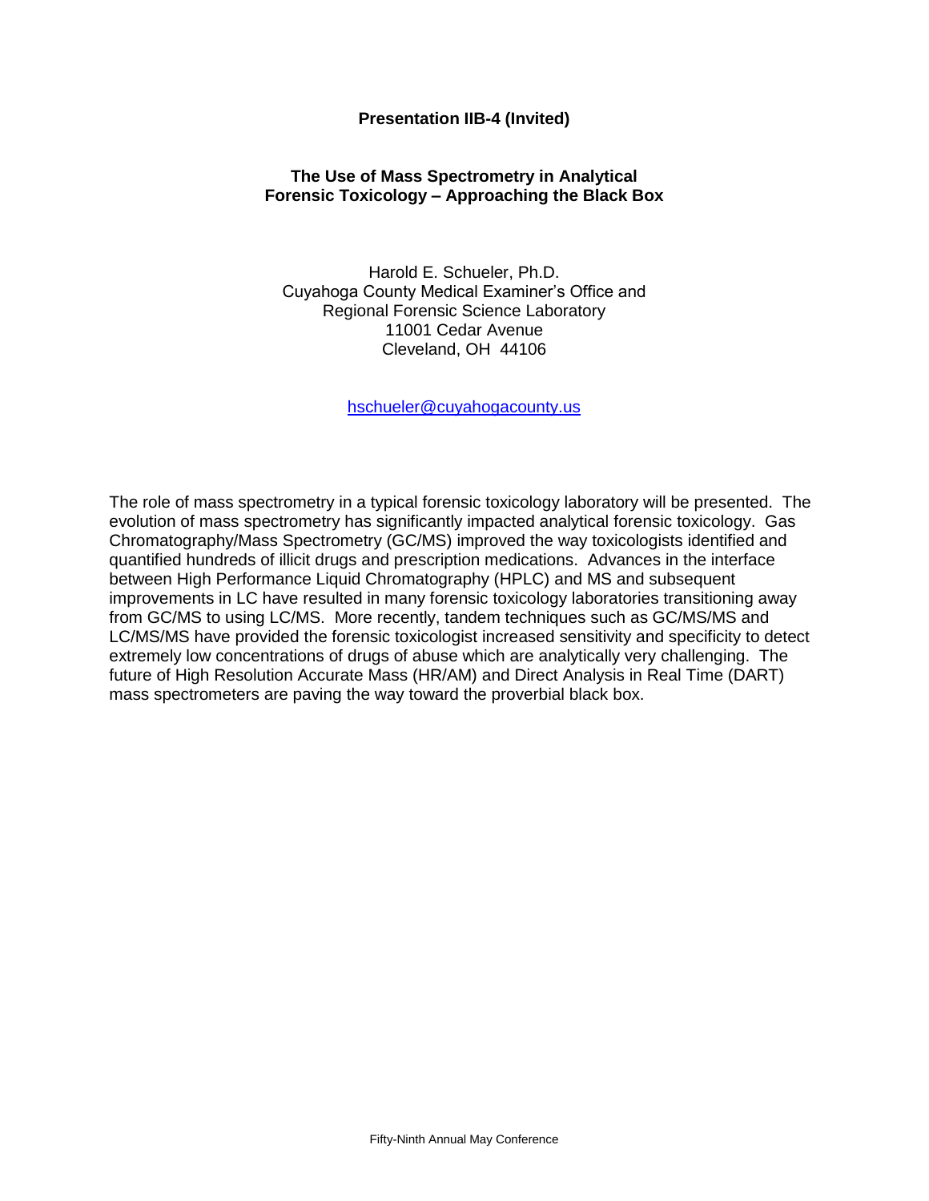**Presentation IIB-4 (Invited)**

## The Use of Mass Spectrometry in Analytical Forensic Toxicology – Approaching the Black Box

Harold E. Schueler, Ph.D.
Cuyahoga County Medical Examiner's Office and
Regional Forensic Science Laboratory
11001 Cedar Avenue
Cleveland, OH 44106

hschueler@cuyahogacounty.us

The role of mass spectrometry in a typical forensic toxicology laboratory will be presented. The evolution of mass spectrometry has significantly impacted analytical forensic toxicology. Gas Chromatography/Mass Spectrometry (GC/MS) improved the way toxicologists identified and quantified hundreds of illicit drugs and prescription medications. Advances in the interface between High Performance Liquid Chromatography (HPLC) and MS and subsequent improvements in LC have resulted in many forensic toxicology laboratories transitioning away from GC/MS to using LC/MS. More recently, tandem techniques such as GC/MS/MS and LC/MS/MS have provided the forensic toxicologist increased sensitivity and specificity to detect extremely low concentrations of drugs of abuse which are analytically very challenging. The future of High Resolution Accurate Mass (HR/AM) and Direct Analysis in Real Time (DART) mass spectrometers are paving the way toward the proverbial black box.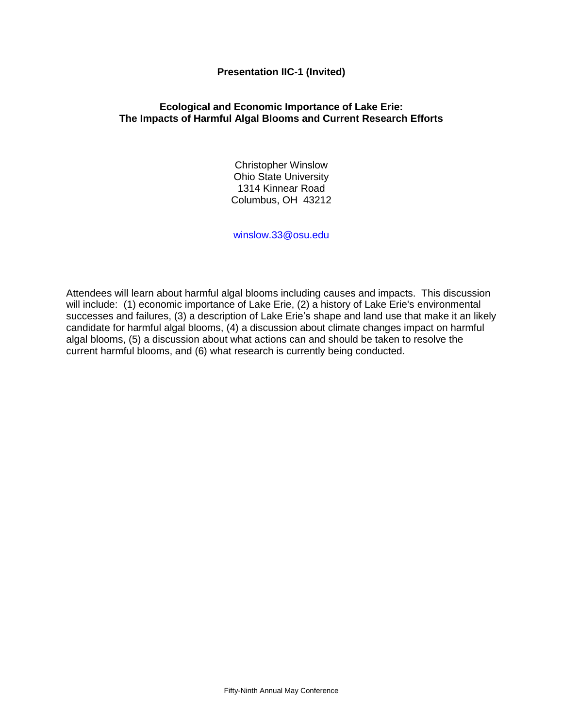**Presentation IIC-1 (Invited)**

## Ecological and Economic Importance of Lake Erie: The Impacts of Harmful Algal Blooms and Current Research Efforts

Christopher Winslow
Ohio State University
1314 Kinnear Road
Columbus, OH 43212

winslow.33@osu.edu

Attendees will learn about harmful algal blooms including causes and impacts. This discussion will include: (1) economic importance of Lake Erie, (2) a history of Lake Erie's environmental successes and failures, (3) a description of Lake Erie's shape and land use that make it an likely candidate for harmful algal blooms, (4) a discussion about climate changes impact on harmful algal blooms, (5) a discussion about what actions can and should be taken to resolve the current harmful blooms, and (6) what research is currently being conducted.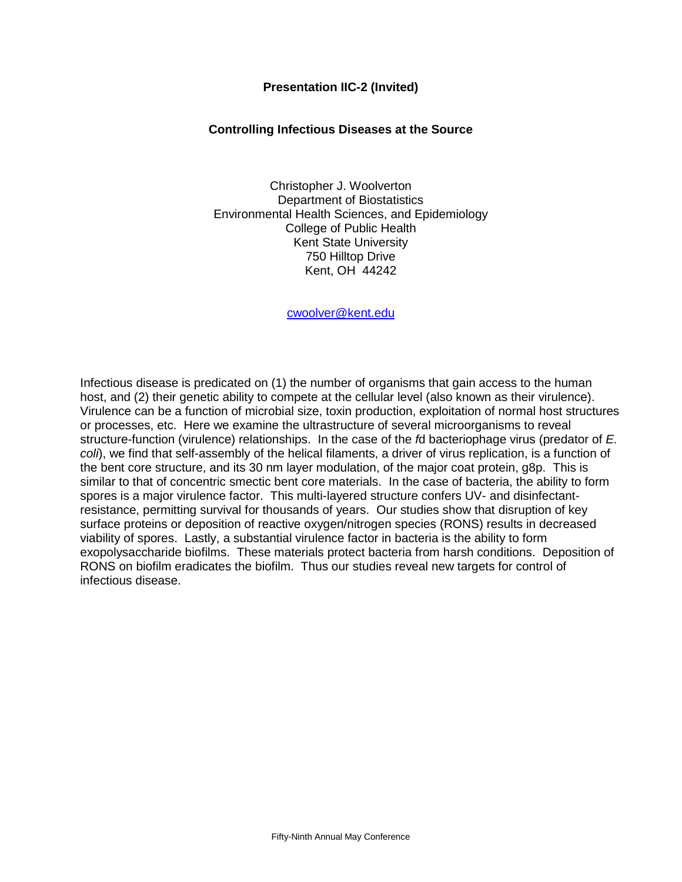**Presentation IIC-2 (Invited)**

## Controlling Infectious Diseases at the Source

Christopher J. Woolverton
Department of Biostatistics
Environmental Health Sciences, and Epidemiology
College of Public Health
Kent State University
750 Hilltop Drive
Kent, OH 44242

cwoolver@kent.edu

Infectious disease is predicated on (1) the number of organisms that gain access to the human host, and (2) their genetic ability to compete at the cellular level (also known as their virulence). Virulence can be a function of microbial size, toxin production, exploitation of normal host structures or processes, etc. Here we examine the ultrastructure of several microorganisms to reveal structure-function (virulence) relationships. In the case of the *f*d bacteriophage virus (predator of *E. coli*), we find that self-assembly of the helical filaments, a driver of virus replication, is a function of the bent core structure, and its 30 nm layer modulation, of the major coat protein, g8p. This is similar to that of concentric smectic bent core materials. In the case of bacteria, the ability to form spores is a major virulence factor. This multi-layered structure confers UV- and disinfectant-resistance, permitting survival for thousands of years. Our studies show that disruption of key surface proteins or deposition of reactive oxygen/nitrogen species (RONS) results in decreased viability of spores. Lastly, a substantial virulence factor in bacteria is the ability to form exopolysaccharide biofilms. These materials protect bacteria from harsh conditions. Deposition of RONS on biofilm eradicates the biofilm. Thus our studies reveal new targets for control of infectious disease.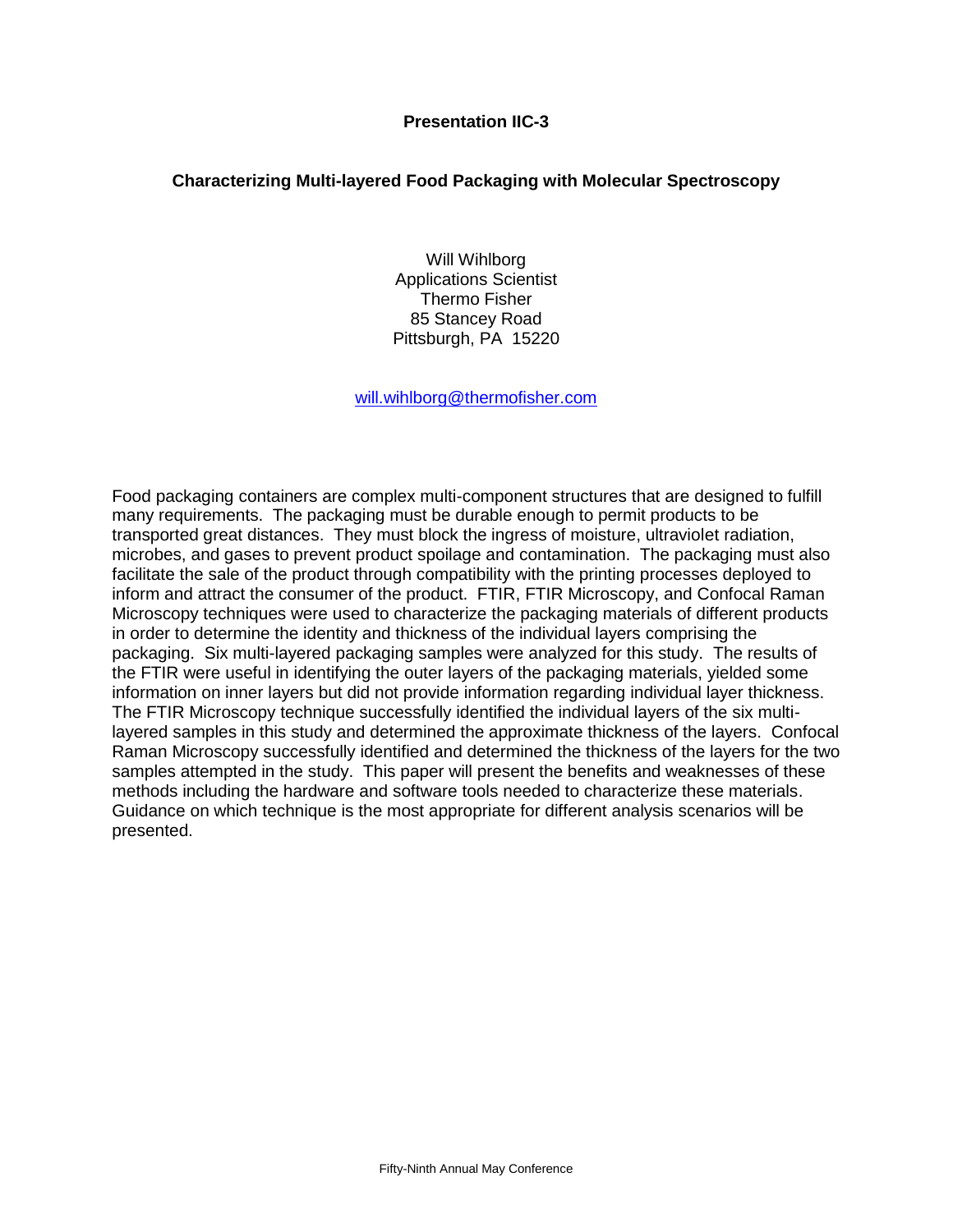**Presentation IIC-3**

**Characterizing Multi-layered Food Packaging with Molecular Spectroscopy**

Will Wihlborg
Applications Scientist
Thermo Fisher
85 Stancey Road
Pittsburgh, PA 15220

will.wihlborg@thermofisher.com

Food packaging containers are complex multi-component structures that are designed to fulfill many requirements. The packaging must be durable enough to permit products to be transported great distances. They must block the ingress of moisture, ultraviolet radiation, microbes, and gases to prevent product spoilage and contamination. The packaging must also facilitate the sale of the product through compatibility with the printing processes deployed to inform and attract the consumer of the product. FTIR, FTIR Microscopy, and Confocal Raman Microscopy techniques were used to characterize the packaging materials of different products in order to determine the identity and thickness of the individual layers comprising the packaging. Six multi-layered packaging samples were analyzed for this study. The results of the FTIR were useful in identifying the outer layers of the packaging materials, yielded some information on inner layers but did not provide information regarding individual layer thickness. The FTIR Microscopy technique successfully identified the individual layers of the six multi-layered samples in this study and determined the approximate thickness of the layers. Confocal Raman Microscopy successfully identified and determined the thickness of the layers for the two samples attempted in the study. This paper will present the benefits and weaknesses of these methods including the hardware and software tools needed to characterize these materials. Guidance on which technique is the most appropriate for different analysis scenarios will be presented.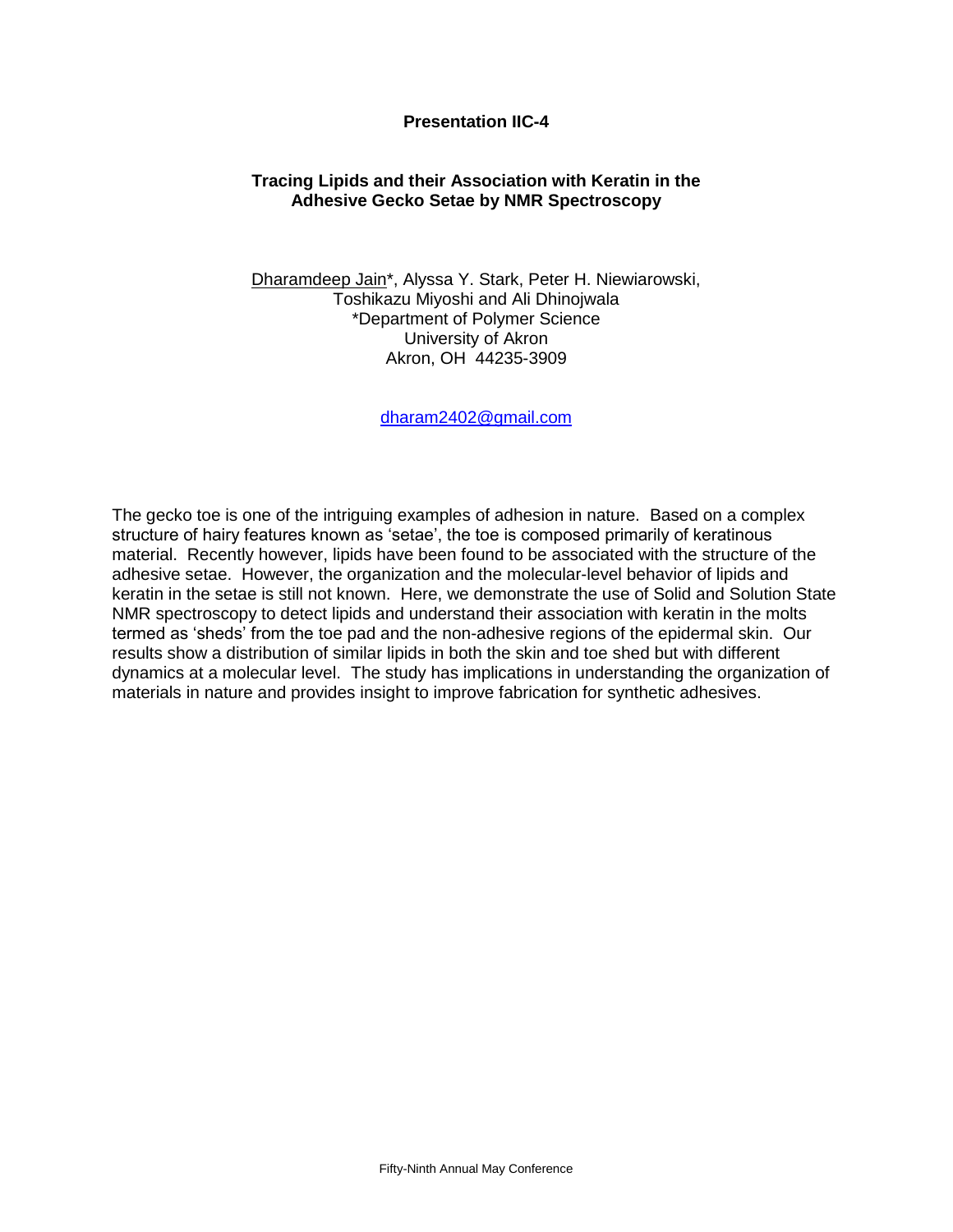**Presentation IIC-4**

**Tracing Lipids and their Association with Keratin in the Adhesive Gecko Setae by NMR Spectroscopy**

Dharamdeep Jain*, Alyssa Y. Stark, Peter H. Niewiarowski, Toshikazu Miyoshi and Ali Dhinojwala
*Department of Polymer Science
University of Akron
Akron, OH 44235-3909

dharam2402@gmail.com

The gecko toe is one of the intriguing examples of adhesion in nature. Based on a complex structure of hairy features known as 'setae', the toe is composed primarily of keratinous material. Recently however, lipids have been found to be associated with the structure of the adhesive setae. However, the organization and the molecular-level behavior of lipids and keratin in the setae is still not known. Here, we demonstrate the use of Solid and Solution State NMR spectroscopy to detect lipids and understand their association with keratin in the molts termed as 'sheds' from the toe pad and the non-adhesive regions of the epidermal skin. Our results show a distribution of similar lipids in both the skin and toe shed but with different dynamics at a molecular level. The study has implications in understanding the organization of materials in nature and provides insight to improve fabrication for synthetic adhesives.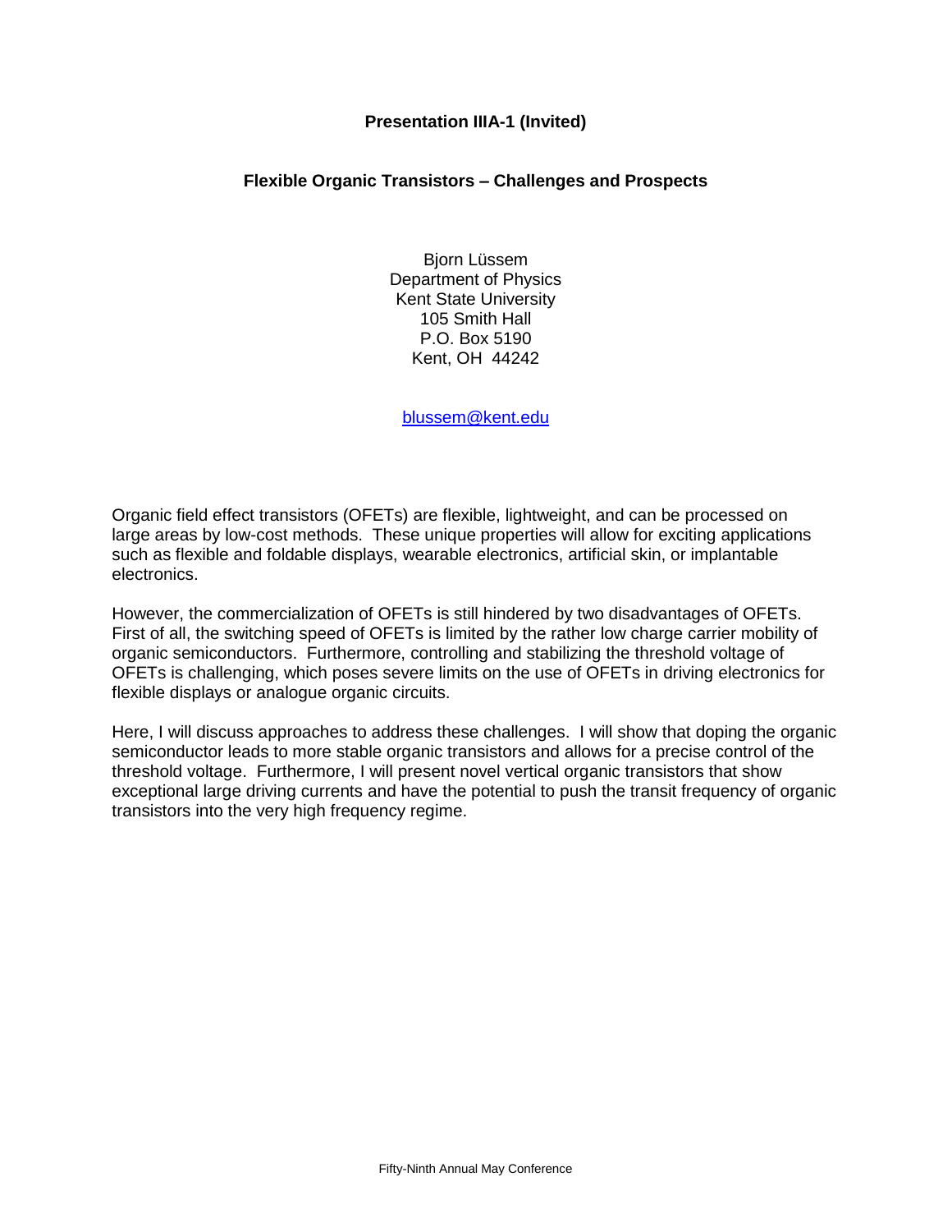**Presentation IIIA-1 (Invited)**

# Flexible Organic Transistors – Challenges and Prospects

Bjorn Lüssem
Department of Physics
Kent State University
105 Smith Hall
P.O. Box 5190
Kent, OH 44242

blussem@kent.edu

Organic field effect transistors (OFETs) are flexible, lightweight, and can be processed on large areas by low-cost methods. These unique properties will allow for exciting applications such as flexible and foldable displays, wearable electronics, artificial skin, or implantable electronics.

However, the commercialization of OFETs is still hindered by two disadvantages of OFETs. First of all, the switching speed of OFETs is limited by the rather low charge carrier mobility of organic semiconductors. Furthermore, controlling and stabilizing the threshold voltage of OFETs is challenging, which poses severe limits on the use of OFETs in driving electronics for flexible displays or analogue organic circuits.

Here, I will discuss approaches to address these challenges. I will show that doping the organic semiconductor leads to more stable organic transistors and allows for a precise control of the threshold voltage. Furthermore, I will present novel vertical organic transistors that show exceptional large driving currents and have the potential to push the transit frequency of organic transistors into the very high frequency regime.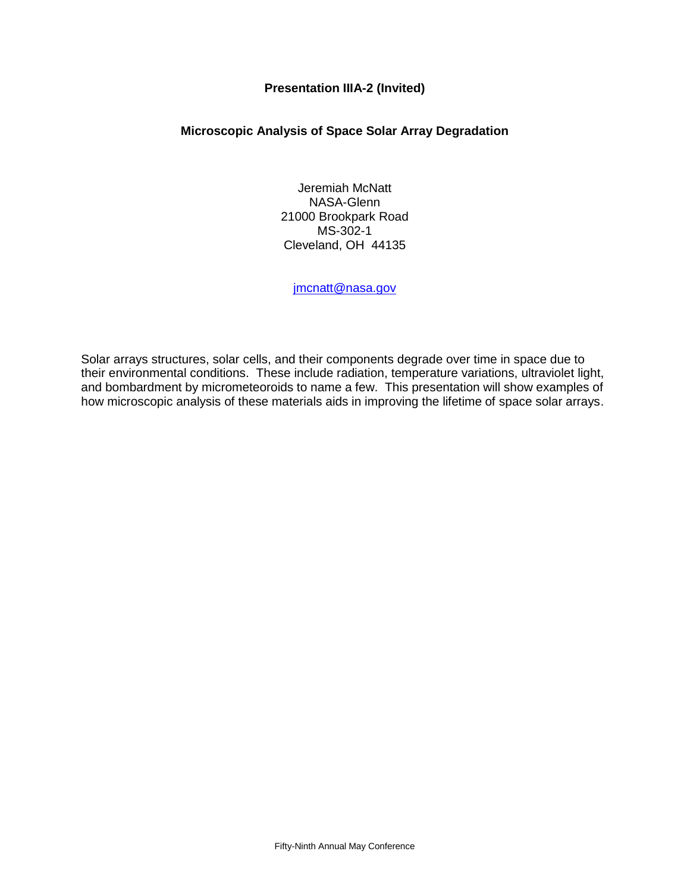**Presentation IIIA-2 (Invited)**

## Microscopic Analysis of Space Solar Array Degradation

Jeremiah McNatt
NASA-Glenn
21000 Brookpark Road
MS-302-1
Cleveland, OH 44135

jmcnatt@nasa.gov

Solar arrays structures, solar cells, and their components degrade over time in space due to their environmental conditions. These include radiation, temperature variations, ultraviolet light, and bombardment by micrometeoroids to name a few. This presentation will show examples of how microscopic analysis of these materials aids in improving the lifetime of space solar arrays.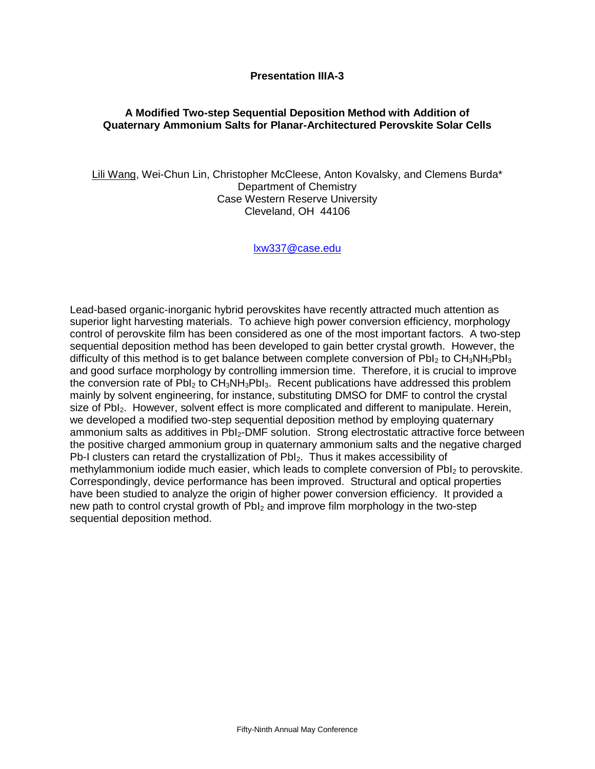**Presentation IIIA-3**

## A Modified Two-step Sequential Deposition Method with Addition of Quaternary Ammonium Salts for Planar-Architectured Perovskite Solar Cells

Lili Wang, Wei-Chun Lin, Christopher McCleese, Anton Kovalsky, and Clemens Burda*
Department of Chemistry
Case Western Reserve University
Cleveland, OH 44106

lxw337@case.edu

Lead-based organic-inorganic hybrid perovskites have recently attracted much attention as superior light harvesting materials. To achieve high power conversion efficiency, morphology control of perovskite film has been considered as one of the most important factors. A two-step sequential deposition method has been developed to gain better crystal growth. However, the difficulty of this method is to get balance between complete conversion of $PbI_2$ to $CH_3NH_3PbI_3$ and good surface morphology by controlling immersion time. Therefore, it is crucial to improve the conversion rate of $PbI_2$ to $CH_3NH_3PbI_3$. Recent publications have addressed this problem mainly by solvent engineering, for instance, substituting DMSO for DMF to control the crystal size of $PbI_2$. However, solvent effect is more complicated and different to manipulate. Herein, we developed a modified two-step sequential deposition method by employing quaternary ammonium salts as additives in $PbI_2$-DMF solution. Strong electrostatic attractive force between the positive charged ammonium group in quaternary ammonium salts and the negative charged Pb-I clusters can retard the crystallization of $PbI_2$. Thus it makes accessibility of methylammonium iodide much easier, which leads to complete conversion of $PbI_2$ to perovskite. Correspondingly, device performance has been improved. Structural and optical properties have been studied to analyze the origin of higher power conversion efficiency. It provided a new path to control crystal growth of $PbI_2$ and improve film morphology in the two-step sequential deposition method.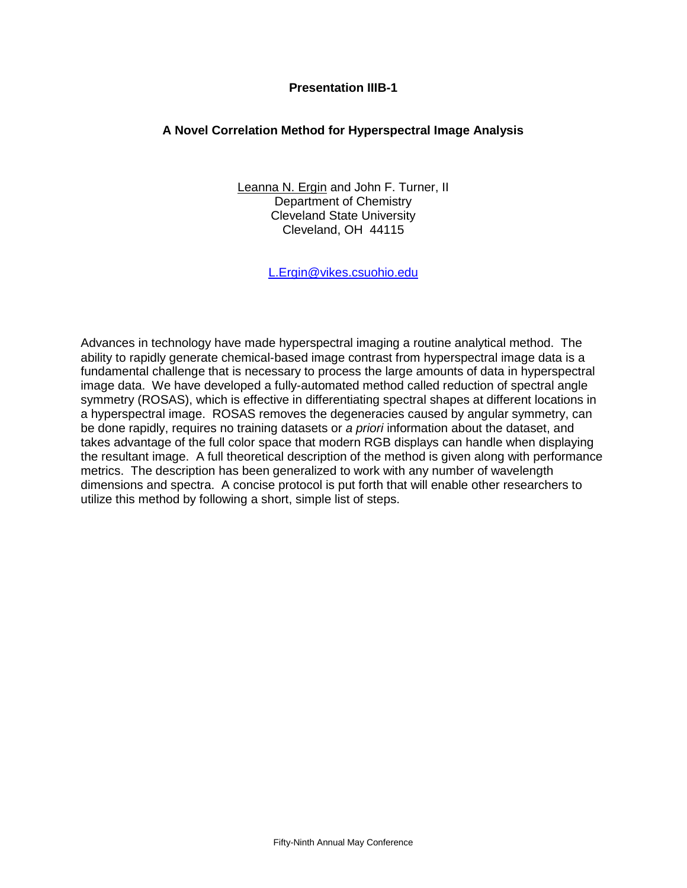**Presentation IIIB-1**

## A Novel Correlation Method for Hyperspectral Image Analysis

Leanna N. Ergin and John F. Turner, II
Department of Chemistry
Cleveland State University
Cleveland, OH 44115

L.Ergin@vikes.csuohio.edu

Advances in technology have made hyperspectral imaging a routine analytical method. The ability to rapidly generate chemical-based image contrast from hyperspectral image data is a fundamental challenge that is necessary to process the large amounts of data in hyperspectral image data. We have developed a fully-automated method called reduction of spectral angle symmetry (ROSAS), which is effective in differentiating spectral shapes at different locations in a hyperspectral image. ROSAS removes the degeneracies caused by angular symmetry, can be done rapidly, requires no training datasets or *a priori* information about the dataset, and takes advantage of the full color space that modern RGB displays can handle when displaying the resultant image. A full theoretical description of the method is given along with performance metrics. The description has been generalized to work with any number of wavelength dimensions and spectra. A concise protocol is put forth that will enable other researchers to utilize this method by following a short, simple list of steps.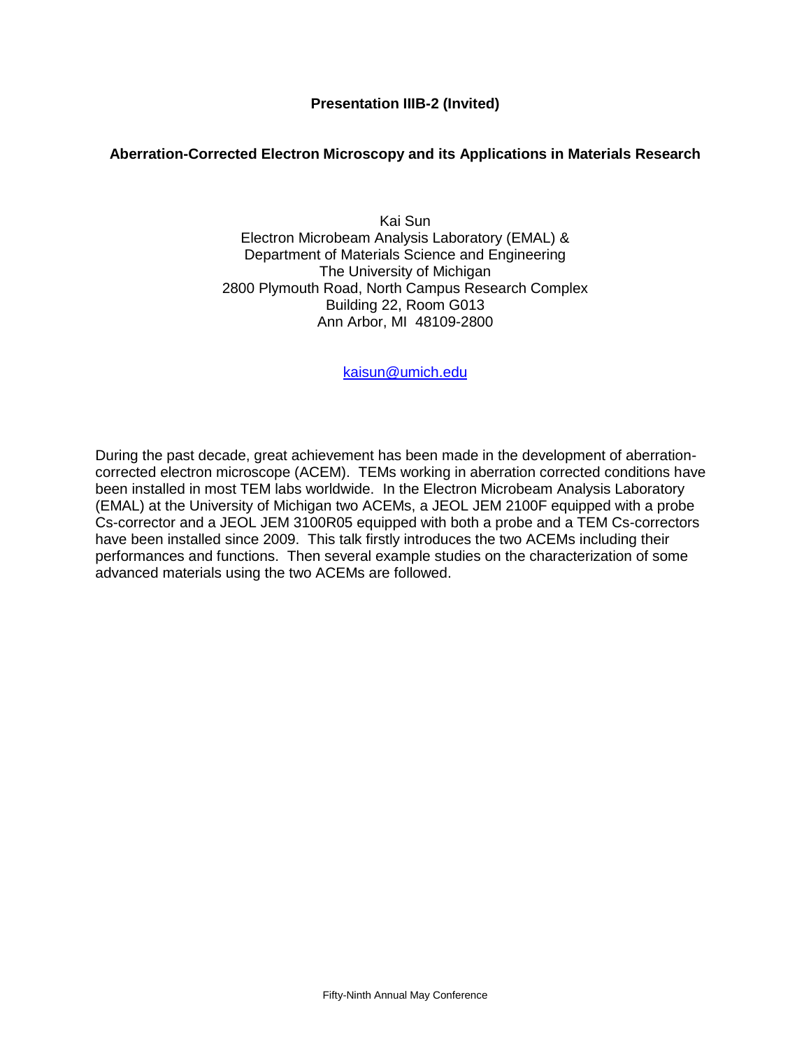**Presentation IIIB-2 (Invited)**

## Aberration-Corrected Electron Microscopy and its Applications in Materials Research

Kai Sun
Electron Microbeam Analysis Laboratory (EMAL) &
Department of Materials Science and Engineering
The University of Michigan
2800 Plymouth Road, North Campus Research Complex
Building 22, Room G013
Ann Arbor, MI 48109-2800

kaisun@umich.edu

During the past decade, great achievement has been made in the development of aberration-corrected electron microscope (ACEM). TEMs working in aberration corrected conditions have been installed in most TEM labs worldwide. In the Electron Microbeam Analysis Laboratory (EMAL) at the University of Michigan two ACEMs, a JEOL JEM 2100F equipped with a probe Cs-corrector and a JEOL JEM 3100R05 equipped with both a probe and a TEM Cs-correctors have been installed since 2009. This talk firstly introduces the two ACEMs including their performances and functions. Then several example studies on the characterization of some advanced materials using the two ACEMs are followed.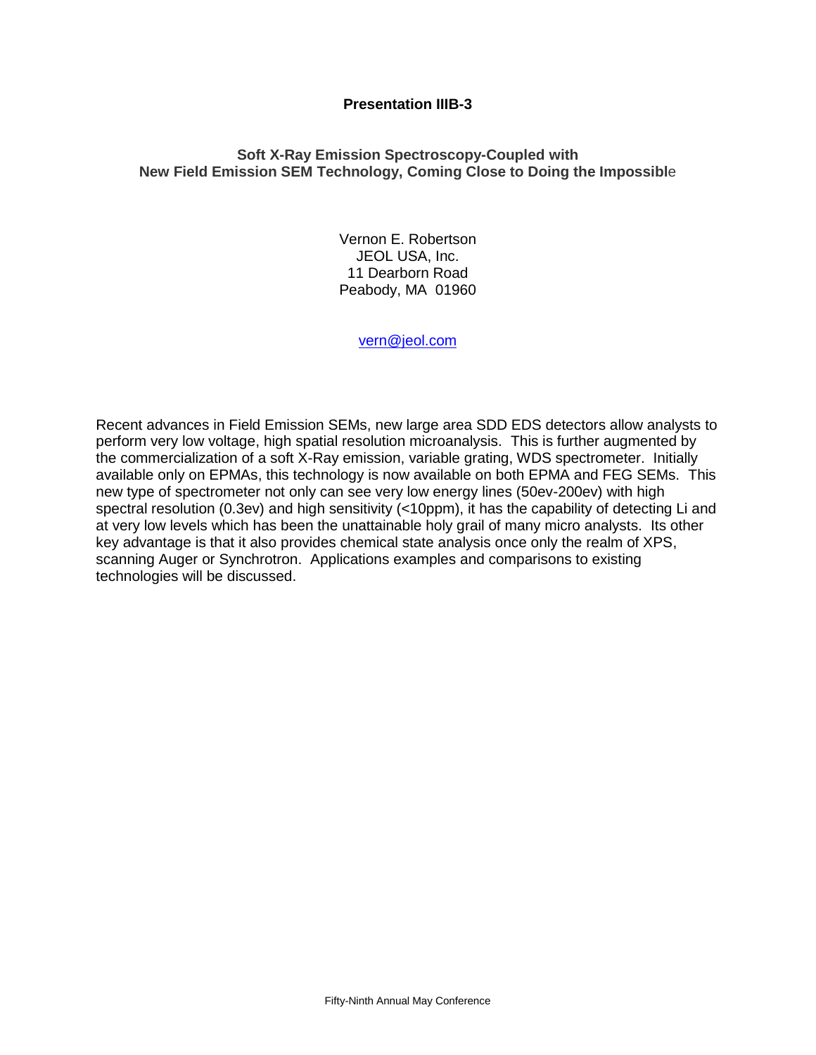**Presentation IIIB-3**

### Soft X-Ray Emission Spectroscopy-Coupled with New Field Emission SEM Technology, Coming Close to Doing the Impossible

Vernon E. Robertson
JEOL USA, Inc.
11 Dearborn Road
Peabody, MA 01960

vern@jeol.com

Recent advances in Field Emission SEMs, new large area SDD EDS detectors allow analysts to perform very low voltage, high spatial resolution microanalysis. This is further augmented by the commercialization of a soft X-Ray emission, variable grating, WDS spectrometer. Initially available only on EPMAs, this technology is now available on both EPMA and FEG SEMs. This new type of spectrometer not only can see very low energy lines (50ev-200ev) with high spectral resolution (0.3ev) and high sensitivity (<10ppm), it has the capability of detecting Li and at very low levels which has been the unattainable holy grail of many micro analysts. Its other key advantage is that it also provides chemical state analysis once only the realm of XPS, scanning Auger or Synchrotron. Applications examples and comparisons to existing technologies will be discussed.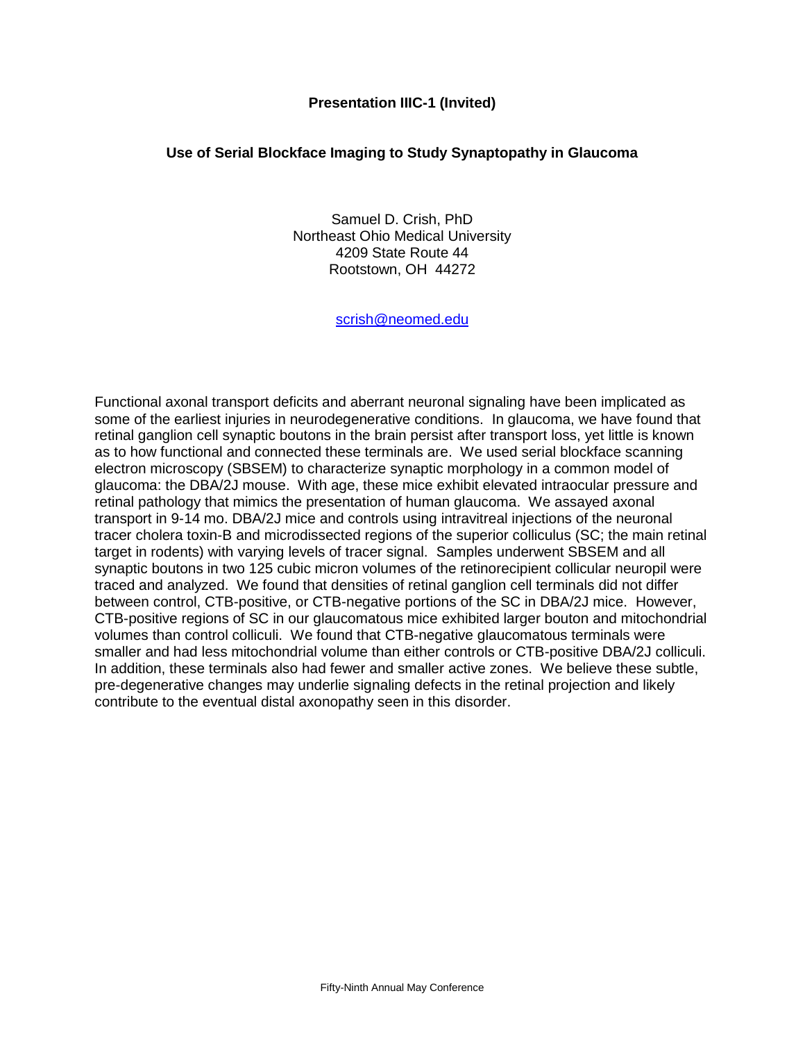**Presentation IIIC-1 (Invited)**

## Use of Serial Blockface Imaging to Study Synaptopathy in Glaucoma

Samuel D. Crish, PhD
Northeast Ohio Medical University
4209 State Route 44
Rootstown, OH 44272

scrish@neomed.edu

Functional axonal transport deficits and aberrant neuronal signaling have been implicated as some of the earliest injuries in neurodegenerative conditions. In glaucoma, we have found that retinal ganglion cell synaptic boutons in the brain persist after transport loss, yet little is known as to how functional and connected these terminals are. We used serial blockface scanning electron microscopy (SBSEM) to characterize synaptic morphology in a common model of glaucoma: the DBA/2J mouse. With age, these mice exhibit elevated intraocular pressure and retinal pathology that mimics the presentation of human glaucoma. We assayed axonal transport in 9-14 mo. DBA/2J mice and controls using intravitreal injections of the neuronal tracer cholera toxin-B and microdissected regions of the superior colliculus (SC; the main retinal target in rodents) with varying levels of tracer signal. Samples underwent SBSEM and all synaptic boutons in two 125 cubic micron volumes of the retinorecipient collicular neuropil were traced and analyzed. We found that densities of retinal ganglion cell terminals did not differ between control, CTB-positive, or CTB-negative portions of the SC in DBA/2J mice. However, CTB-positive regions of SC in our glaucomatous mice exhibited larger bouton and mitochondrial volumes than control colliculi. We found that CTB-negative glaucomatous terminals were smaller and had less mitochondrial volume than either controls or CTB-positive DBA/2J colliculi. In addition, these terminals also had fewer and smaller active zones. We believe these subtle, pre-degenerative changes may underlie signaling defects in the retinal projection and likely contribute to the eventual distal axonopathy seen in this disorder.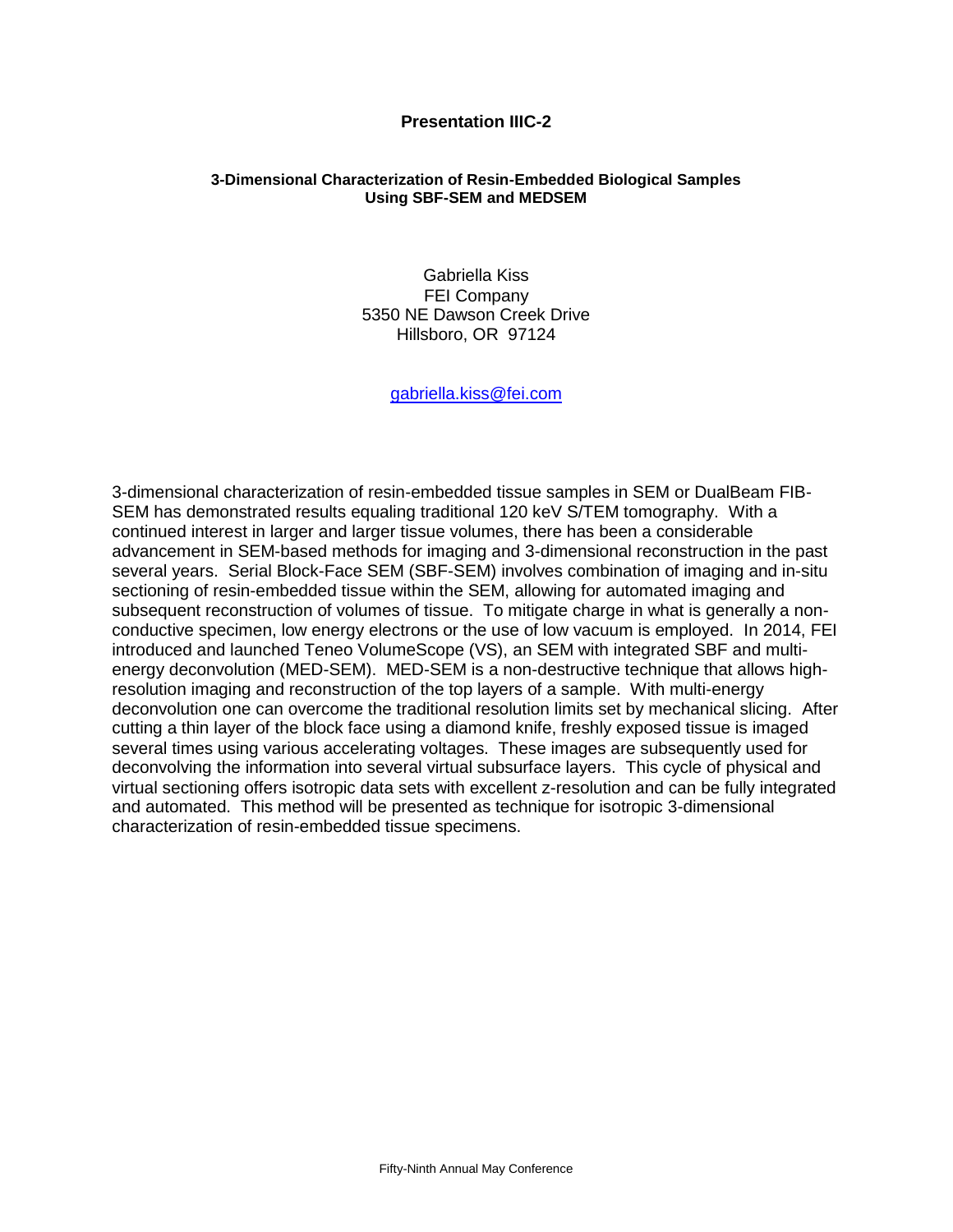## Presentation IIIC-2

### 3-Dimensional Characterization of Resin-Embedded Biological Samples Using SBF-SEM and MEDSEM

Gabriella Kiss
FEI Company
5350 NE Dawson Creek Drive
Hillsboro, OR 97124

gabriella.kiss@fei.com

3-dimensional characterization of resin-embedded tissue samples in SEM or DualBeam FIB-SEM has demonstrated results equaling traditional 120 keV S/TEM tomography. With a continued interest in larger and larger tissue volumes, there has been a considerable advancement in SEM-based methods for imaging and 3-dimensional reconstruction in the past several years. Serial Block-Face SEM (SBF-SEM) involves combination of imaging and in-situ sectioning of resin-embedded tissue within the SEM, allowing for automated imaging and subsequent reconstruction of volumes of tissue. To mitigate charge in what is generally a non-conductive specimen, low energy electrons or the use of low vacuum is employed. In 2014, FEI introduced and launched Teneo VolumeScope (VS), an SEM with integrated SBF and multi-energy deconvolution (MED-SEM). MED-SEM is a non-destructive technique that allows high-resolution imaging and reconstruction of the top layers of a sample. With multi-energy deconvolution one can overcome the traditional resolution limits set by mechanical slicing. After cutting a thin layer of the block face using a diamond knife, freshly exposed tissue is imaged several times using various accelerating voltages. These images are subsequently used for deconvolving the information into several virtual subsurface layers. This cycle of physical and virtual sectioning offers isotropic data sets with excellent z-resolution and can be fully integrated and automated. This method will be presented as technique for isotropic 3-dimensional characterization of resin-embedded tissue specimens.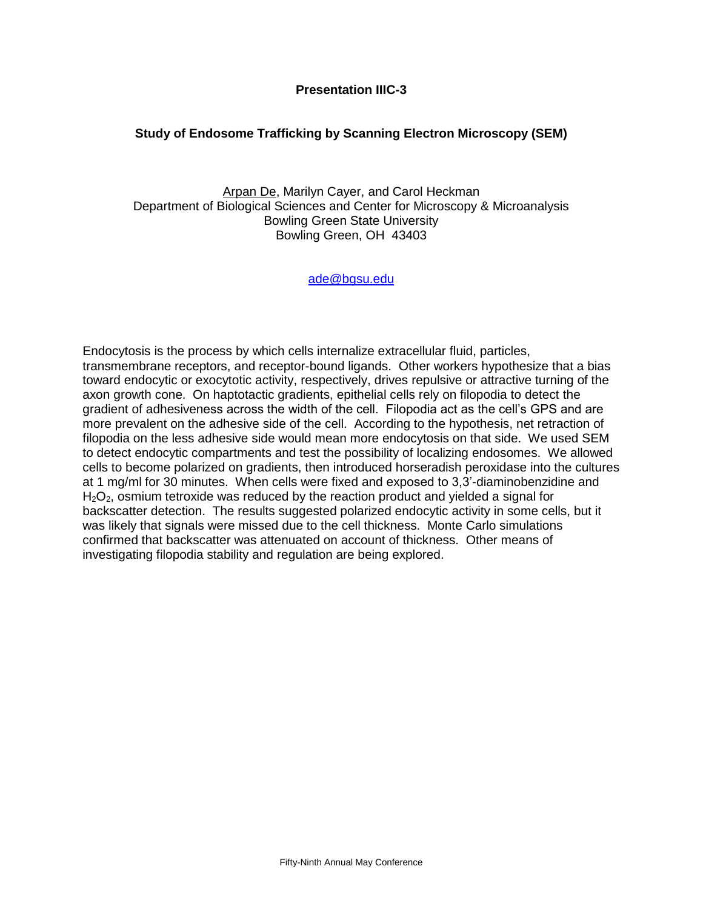**Presentation IIIC-3**

## Study of Endosome Trafficking by Scanning Electron Microscopy (SEM)

Arpan De, Marilyn Cayer, and Carol Heckman
Department of Biological Sciences and Center for Microscopy & Microanalysis
Bowling Green State University
Bowling Green, OH 43403

ade@bgsu.edu

Endocytosis is the process by which cells internalize extracellular fluid, particles, transmembrane receptors, and receptor-bound ligands. Other workers hypothesize that a bias toward endocytic or exocytotic activity, respectively, drives repulsive or attractive turning of the axon growth cone. On haptotactic gradients, epithelial cells rely on filopodia to detect the gradient of adhesiveness across the width of the cell. Filopodia act as the cell's GPS and are more prevalent on the adhesive side of the cell. According to the hypothesis, net retraction of filopodia on the less adhesive side would mean more endocytosis on that side. We used SEM to detect endocytic compartments and test the possibility of localizing endosomes. We allowed cells to become polarized on gradients, then introduced horseradish peroxidase into the cultures at 1 mg/ml for 30 minutes. When cells were fixed and exposed to 3,3'-diaminobenzidine and $H_2O_2$, osmium tetroxide was reduced by the reaction product and yielded a signal for backscatter detection. The results suggested polarized endocytic activity in some cells, but it was likely that signals were missed due to the cell thickness. Monte Carlo simulations confirmed that backscatter was attenuated on account of thickness. Other means of investigating filopodia stability and regulation are being explored.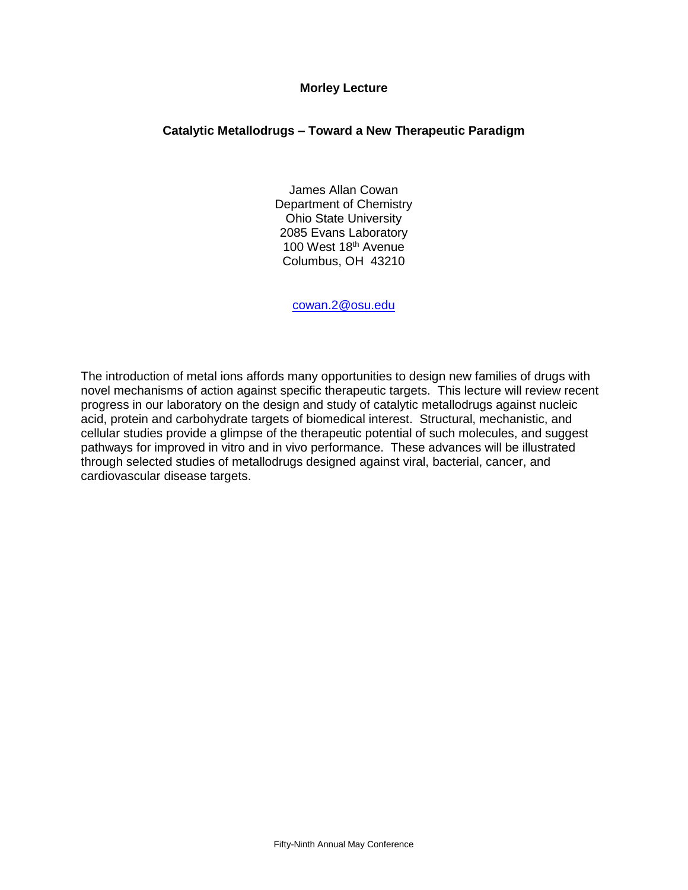**Morley Lecture**

**Catalytic Metallodrugs – Toward a New Therapeutic Paradigm**

James Allan Cowan
Department of Chemistry
Ohio State University
2085 Evans Laboratory
100 West 18th Avenue
Columbus, OH 43210

cowan.2@osu.edu

The introduction of metal ions affords many opportunities to design new families of drugs with novel mechanisms of action against specific therapeutic targets. This lecture will review recent progress in our laboratory on the design and study of catalytic metallodrugs against nucleic acid, protein and carbohydrate targets of biomedical interest. Structural, mechanistic, and cellular studies provide a glimpse of the therapeutic potential of such molecules, and suggest pathways for improved in vitro and in vivo performance. These advances will be illustrated through selected studies of metallodrugs designed against viral, bacterial, cancer, and cardiovascular disease targets.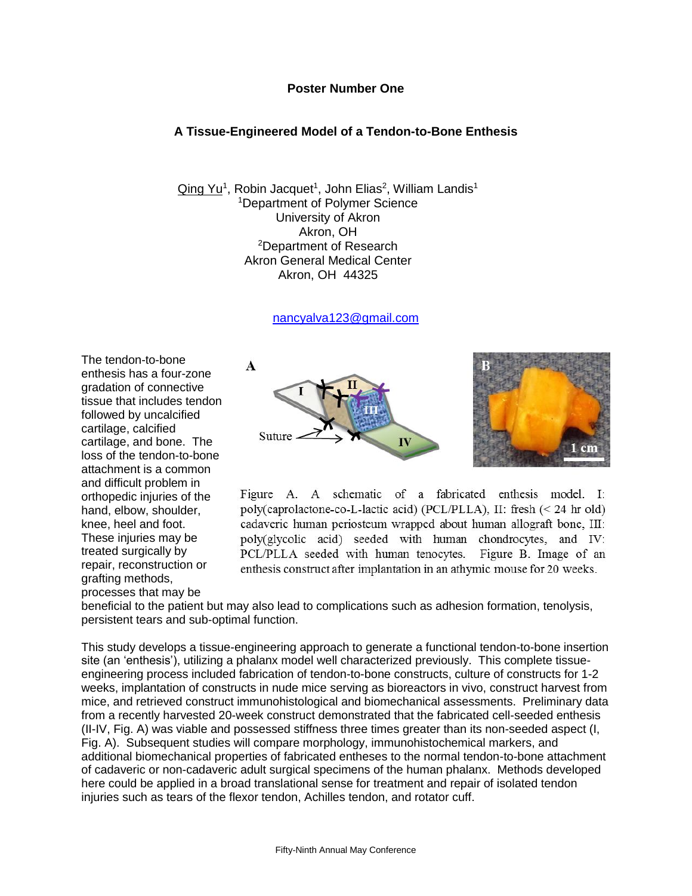**Poster Number One**

## A Tissue-Engineered Model of a Tendon-to-Bone Enthesis

Qing Yu[1], Robin Jacquet[1], John Elias[2], William Landis[1]
[1]Department of Polymer Science
University of Akron
Akron, OH
[2]Department of Research
Akron General Medical Center
Akron, OH 44325

nancyalva123@gmail.com

The tendon-to-bone enthesis has a four-zone gradation of connective tissue that includes tendon followed by uncalcified cartilage, calcified cartilage, and bone. The loss of the tendon-to-bone attachment is a common and difficult problem in orthopedic injuries of the hand, elbow, shoulder, knee, heel and foot. These injuries may be treated surgically by repair, reconstruction or grafting methods, processes that may be beneficial to the patient but may also lead to complications such as adhesion formation, tenolysis, persistent tears and sub-optimal function.

A

I

II

III

IV

Suture

B

1 cm

Figure A. A schematic of a fabricated enthesis model. I: poly(caprolactone-co-L-lactic acid) (PCL/PLLA), II: fresh (< 24 hr old) cadaveric human periosteum wrapped about human allograft bone, III: poly(glycolic acid) seeded with human chondrocytes, and IV: PCL/PLLA seeded with human tenocytes. Figure B. Image of an enthesis construct after implantation in an athymic mouse for 20 weeks.

This study develops a tissue-engineering approach to generate a functional tendon-to-bone insertion site (an 'enthesis'), utilizing a phalanx model well characterized previously. This complete tissue-engineering process included fabrication of tendon-to-bone constructs, culture of constructs for 1-2 weeks, implantation of constructs in nude mice serving as bioreactors in vivo, construct harvest from mice, and retrieved construct immunohistological and biomechanical assessments. Preliminary data from a recently harvested 20-week construct demonstrated that the fabricated cell-seeded enthesis (II-IV, Fig. A) was viable and possessed stiffness three times greater than its non-seeded aspect (I, Fig. A). Subsequent studies will compare morphology, immunohistochemical markers, and additional biomechanical properties of fabricated entheses to the normal tendon-to-bone attachment of cadaveric or non-cadaveric adult surgical specimens of the human phalanx. Methods developed here could be applied in a broad translational sense for treatment and repair of isolated tendon injuries such as tears of the flexor tendon, Achilles tendon, and rotator cuff.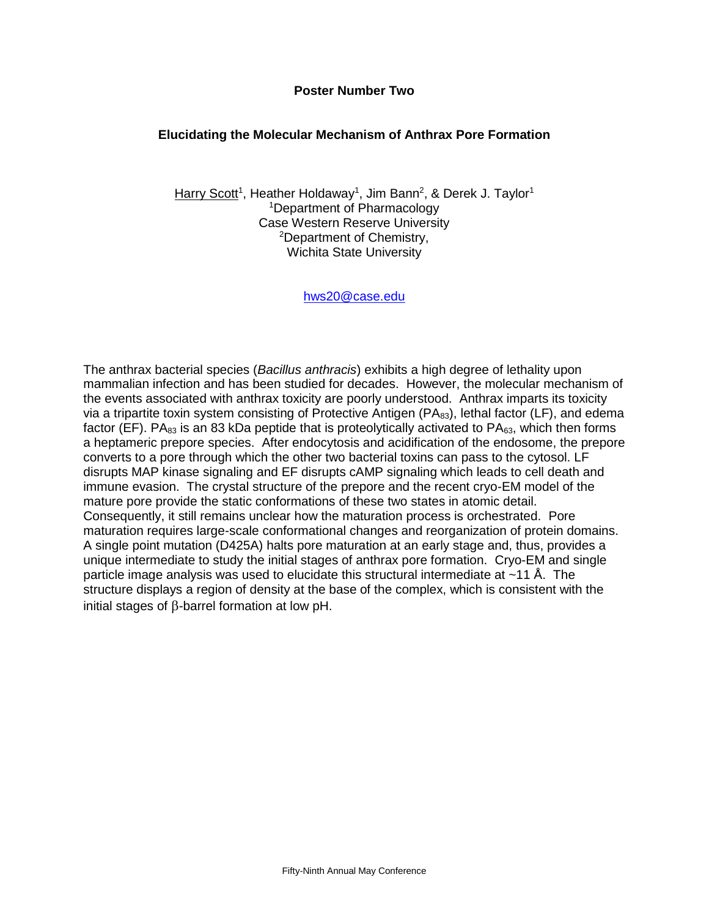**Poster Number Two**

## Elucidating the Molecular Mechanism of Anthrax Pore Formation

Harry Scott[1], Heather Holdaway[1], Jim Bann[2], & Derek J. Taylor[1]
[1]Department of Pharmacology
Case Western Reserve University
[2]Department of Chemistry,
Wichita State University

hws20@case.edu

The anthrax bacterial species (*Bacillus anthracis*) exhibits a high degree of lethality upon mammalian infection and has been studied for decades. However, the molecular mechanism of the events associated with anthrax toxicity are poorly understood. Anthrax imparts its toxicity via a tripartite toxin system consisting of Protective Antigen ($PA_{83}$), lethal factor (LF), and edema factor (EF). $PA_{83}$ is an 83 kDa peptide that is proteolytically activated to $PA_{63}$, which then forms a heptameric prepore species. After endocytosis and acidification of the endosome, the prepore converts to a pore through which the other two bacterial toxins can pass to the cytosol. LF disrupts MAP kinase signaling and EF disrupts cAMP signaling which leads to cell death and immune evasion. The crystal structure of the prepore and the recent cryo-EM model of the mature pore provide the static conformations of these two states in atomic detail. Consequently, it still remains unclear how the maturation process is orchestrated. Pore maturation requires large-scale conformational changes and reorganization of protein domains. A single point mutation (D425A) halts pore maturation at an early stage and, thus, provides a unique intermediate to study the initial stages of anthrax pore formation. Cryo-EM and single particle image analysis was used to elucidate this structural intermediate at ~11 Å. The structure displays a region of density at the base of the complex, which is consistent with the initial stages of $\beta$-barrel formation at low pH.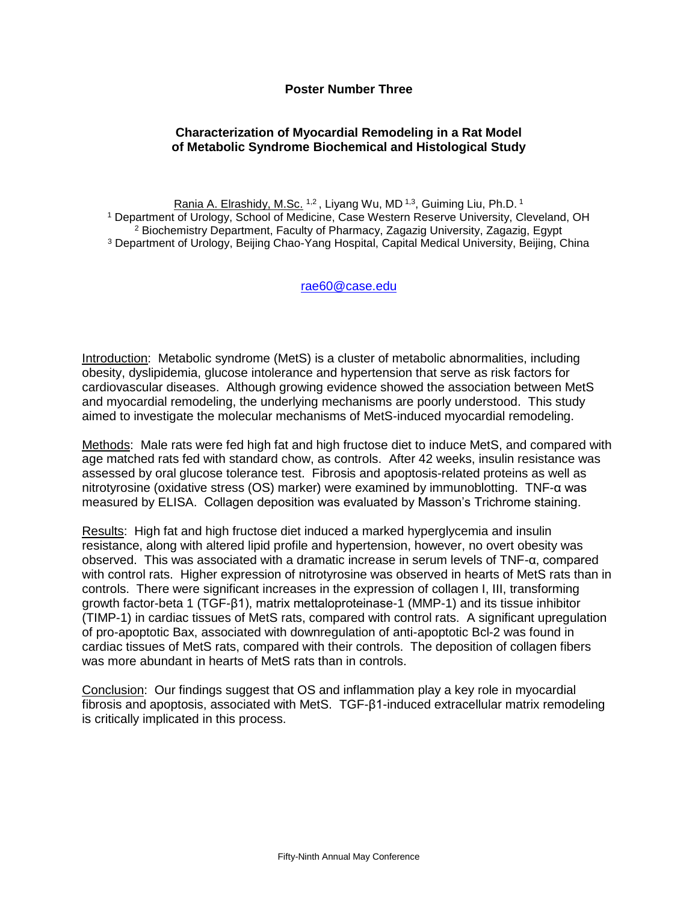**Poster Number Three**

## Characterization of Myocardial Remodeling in a Rat Model of Metabolic Syndrome Biochemical and Histological Study

Rania A. Elrashidy, M.Sc. [1,2], Liyang Wu, MD [1,3], Guiming Liu, Ph.D. [1]

[1] Department of Urology, School of Medicine, Case Western Reserve University, Cleveland, OH
[2] Biochemistry Department, Faculty of Pharmacy, Zagazig University, Zagazig, Egypt
[3] Department of Urology, Beijing Chao-Yang Hospital, Capital Medical University, Beijing, China

rae60@case.edu

Introduction: Metabolic syndrome (MetS) is a cluster of metabolic abnormalities, including obesity, dyslipidemia, glucose intolerance and hypertension that serve as risk factors for cardiovascular diseases. Although growing evidence showed the association between MetS and myocardial remodeling, the underlying mechanisms are poorly understood. This study aimed to investigate the molecular mechanisms of MetS-induced myocardial remodeling.

Methods: Male rats were fed high fat and high fructose diet to induce MetS, and compared with age matched rats fed with standard chow, as controls. After 42 weeks, insulin resistance was assessed by oral glucose tolerance test. Fibrosis and apoptosis-related proteins as well as nitrotyrosine (oxidative stress (OS) marker) were examined by immunoblotting. TNF-α was measured by ELISA. Collagen deposition was evaluated by Masson's Trichrome staining.

Results: High fat and high fructose diet induced a marked hyperglycemia and insulin resistance, along with altered lipid profile and hypertension, however, no overt obesity was observed. This was associated with a dramatic increase in serum levels of TNF-α, compared with control rats. Higher expression of nitrotyrosine was observed in hearts of MetS rats than in controls. There were significant increases in the expression of collagen I, III, transforming growth factor-beta 1 (TGF-β1), matrix mettaloproteinase-1 (MMP-1) and its tissue inhibitor (TIMP-1) in cardiac tissues of MetS rats, compared with control rats. A significant upregulation of pro-apoptotic Bax, associated with downregulation of anti-apoptotic Bcl-2 was found in cardiac tissues of MetS rats, compared with their controls. The deposition of collagen fibers was more abundant in hearts of MetS rats than in controls.

Conclusion: Our findings suggest that OS and inflammation play a key role in myocardial fibrosis and apoptosis, associated with MetS. TGF-β1-induced extracellular matrix remodeling is critically implicated in this process.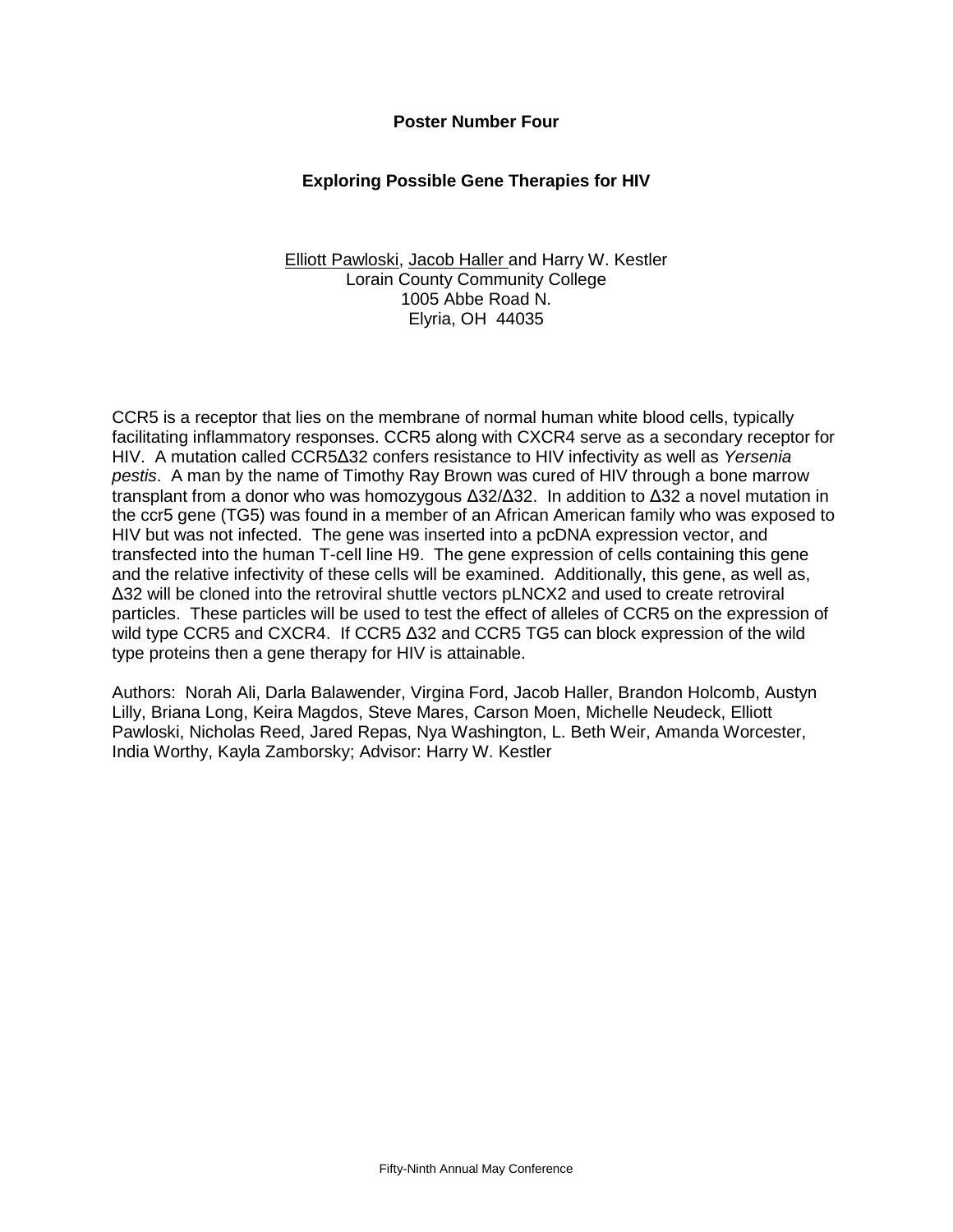**Poster Number Four**

**Exploring Possible Gene Therapies for HIV**

Elliott Pawloski, Jacob Haller and Harry W. Kestler
Lorain County Community College
1005 Abbe Road N.
Elyria, OH 44035

CCR5 is a receptor that lies on the membrane of normal human white blood cells, typically facilitating inflammatory responses. CCR5 along with CXCR4 serve as a secondary receptor for HIV. A mutation called CCR5Δ32 confers resistance to HIV infectivity as well as *Yersenia pestis*. A man by the name of Timothy Ray Brown was cured of HIV through a bone marrow transplant from a donor who was homozygous Δ32/Δ32. In addition to Δ32 a novel mutation in the ccr5 gene (TG5) was found in a member of an African American family who was exposed to HIV but was not infected. The gene was inserted into a pcDNA expression vector, and transfected into the human T-cell line H9. The gene expression of cells containing this gene and the relative infectivity of these cells will be examined. Additionally, this gene, as well as, Δ32 will be cloned into the retroviral shuttle vectors pLNCX2 and used to create retroviral particles. These particles will be used to test the effect of alleles of CCR5 on the expression of wild type CCR5 and CXCR4. If CCR5 Δ32 and CCR5 TG5 can block expression of the wild type proteins then a gene therapy for HIV is attainable.

Authors: Norah Ali, Darla Balawender, Virgina Ford, Jacob Haller, Brandon Holcomb, Austyn Lilly, Briana Long, Keira Magdos, Steve Mares, Carson Moen, Michelle Neudeck, Elliott Pawloski, Nicholas Reed, Jared Repas, Nya Washington, L. Beth Weir, Amanda Worcester, India Worthy, Kayla Zamborsky; Advisor: Harry W. Kestler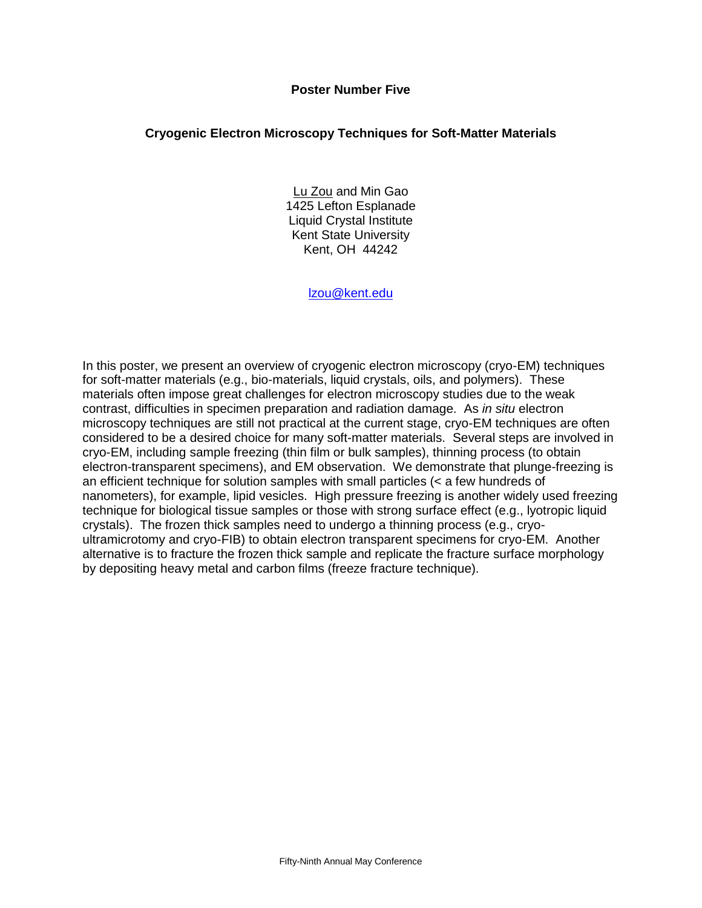**Poster Number Five**

## Cryogenic Electron Microscopy Techniques for Soft-Matter Materials

Lu Zou and Min Gao
1425 Lefton Esplanade
Liquid Crystal Institute
Kent State University
Kent, OH 44242

lzou@kent.edu

In this poster, we present an overview of cryogenic electron microscopy (cryo-EM) techniques for soft-matter materials (e.g., bio-materials, liquid crystals, oils, and polymers). These materials often impose great challenges for electron microscopy studies due to the weak contrast, difficulties in specimen preparation and radiation damage. As *in situ* electron microscopy techniques are still not practical at the current stage, cryo-EM techniques are often considered to be a desired choice for many soft-matter materials. Several steps are involved in cryo-EM, including sample freezing (thin film or bulk samples), thinning process (to obtain electron-transparent specimens), and EM observation. We demonstrate that plunge-freezing is an efficient technique for solution samples with small particles (< a few hundreds of nanometers), for example, lipid vesicles. High pressure freezing is another widely used freezing technique for biological tissue samples or those with strong surface effect (e.g., lyotropic liquid crystals). The frozen thick samples need to undergo a thinning process (e.g., cryo-ultramicrotomy and cryo-FIB) to obtain electron transparent specimens for cryo-EM. Another alternative is to fracture the frozen thick sample and replicate the fracture surface morphology by depositing heavy metal and carbon films (freeze fracture technique).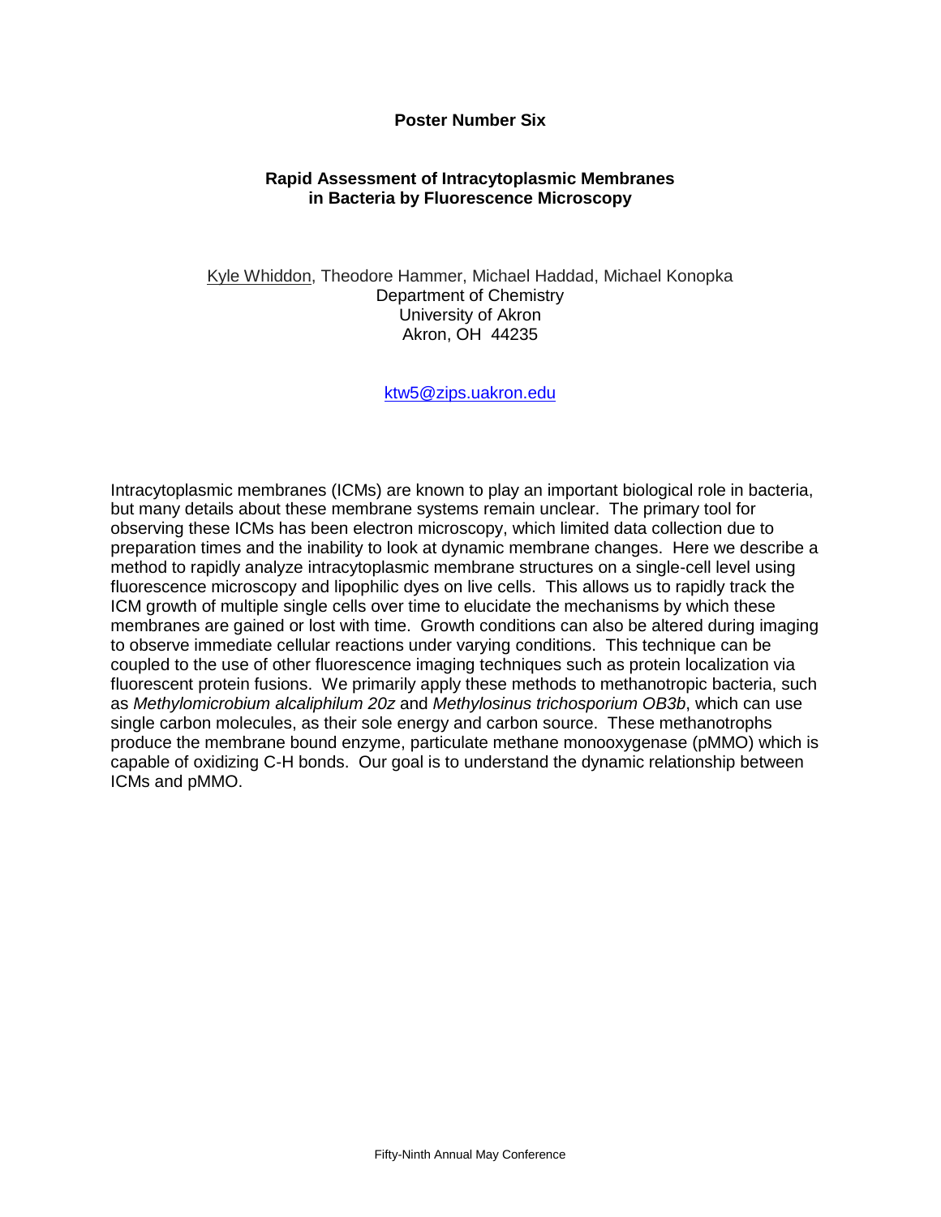**Poster Number Six**

# Rapid Assessment of Intracytoplasmic Membranes in Bacteria by Fluorescence Microscopy

Kyle Whiddon, Theodore Hammer, Michael Haddad, Michael Konopka
Department of Chemistry
University of Akron
Akron, OH 44235

ktw5@zips.uakron.edu

Intracytoplasmic membranes (ICMs) are known to play an important biological role in bacteria, but many details about these membrane systems remain unclear. The primary tool for observing these ICMs has been electron microscopy, which limited data collection due to preparation times and the inability to look at dynamic membrane changes. Here we describe a method to rapidly analyze intracytoplasmic membrane structures on a single-cell level using fluorescence microscopy and lipophilic dyes on live cells. This allows us to rapidly track the ICM growth of multiple single cells over time to elucidate the mechanisms by which these membranes are gained or lost with time. Growth conditions can also be altered during imaging to observe immediate cellular reactions under varying conditions. This technique can be coupled to the use of other fluorescence imaging techniques such as protein localization via fluorescent protein fusions. We primarily apply these methods to methanotropic bacteria, such as *Methylomicrobium alcaliphilum 20z* and *Methylosinus trichosporium OB3b*, which can use single carbon molecules, as their sole energy and carbon source. These methanotrophs produce the membrane bound enzyme, particulate methane monooxygenase (pMMO) which is capable of oxidizing C-H bonds. Our goal is to understand the dynamic relationship between ICMs and pMMO.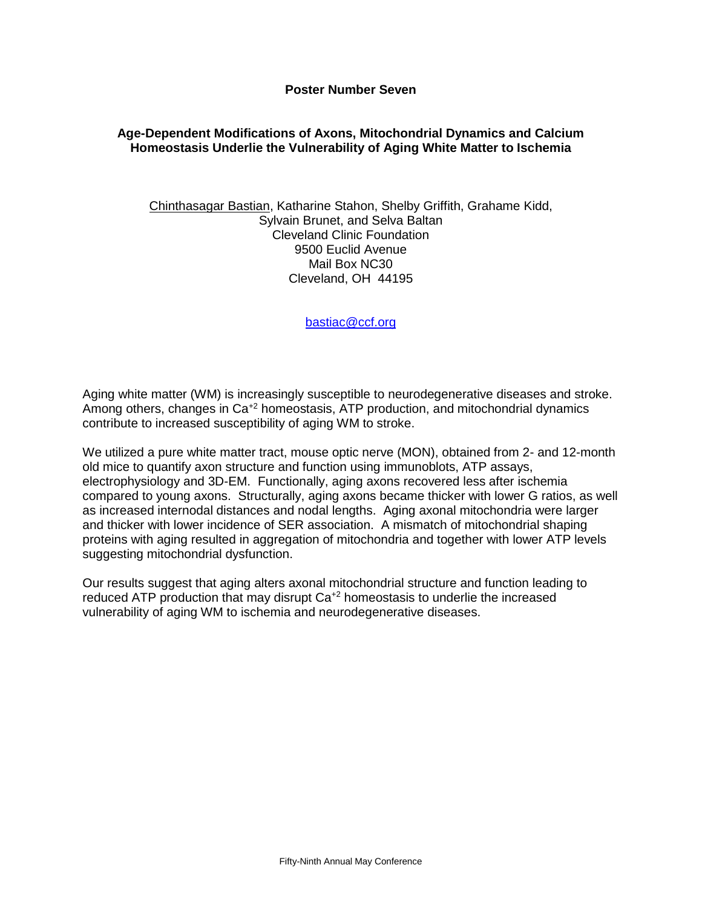**Poster Number Seven**

## Age-Dependent Modifications of Axons, Mitochondrial Dynamics and Calcium Homeostasis Underlie the Vulnerability of Aging White Matter to Ischemia

Chinthasagar Bastian, Katharine Stahon, Shelby Griffith, Grahame Kidd,
Sylvain Brunet, and Selva Baltan
Cleveland Clinic Foundation
9500 Euclid Avenue
Mail Box NC30
Cleveland, OH 44195

bastiac@ccf.org

Aging white matter (WM) is increasingly susceptible to neurodegenerative diseases and stroke. Among others, changes in $Ca^{+2}$ homeostasis, ATP production, and mitochondrial dynamics contribute to increased susceptibility of aging WM to stroke.

We utilized a pure white matter tract, mouse optic nerve (MON), obtained from 2- and 12-month old mice to quantify axon structure and function using immunoblots, ATP assays, electrophysiology and 3D-EM. Functionally, aging axons recovered less after ischemia compared to young axons. Structurally, aging axons became thicker with lower G ratios, as well as increased internodal distances and nodal lengths. Aging axonal mitochondria were larger and thicker with lower incidence of SER association. A mismatch of mitochondrial shaping proteins with aging resulted in aggregation of mitochondria and together with lower ATP levels suggesting mitochondrial dysfunction.

Our results suggest that aging alters axonal mitochondrial structure and function leading to reduced ATP production that may disrupt $Ca^{+2}$ homeostasis to underlie the increased vulnerability of aging WM to ischemia and neurodegenerative diseases.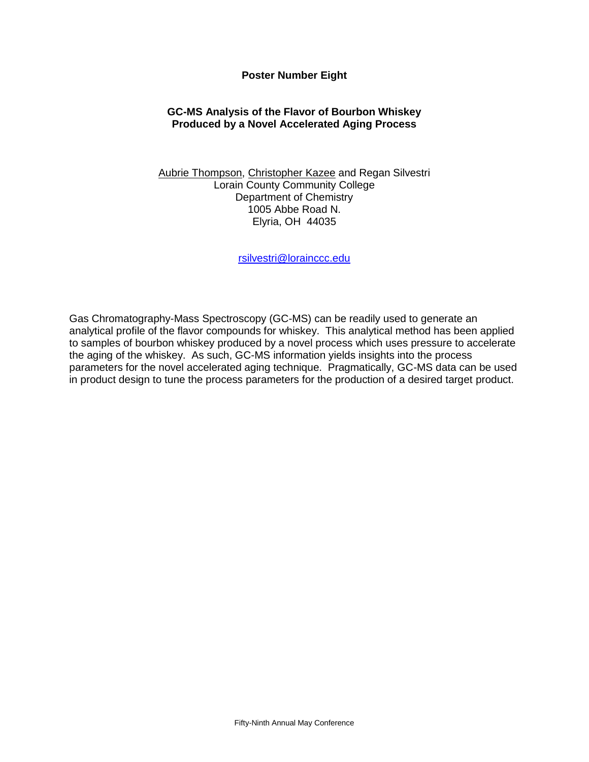**Poster Number Eight**

**GC-MS Analysis of the Flavor of Bourbon Whiskey Produced by a Novel Accelerated Aging Process**

Aubrie Thompson, Christopher Kazee and Regan Silvestri
Lorain County Community College
Department of Chemistry
1005 Abbe Road N.
Elyria, OH 44035

rsilvestri@lorainccc.edu

Gas Chromatography-Mass Spectroscopy (GC-MS) can be readily used to generate an analytical profile of the flavor compounds for whiskey. This analytical method has been applied to samples of bourbon whiskey produced by a novel process which uses pressure to accelerate the aging of the whiskey. As such, GC-MS information yields insights into the process parameters for the novel accelerated aging technique. Pragmatically, GC-MS data can be used in product design to tune the process parameters for the production of a desired target product.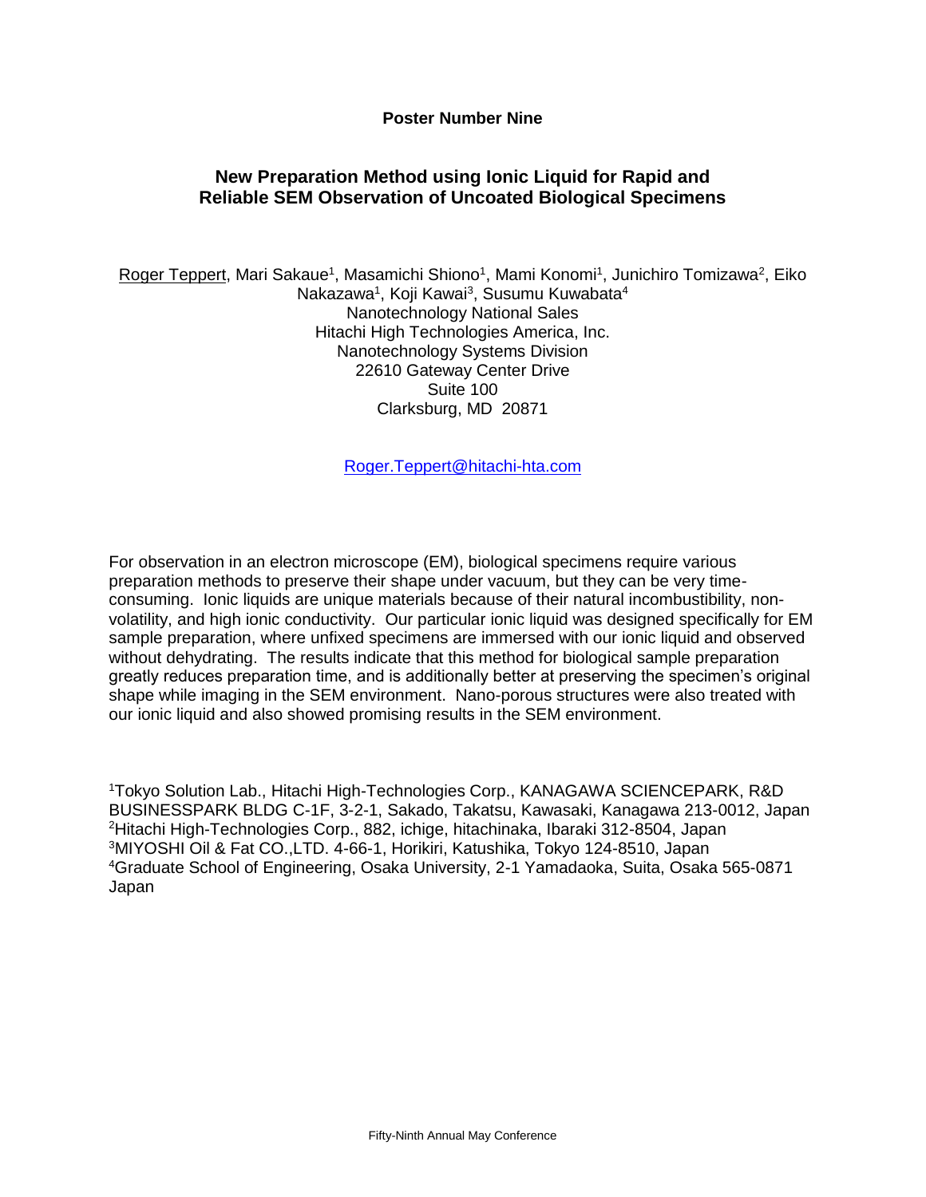**Poster Number Nine**

## New Preparation Method using Ionic Liquid for Rapid and Reliable SEM Observation of Uncoated Biological Specimens

Roger Teppert, Mari Sakaue[1], Masamichi Shiono[1], Mami Konomi[1], Junichiro Tomizawa[2], Eiko Nakazawa[1], Koji Kawai[3], Susumu Kuwabata[4]
Nanotechnology National Sales
Hitachi High Technologies America, Inc.
Nanotechnology Systems Division
22610 Gateway Center Drive
Suite 100
Clarksburg, MD 20871

Roger.Teppert@hitachi-hta.com

For observation in an electron microscope (EM), biological specimens require various preparation methods to preserve their shape under vacuum, but they can be very time-consuming. Ionic liquids are unique materials because of their natural incombustibility, non-volatility, and high ionic conductivity. Our particular ionic liquid was designed specifically for EM sample preparation, where unfixed specimens are immersed with our ionic liquid and observed without dehydrating. The results indicate that this method for biological sample preparation greatly reduces preparation time, and is additionally better at preserving the specimen's original shape while imaging in the SEM environment. Nano-porous structures were also treated with our ionic liquid and also showed promising results in the SEM environment.

[1]Tokyo Solution Lab., Hitachi High-Technologies Corp., KANAGAWA SCIENCEPARK, R&D BUSINESSPARK BLDG C-1F, 3-2-1, Sakado, Takatsu, Kawasaki, Kanagawa 213-0012, Japan
[2]Hitachi High-Technologies Corp., 882, ichige, hitachinaka, Ibaraki 312-8504, Japan
[3]MIYOSHI Oil & Fat CO.,LTD. 4-66-1, Horikiri, Katushika, Tokyo 124-8510, Japan
[4]Graduate School of Engineering, Osaka University, 2-1 Yamadaoka, Suita, Osaka 565-0871 Japan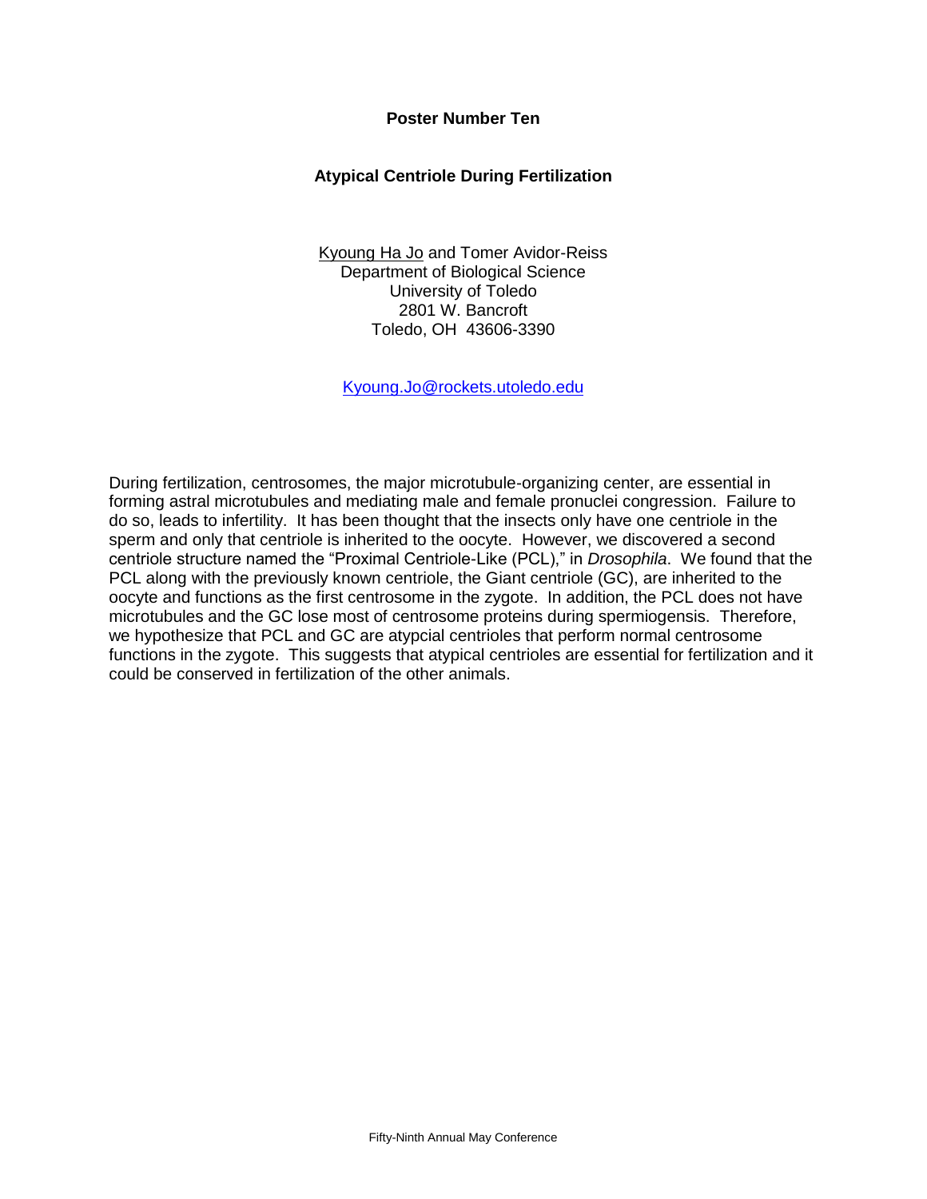**Poster Number Ten**

**Atypical Centriole During Fertilization**

Kyoung Ha Jo and Tomer Avidor-Reiss
Department of Biological Science
University of Toledo
2801 W. Bancroft
Toledo, OH 43606-3390

Kyoung.Jo@rockets.utoledo.edu

During fertilization, centrosomes, the major microtubule-organizing center, are essential in forming astral microtubules and mediating male and female pronuclei congression. Failure to do so, leads to infertility. It has been thought that the insects only have one centriole in the sperm and only that centriole is inherited to the oocyte. However, we discovered a second centriole structure named the "Proximal Centriole-Like (PCL)," in *Drosophila*. We found that the PCL along with the previously known centriole, the Giant centriole (GC), are inherited to the oocyte and functions as the first centrosome in the zygote. In addition, the PCL does not have microtubules and the GC lose most of centrosome proteins during spermiogensis. Therefore, we hypothesize that PCL and GC are atypcial centrioles that perform normal centrosome functions in the zygote. This suggests that atypical centrioles are essential for fertilization and it could be conserved in fertilization of the other animals.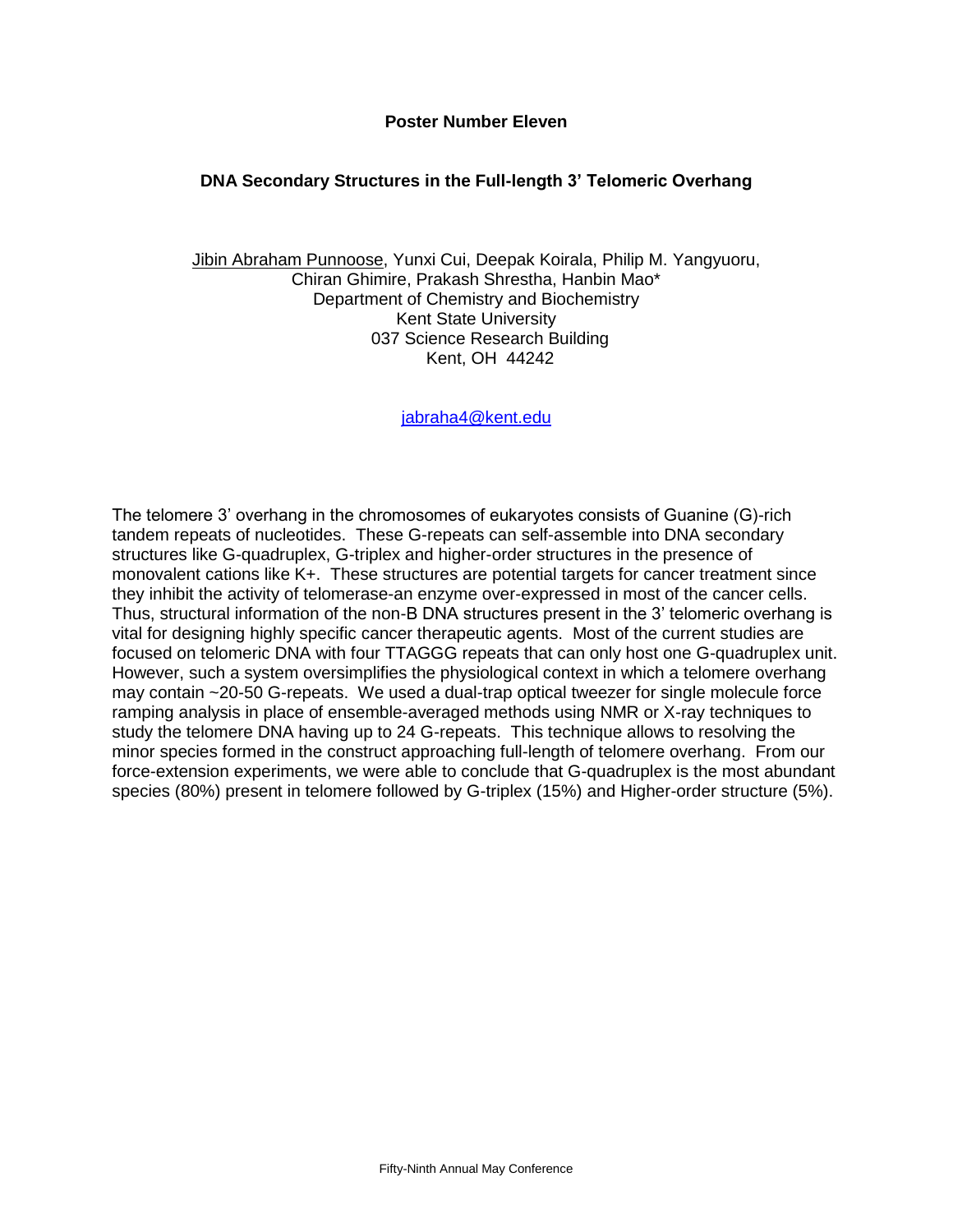**Poster Number Eleven**

## DNA Secondary Structures in the Full-length 3' Telomeric Overhang

Jibin Abraham Punnoose, Yunxi Cui, Deepak Koirala, Philip M. Yangyuoru, Chiran Ghimire, Prakash Shrestha, Hanbin Mao*
Department of Chemistry and Biochemistry
Kent State University
037 Science Research Building
Kent, OH 44242

jabraha4@kent.edu

The telomere 3' overhang in the chromosomes of eukaryotes consists of Guanine (G)-rich tandem repeats of nucleotides. These G-repeats can self-assemble into DNA secondary structures like G-quadruplex, G-triplex and higher-order structures in the presence of monovalent cations like K+. These structures are potential targets for cancer treatment since they inhibit the activity of telomerase-an enzyme over-expressed in most of the cancer cells. Thus, structural information of the non-B DNA structures present in the 3' telomeric overhang is vital for designing highly specific cancer therapeutic agents. Most of the current studies are focused on telomeric DNA with four TTAGGG repeats that can only host one G-quadruplex unit. However, such a system oversimplifies the physiological context in which a telomere overhang may contain ~20-50 G-repeats. We used a dual-trap optical tweezer for single molecule force ramping analysis in place of ensemble-averaged methods using NMR or X-ray techniques to study the telomere DNA having up to 24 G-repeats. This technique allows to resolving the minor species formed in the construct approaching full-length of telomere overhang. From our force-extension experiments, we were able to conclude that G-quadruplex is the most abundant species (80%) present in telomere followed by G-triplex (15%) and Higher-order structure (5%).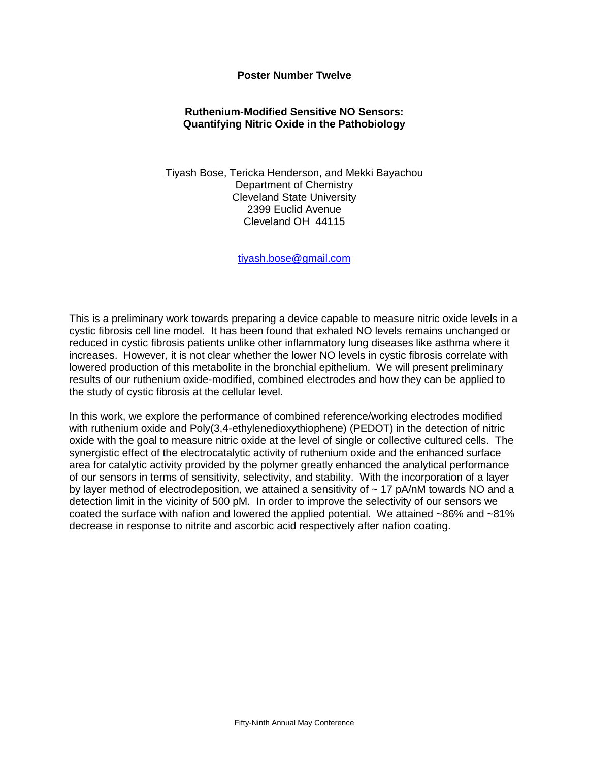**Poster Number Twelve**

**Ruthenium-Modified Sensitive NO Sensors: Quantifying Nitric Oxide in the Pathobiology**

Tiyash Bose, Tericka Henderson, and Mekki Bayachou
Department of Chemistry
Cleveland State University
2399 Euclid Avenue
Cleveland OH 44115

tiyash.bose@gmail.com

This is a preliminary work towards preparing a device capable to measure nitric oxide levels in a cystic fibrosis cell line model. It has been found that exhaled NO levels remains unchanged or reduced in cystic fibrosis patients unlike other inflammatory lung diseases like asthma where it increases. However, it is not clear whether the lower NO levels in cystic fibrosis correlate with lowered production of this metabolite in the bronchial epithelium. We will present preliminary results of our ruthenium oxide-modified, combined electrodes and how they can be applied to the study of cystic fibrosis at the cellular level.

In this work, we explore the performance of combined reference/working electrodes modified with ruthenium oxide and Poly(3,4-ethylenedioxythiophene) (PEDOT) in the detection of nitric oxide with the goal to measure nitric oxide at the level of single or collective cultured cells. The synergistic effect of the electrocatalytic activity of ruthenium oxide and the enhanced surface area for catalytic activity provided by the polymer greatly enhanced the analytical performance of our sensors in terms of sensitivity, selectivity, and stability. With the incorporation of a layer by layer method of electrodeposition, we attained a sensitivity of ~ 17 pA/nM towards NO and a detection limit in the vicinity of 500 pM. In order to improve the selectivity of our sensors we coated the surface with nafion and lowered the applied potential. We attained ~86% and ~81% decrease in response to nitrite and ascorbic acid respectively after nafion coating.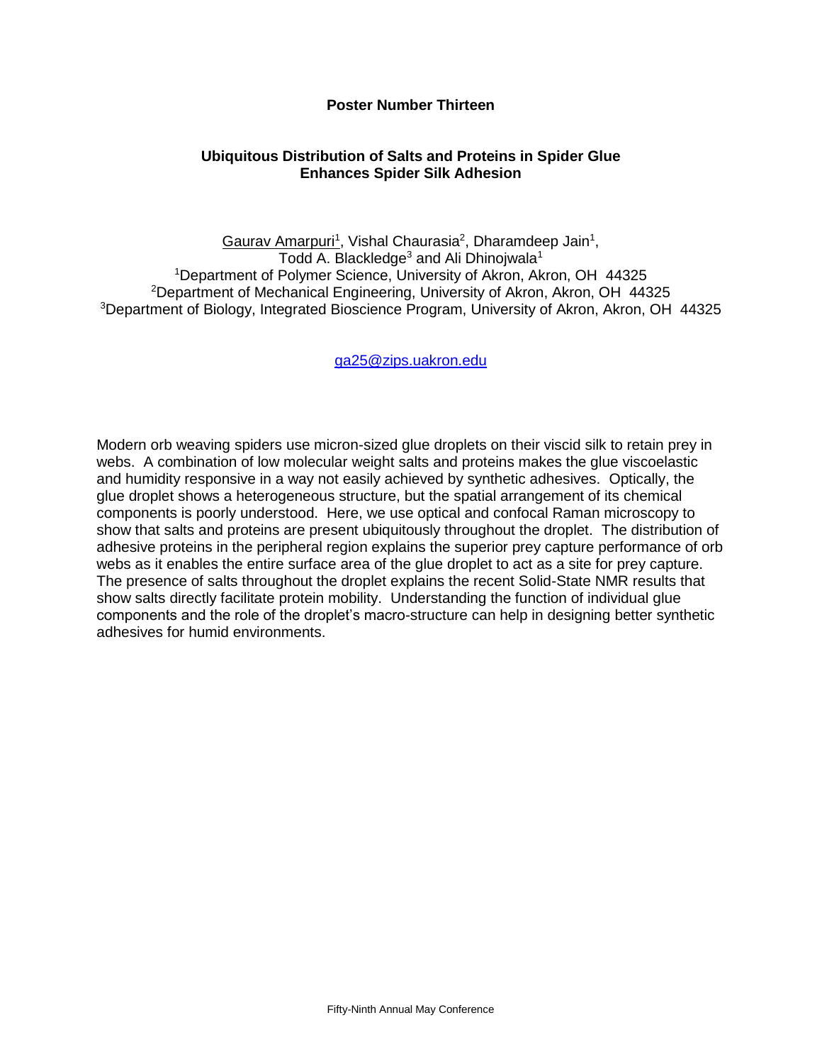**Poster Number Thirteen**

## Ubiquitous Distribution of Salts and Proteins in Spider Glue Enhances Spider Silk Adhesion

Gaurav Amarpuri[1], Vishal Chaurasia[2], Dharamdeep Jain[1], Todd A. Blackledge[3] and Ali Dhinojwala[1]

[1]Department of Polymer Science, University of Akron, Akron, OH 44325
[2]Department of Mechanical Engineering, University of Akron, Akron, OH 44325
[3]Department of Biology, Integrated Bioscience Program, University of Akron, Akron, OH 44325

ga25@zips.uakron.edu

Modern orb weaving spiders use micron-sized glue droplets on their viscid silk to retain prey in webs. A combination of low molecular weight salts and proteins makes the glue viscoelastic and humidity responsive in a way not easily achieved by synthetic adhesives. Optically, the glue droplet shows a heterogeneous structure, but the spatial arrangement of its chemical components is poorly understood. Here, we use optical and confocal Raman microscopy to show that salts and proteins are present ubiquitously throughout the droplet. The distribution of adhesive proteins in the peripheral region explains the superior prey capture performance of orb webs as it enables the entire surface area of the glue droplet to act as a site for prey capture. The presence of salts throughout the droplet explains the recent Solid-State NMR results that show salts directly facilitate protein mobility. Understanding the function of individual glue components and the role of the droplet's macro-structure can help in designing better synthetic adhesives for humid environments.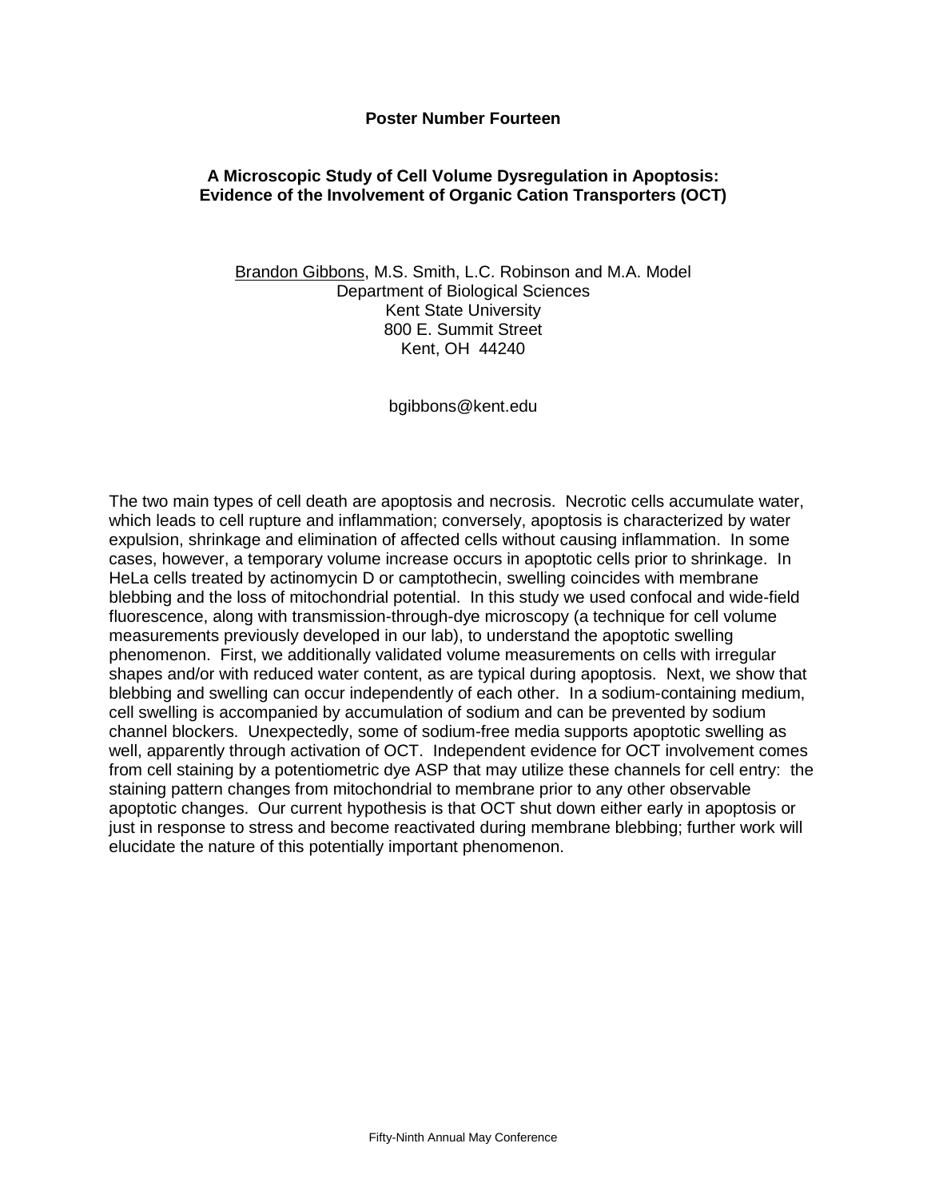**Poster Number Fourteen**

## A Microscopic Study of Cell Volume Dysregulation in Apoptosis: Evidence of the Involvement of Organic Cation Transporters (OCT)

Brandon Gibbons, M.S. Smith, L.C. Robinson and M.A. Model
Department of Biological Sciences
Kent State University
800 E. Summit Street
Kent, OH 44240

bgibbons@kent.edu

The two main types of cell death are apoptosis and necrosis. Necrotic cells accumulate water, which leads to cell rupture and inflammation; conversely, apoptosis is characterized by water expulsion, shrinkage and elimination of affected cells without causing inflammation. In some cases, however, a temporary volume increase occurs in apoptotic cells prior to shrinkage. In HeLa cells treated by actinomycin D or camptothecin, swelling coincides with membrane blebbing and the loss of mitochondrial potential. In this study we used confocal and wide-field fluorescence, along with transmission-through-dye microscopy (a technique for cell volume measurements previously developed in our lab), to understand the apoptotic swelling phenomenon. First, we additionally validated volume measurements on cells with irregular shapes and/or with reduced water content, as are typical during apoptosis. Next, we show that blebbing and swelling can occur independently of each other. In a sodium-containing medium, cell swelling is accompanied by accumulation of sodium and can be prevented by sodium channel blockers. Unexpectedly, some of sodium-free media supports apoptotic swelling as well, apparently through activation of OCT. Independent evidence for OCT involvement comes from cell staining by a potentiometric dye ASP that may utilize these channels for cell entry: the staining pattern changes from mitochondrial to membrane prior to any other observable apoptotic changes. Our current hypothesis is that OCT shut down either early in apoptosis or just in response to stress and become reactivated during membrane blebbing; further work will elucidate the nature of this potentially important phenomenon.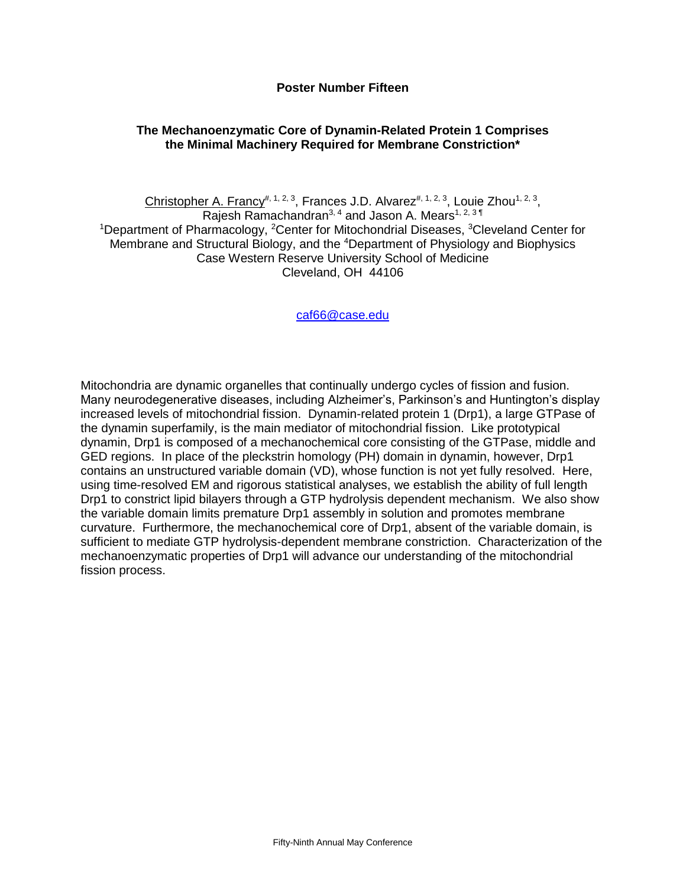**Poster Number Fifteen**

## The Mechanoenzymatic Core of Dynamin-Related Protein 1 Comprises the Minimal Machinery Required for Membrane Constriction*

Christopher A. Francy[#, 1, 2, 3], Frances J.D. Alvarez[#, 1, 2, 3], Louie Zhou[1, 2, 3], Rajesh Ramachandran[3, 4] and Jason A. Mears[1, 2, 3 ¶]

[1]Department of Pharmacology, [2]Center for Mitochondrial Diseases, [3]Cleveland Center for Membrane and Structural Biology, and the [4]Department of Physiology and Biophysics
Case Western Reserve University School of Medicine
Cleveland, OH 44106

caf66@case.edu

Mitochondria are dynamic organelles that continually undergo cycles of fission and fusion. Many neurodegenerative diseases, including Alzheimer's, Parkinson's and Huntington's display increased levels of mitochondrial fission. Dynamin-related protein 1 (Drp1), a large GTPase of the dynamin superfamily, is the main mediator of mitochondrial fission. Like prototypical dynamin, Drp1 is composed of a mechanochemical core consisting of the GTPase, middle and GED regions. In place of the pleckstrin homology (PH) domain in dynamin, however, Drp1 contains an unstructured variable domain (VD), whose function is not yet fully resolved. Here, using time-resolved EM and rigorous statistical analyses, we establish the ability of full length Drp1 to constrict lipid bilayers through a GTP hydrolysis dependent mechanism. We also show the variable domain limits premature Drp1 assembly in solution and promotes membrane curvature. Furthermore, the mechanochemical core of Drp1, absent of the variable domain, is sufficient to mediate GTP hydrolysis-dependent membrane constriction. Characterization of the mechanoenzymatic properties of Drp1 will advance our understanding of the mitochondrial fission process.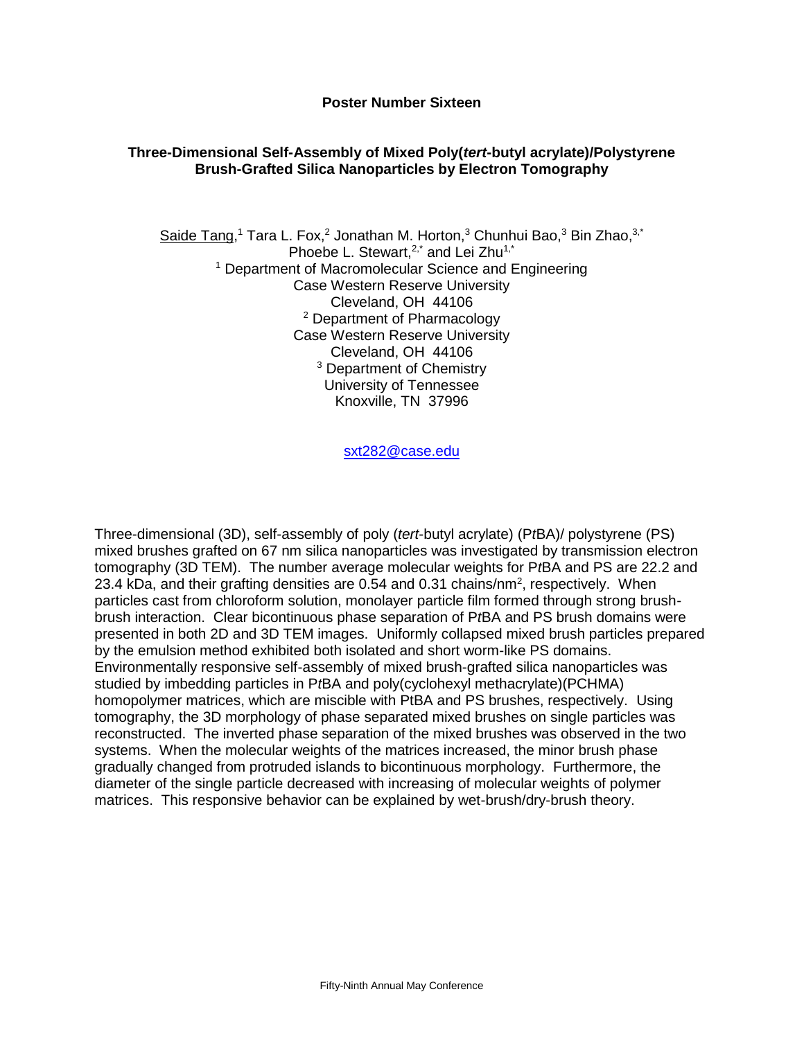**Poster Number Sixteen**

**Three-Dimensional Self-Assembly of Mixed Poly(*tert*-butyl acrylate)/Polystyrene Brush-Grafted Silica Nanoparticles by Electron Tomography**

Saide Tang,[1] Tara L. Fox,[2] Jonathan M. Horton,[3] Chunhui Bao,[3] Bin Zhao,[3,*] Phoebe L. Stewart,[2,*] and Lei Zhu[1,*]

[1] Department of Macromolecular Science and Engineering
Case Western Reserve University
Cleveland, OH 44106

[2] Department of Pharmacology
Case Western Reserve University
Cleveland, OH 44106

[3] Department of Chemistry
University of Tennessee
Knoxville, TN 37996

sxt282@case.edu

Three-dimensional (3D), self-assembly of poly (*tert*-butyl acrylate) (P*t*BA)/ polystyrene (PS) mixed brushes grafted on 67 nm silica nanoparticles was investigated by transmission electron tomography (3D TEM). The number average molecular weights for P*t*BA and PS are 22.2 and 23.4 kDa, and their grafting densities are 0.54 and 0.31 chains/$nm^2$, respectively. When particles cast from chloroform solution, monolayer particle film formed through strong brush-brush interaction. Clear bicontinuous phase separation of P*t*BA and PS brush domains were presented in both 2D and 3D TEM images. Uniformly collapsed mixed brush particles prepared by the emulsion method exhibited both isolated and short worm-like PS domains. Environmentally responsive self-assembly of mixed brush-grafted silica nanoparticles was studied by imbedding particles in P*t*BA and poly(cyclohexyl methacrylate)(PCHMA) homopolymer matrices, which are miscible with PtBA and PS brushes, respectively. Using tomography, the 3D morphology of phase separated mixed brushes on single particles was reconstructed. The inverted phase separation of the mixed brushes was observed in the two systems. When the molecular weights of the matrices increased, the minor brush phase gradually changed from protruded islands to bicontinuous morphology. Furthermore, the diameter of the single particle decreased with increasing of molecular weights of polymer matrices. This responsive behavior can be explained by wet-brush/dry-brush theory.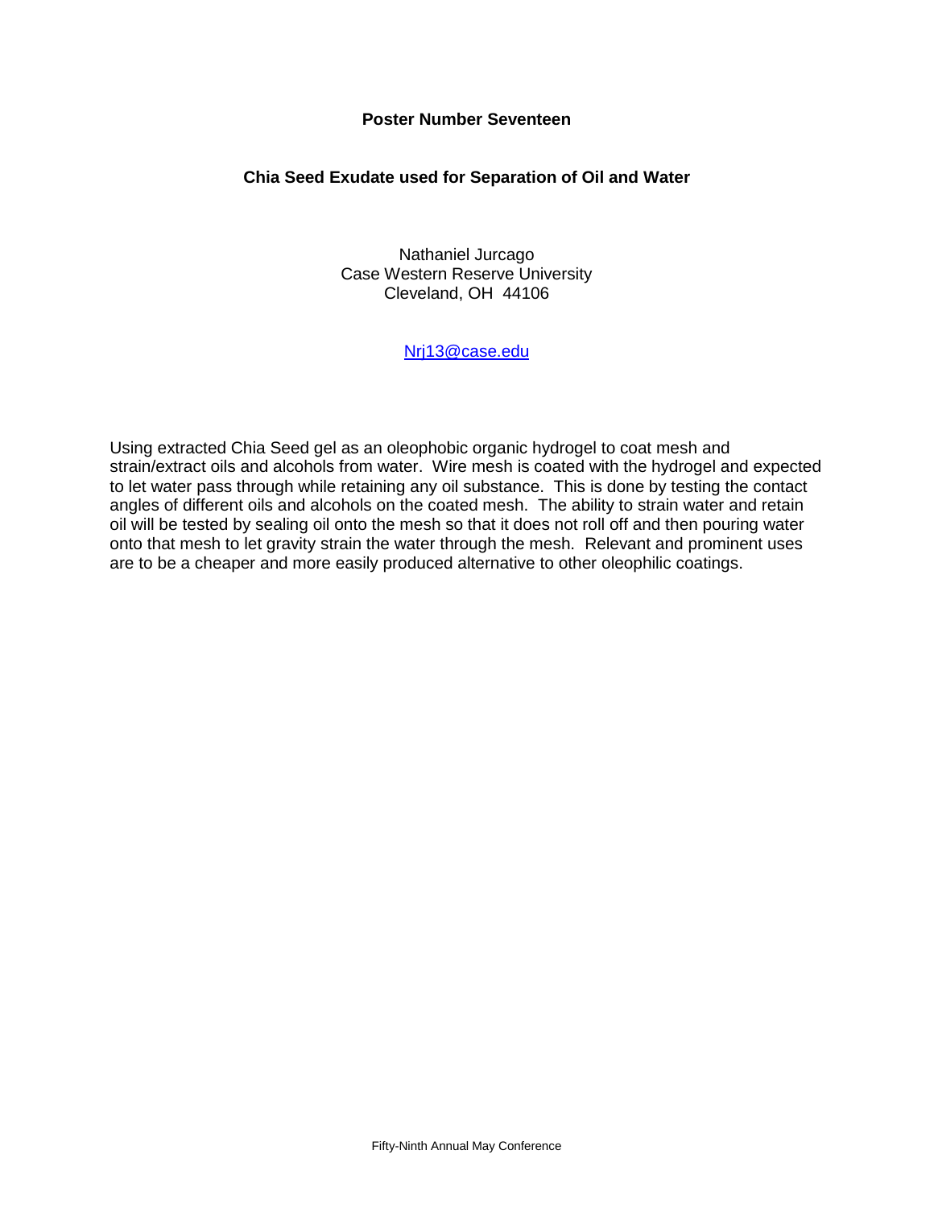**Poster Number Seventeen**

**Chia Seed Exudate used for Separation of Oil and Water**

Nathaniel Jurcago
Case Western Reserve University
Cleveland, OH 44106

Nrj13@case.edu

Using extracted Chia Seed gel as an oleophobic organic hydrogel to coat mesh and strain/extract oils and alcohols from water. Wire mesh is coated with the hydrogel and expected to let water pass through while retaining any oil substance. This is done by testing the contact angles of different oils and alcohols on the coated mesh. The ability to strain water and retain oil will be tested by sealing oil onto the mesh so that it does not roll off and then pouring water onto that mesh to let gravity strain the water through the mesh. Relevant and prominent uses are to be a cheaper and more easily produced alternative to other oleophilic coatings.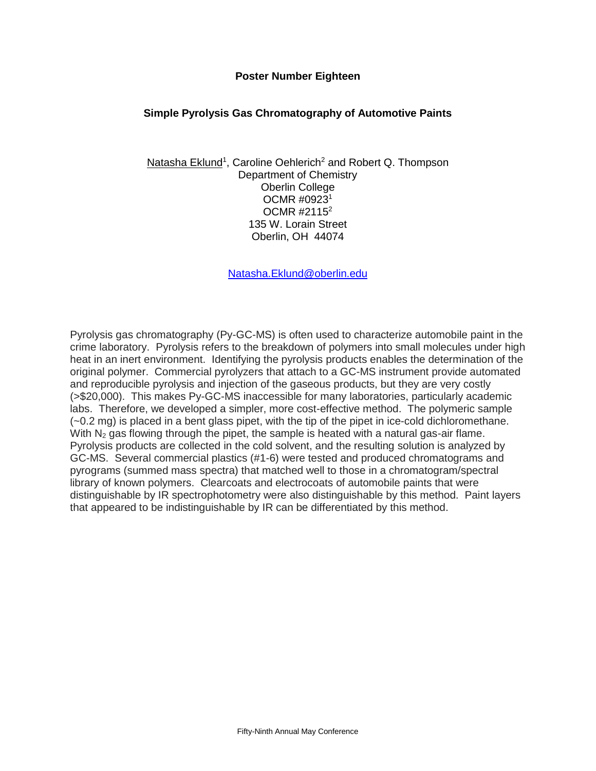**Poster Number Eighteen**

**Simple Pyrolysis Gas Chromatography of Automotive Paints**

Natasha Eklund[1], Caroline Oehlerich[2] and Robert Q. Thompson
Department of Chemistry
Oberlin College
OCMR #0923[1]
OCMR #2115[2]
135 W. Lorain Street
Oberlin, OH 44074

Natasha.Eklund@oberlin.edu

Pyrolysis gas chromatography (Py-GC-MS) is often used to characterize automobile paint in the crime laboratory. Pyrolysis refers to the breakdown of polymers into small molecules under high heat in an inert environment. Identifying the pyrolysis products enables the determination of the original polymer. Commercial pyrolyzers that attach to a GC-MS instrument provide automated and reproducible pyrolysis and injection of the gaseous products, but they are very costly (>$20,000). This makes Py-GC-MS inaccessible for many laboratories, particularly academic labs. Therefore, we developed a simpler, more cost-effective method. The polymeric sample (~0.2 mg) is placed in a bent glass pipet, with the tip of the pipet in ice-cold dichloromethane. With $N_2$ gas flowing through the pipet, the sample is heated with a natural gas-air flame. Pyrolysis products are collected in the cold solvent, and the resulting solution is analyzed by GC-MS. Several commercial plastics (#1-6) were tested and produced chromatograms and pyrograms (summed mass spectra) that matched well to those in a chromatogram/spectral library of known polymers. Clearcoats and electrocoats of automobile paints that were distinguishable by IR spectrophotometry were also distinguishable by this method. Paint layers that appeared to be indistinguishable by IR can be differentiated by this method.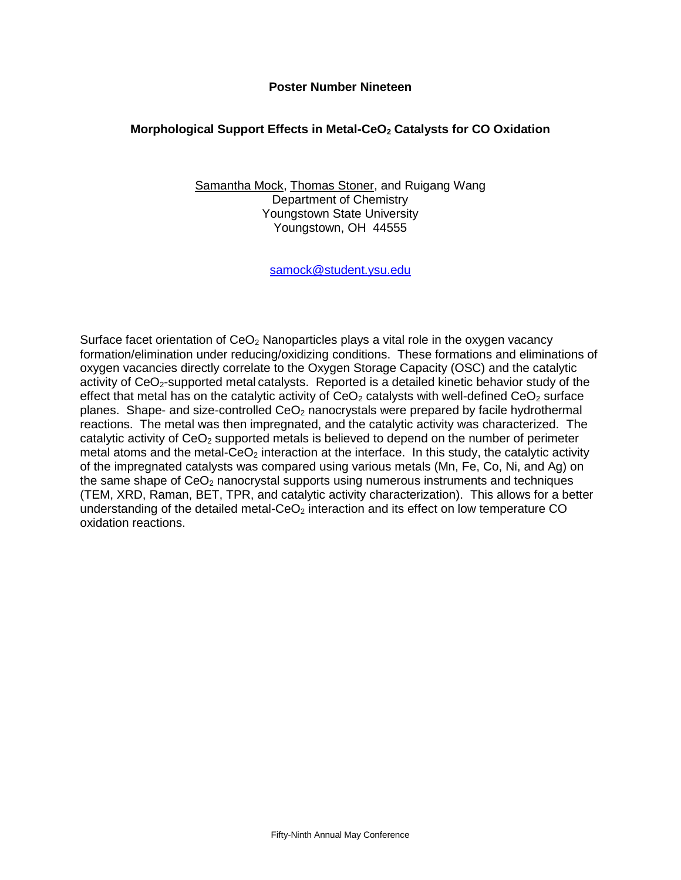**Poster Number Nineteen**

## Morphological Support Effects in Metal-$CeO_2$ Catalysts for CO Oxidation

Samantha Mock, Thomas Stoner, and Ruigang Wang
Department of Chemistry
Youngstown State University
Youngstown, OH 44555

samock@student.ysu.edu

Surface facet orientation of $CeO_2$ Nanoparticles plays a vital role in the oxygen vacancy formation/elimination under reducing/oxidizing conditions. These formations and eliminations of oxygen vacancies directly correlate to the Oxygen Storage Capacity (OSC) and the catalytic activity of $CeO_2$-supported metal catalysts. Reported is a detailed kinetic behavior study of the effect that metal has on the catalytic activity of $CeO_2$ catalysts with well-defined $CeO_2$ surface planes. Shape- and size-controlled $CeO_2$ nanocrystals were prepared by facile hydrothermal reactions. The metal was then impregnated, and the catalytic activity was characterized. The catalytic activity of $CeO_2$ supported metals is believed to depend on the number of perimeter metal atoms and the metal-$CeO_2$ interaction at the interface. In this study, the catalytic activity of the impregnated catalysts was compared using various metals (Mn, Fe, Co, Ni, and Ag) on the same shape of $CeO_2$ nanocrystal supports using numerous instruments and techniques (TEM, XRD, Raman, BET, TPR, and catalytic activity characterization). This allows for a better understanding of the detailed metal-$CeO_2$ interaction and its effect on low temperature CO oxidation reactions.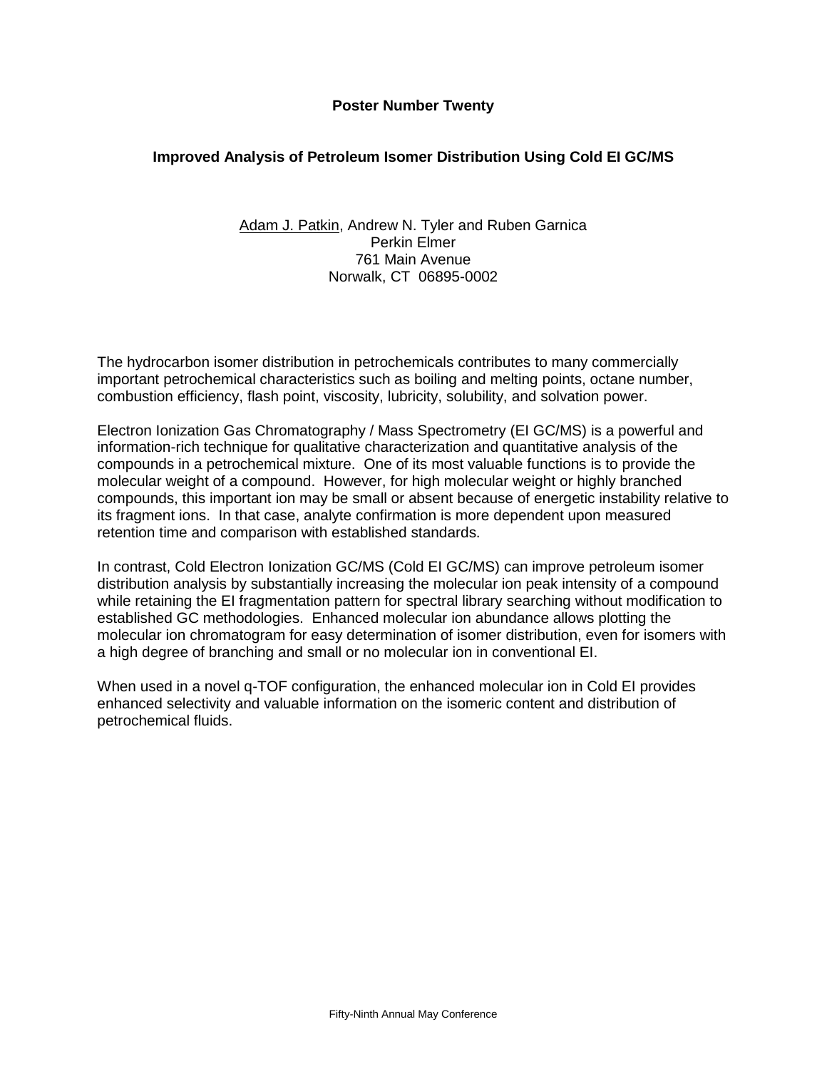**Poster Number Twenty**

**Improved Analysis of Petroleum Isomer Distribution Using Cold EI GC/MS**

Adam J. Patkin, Andrew N. Tyler and Ruben Garnica
Perkin Elmer
761 Main Avenue
Norwalk, CT 06895-0002

The hydrocarbon isomer distribution in petrochemicals contributes to many commercially important petrochemical characteristics such as boiling and melting points, octane number, combustion efficiency, flash point, viscosity, lubricity, solubility, and solvation power.

Electron Ionization Gas Chromatography / Mass Spectrometry (EI GC/MS) is a powerful and information-rich technique for qualitative characterization and quantitative analysis of the compounds in a petrochemical mixture. One of its most valuable functions is to provide the molecular weight of a compound. However, for high molecular weight or highly branched compounds, this important ion may be small or absent because of energetic instability relative to its fragment ions. In that case, analyte confirmation is more dependent upon measured retention time and comparison with established standards.

In contrast, Cold Electron Ionization GC/MS (Cold EI GC/MS) can improve petroleum isomer distribution analysis by substantially increasing the molecular ion peak intensity of a compound while retaining the EI fragmentation pattern for spectral library searching without modification to established GC methodologies. Enhanced molecular ion abundance allows plotting the molecular ion chromatogram for easy determination of isomer distribution, even for isomers with a high degree of branching and small or no molecular ion in conventional EI.

When used in a novel q-TOF configuration, the enhanced molecular ion in Cold EI provides enhanced selectivity and valuable information on the isomeric content and distribution of petrochemical fluids.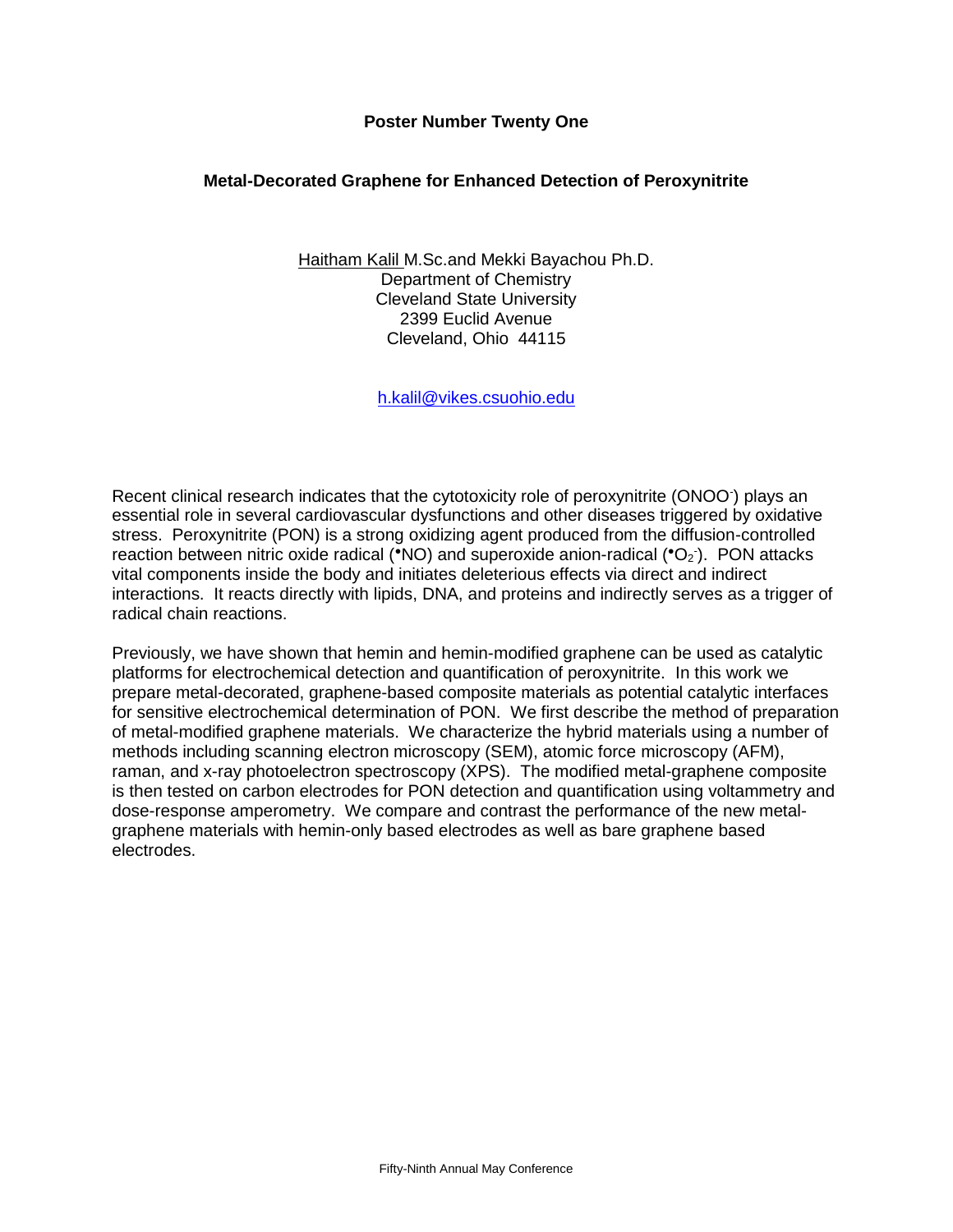**Poster Number Twenty One**

**Metal-Decorated Graphene for Enhanced Detection of Peroxynitrite**

Haitham Kalil M.Sc.and Mekki Bayachou Ph.D.
Department of Chemistry
Cleveland State University
2399 Euclid Avenue
Cleveland, Ohio 44115

h.kalil@vikes.csuohio.edu

Recent clinical research indicates that the cytotoxicity role of peroxynitrite ($ONOO^-$) plays an essential role in several cardiovascular dysfunctions and other diseases triggered by oxidative stress. Peroxynitrite (PON) is a strong oxidizing agent produced from the diffusion-controlled reaction between nitric oxide radical (•NO) and superoxide anion-radical (•$O_2^-$). PON attacks vital components inside the body and initiates deleterious effects via direct and indirect interactions. It reacts directly with lipids, DNA, and proteins and indirectly serves as a trigger of radical chain reactions.

Previously, we have shown that hemin and hemin-modified graphene can be used as catalytic platforms for electrochemical detection and quantification of peroxynitrite. In this work we prepare metal-decorated, graphene-based composite materials as potential catalytic interfaces for sensitive electrochemical determination of PON. We first describe the method of preparation of metal-modified graphene materials. We characterize the hybrid materials using a number of methods including scanning electron microscopy (SEM), atomic force microscopy (AFM), raman, and x-ray photoelectron spectroscopy (XPS). The modified metal-graphene composite is then tested on carbon electrodes for PON detection and quantification using voltammetry and dose-response amperometry. We compare and contrast the performance of the new metal-graphene materials with hemin-only based electrodes as well as bare graphene based electrodes.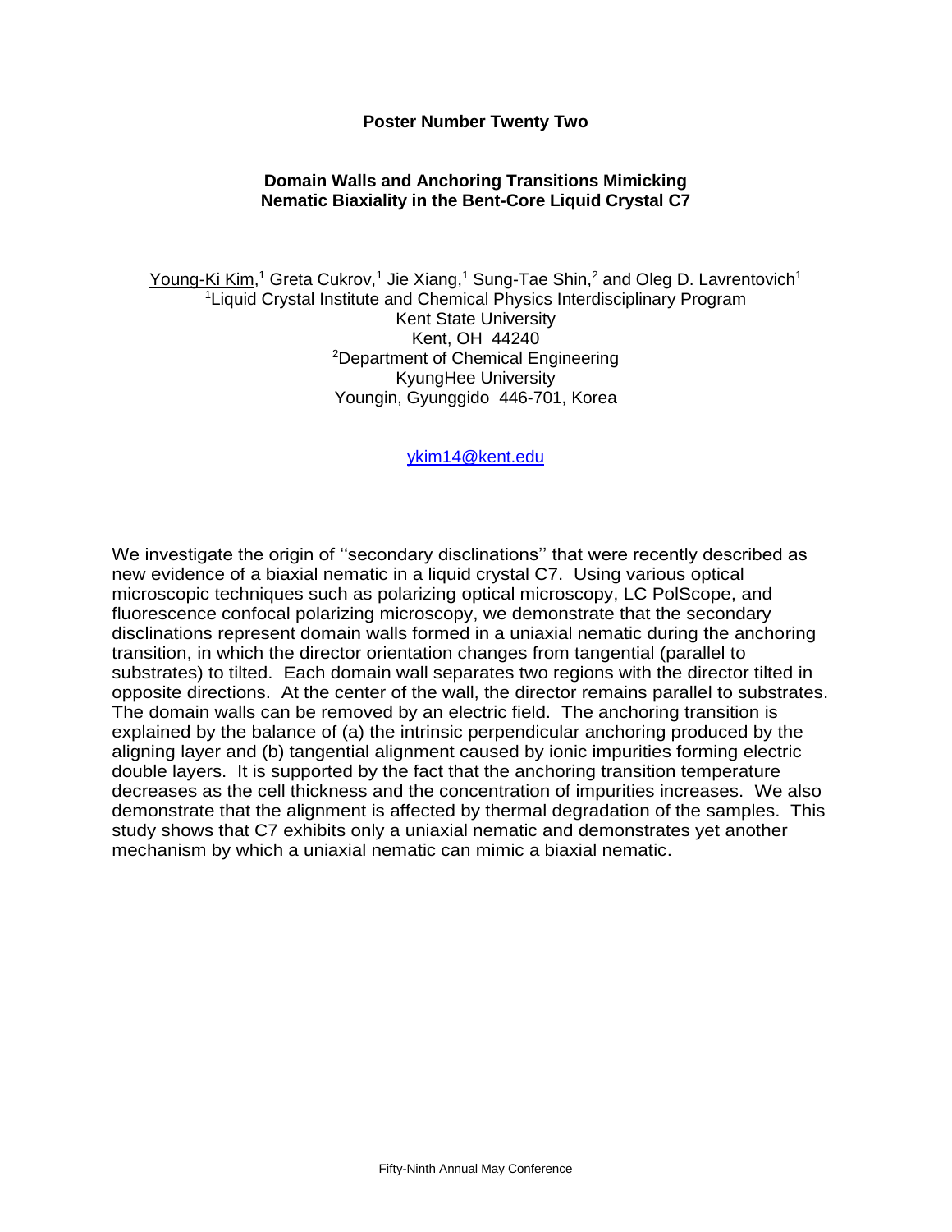**Poster Number Twenty Two**

## Domain Walls and Anchoring Transitions Mimicking Nematic Biaxiality in the Bent-Core Liquid Crystal C7

Young-Ki Kim,[1] Greta Cukrov,[1] Jie Xiang,[1] Sung-Tae Shin,[2] and Oleg D. Lavrentovich[1]

[1]Liquid Crystal Institute and Chemical Physics Interdisciplinary Program
Kent State University
Kent, OH 44240

[2]Department of Chemical Engineering
KyungHee University
Youngin, Gyunggido 446-701, Korea

ykim14@kent.edu

We investigate the origin of ''secondary disclinations'' that were recently described as new evidence of a biaxial nematic in a liquid crystal C7. Using various optical microscopic techniques such as polarizing optical microscopy, LC PolScope, and fluorescence confocal polarizing microscopy, we demonstrate that the secondary disclinations represent domain walls formed in a uniaxial nematic during the anchoring transition, in which the director orientation changes from tangential (parallel to substrates) to tilted. Each domain wall separates two regions with the director tilted in opposite directions. At the center of the wall, the director remains parallel to substrates. The domain walls can be removed by an electric field. The anchoring transition is explained by the balance of (a) the intrinsic perpendicular anchoring produced by the aligning layer and (b) tangential alignment caused by ionic impurities forming electric double layers. It is supported by the fact that the anchoring transition temperature decreases as the cell thickness and the concentration of impurities increases. We also demonstrate that the alignment is affected by thermal degradation of the samples. This study shows that C7 exhibits only a uniaxial nematic and demonstrates yet another mechanism by which a uniaxial nematic can mimic a biaxial nematic.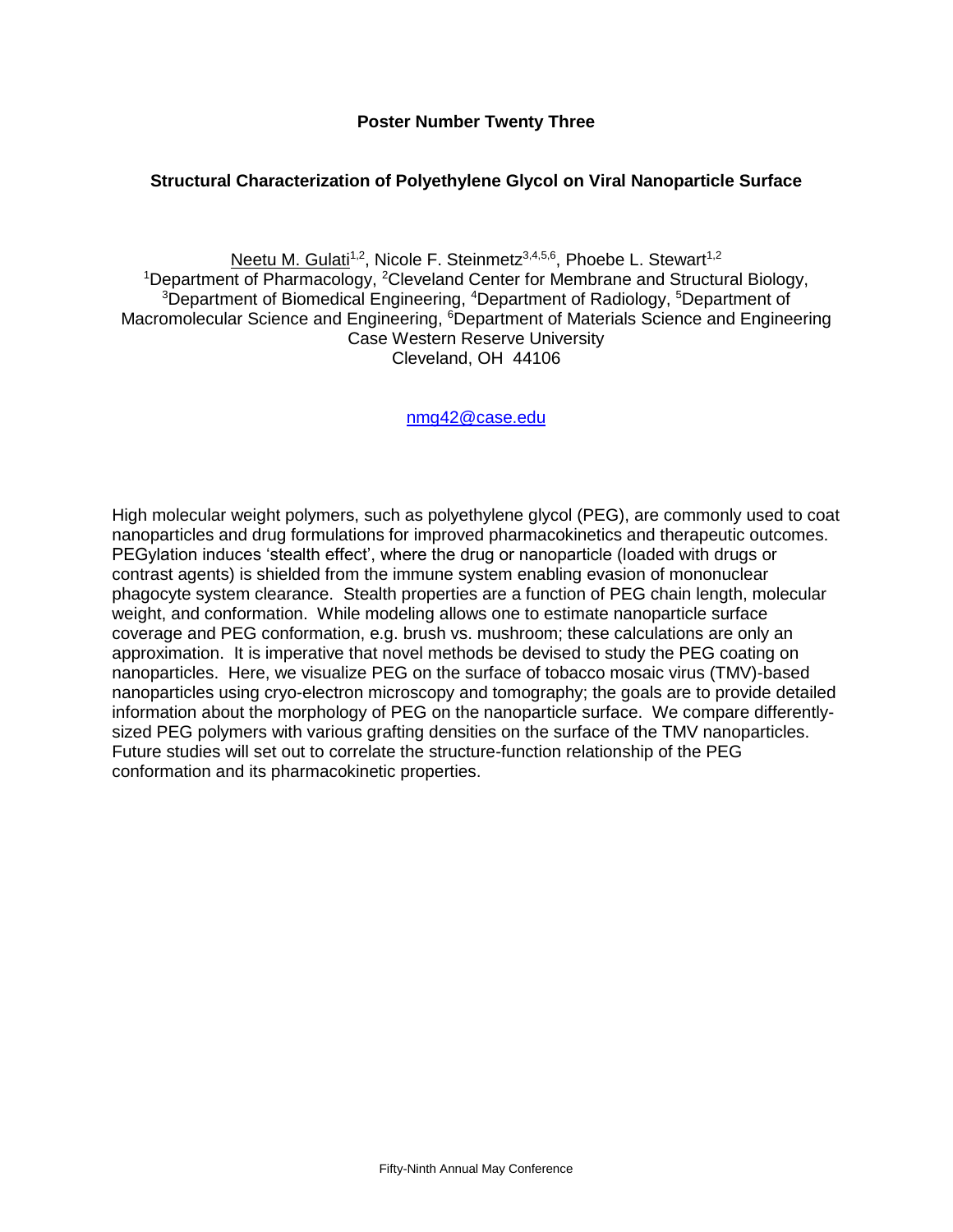**Poster Number Twenty Three**

**Structural Characterization of Polyethylene Glycol on Viral Nanoparticle Surface**

Neetu M. Gulati[1,2], Nicole F. Steinmetz[3,4,5,6], Phoebe L. Stewart[1,2]
[1]Department of Pharmacology, [2]Cleveland Center for Membrane and Structural Biology, [3]Department of Biomedical Engineering, [4]Department of Radiology, [5]Department of Macromolecular Science and Engineering, [6]Department of Materials Science and Engineering
Case Western Reserve University
Cleveland, OH 44106

nmg42@case.edu

High molecular weight polymers, such as polyethylene glycol (PEG), are commonly used to coat nanoparticles and drug formulations for improved pharmacokinetics and therapeutic outcomes. PEGylation induces 'stealth effect', where the drug or nanoparticle (loaded with drugs or contrast agents) is shielded from the immune system enabling evasion of mononuclear phagocyte system clearance. Stealth properties are a function of PEG chain length, molecular weight, and conformation. While modeling allows one to estimate nanoparticle surface coverage and PEG conformation, e.g. brush vs. mushroom; these calculations are only an approximation. It is imperative that novel methods be devised to study the PEG coating on nanoparticles. Here, we visualize PEG on the surface of tobacco mosaic virus (TMV)-based nanoparticles using cryo-electron microscopy and tomography; the goals are to provide detailed information about the morphology of PEG on the nanoparticle surface. We compare differently-sized PEG polymers with various grafting densities on the surface of the TMV nanoparticles. Future studies will set out to correlate the structure-function relationship of the PEG conformation and its pharmacokinetic properties.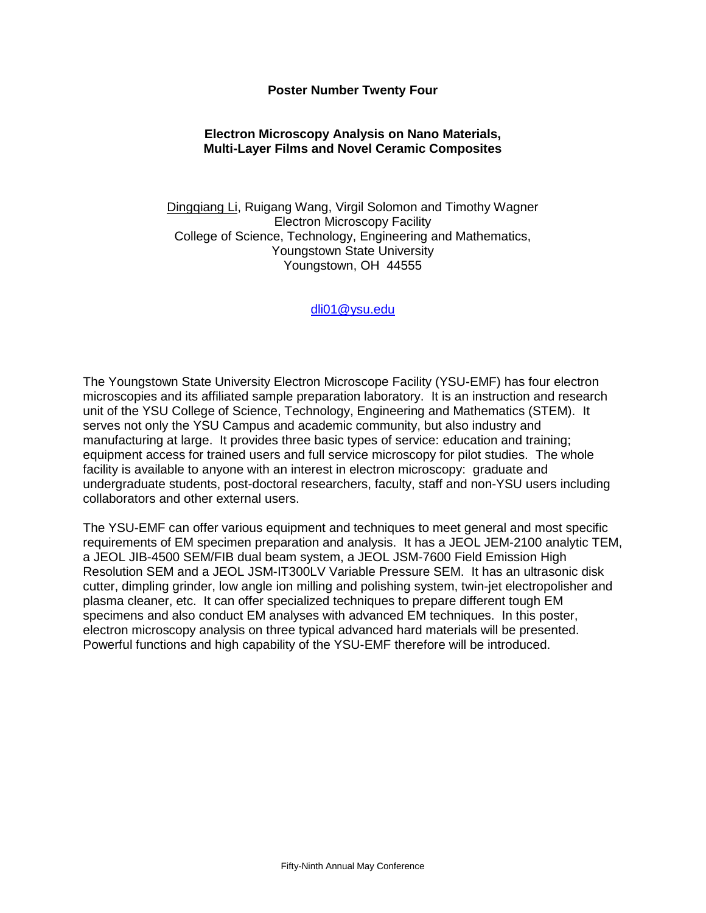**Poster Number Twenty Four**

# Electron Microscopy Analysis on Nano Materials, Multi-Layer Films and Novel Ceramic Composites

Dingqiang Li, Ruigang Wang, Virgil Solomon and Timothy Wagner
Electron Microscopy Facility
College of Science, Technology, Engineering and Mathematics,
Youngstown State University
Youngstown, OH 44555

dli01@ysu.edu

The Youngstown State University Electron Microscope Facility (YSU-EMF) has four electron microscopies and its affiliated sample preparation laboratory. It is an instruction and research unit of the YSU College of Science, Technology, Engineering and Mathematics (STEM). It serves not only the YSU Campus and academic community, but also industry and manufacturing at large. It provides three basic types of service: education and training; equipment access for trained users and full service microscopy for pilot studies. The whole facility is available to anyone with an interest in electron microscopy: graduate and undergraduate students, post-doctoral researchers, faculty, staff and non-YSU users including collaborators and other external users.

The YSU-EMF can offer various equipment and techniques to meet general and most specific requirements of EM specimen preparation and analysis. It has a JEOL JEM-2100 analytic TEM, a JEOL JIB-4500 SEM/FIB dual beam system, a JEOL JSM-7600 Field Emission High Resolution SEM and a JEOL JSM-IT300LV Variable Pressure SEM. It has an ultrasonic disk cutter, dimpling grinder, low angle ion milling and polishing system, twin-jet electropolisher and plasma cleaner, etc. It can offer specialized techniques to prepare different tough EM specimens and also conduct EM analyses with advanced EM techniques. In this poster, electron microscopy analysis on three typical advanced hard materials will be presented. Powerful functions and high capability of the YSU-EMF therefore will be introduced.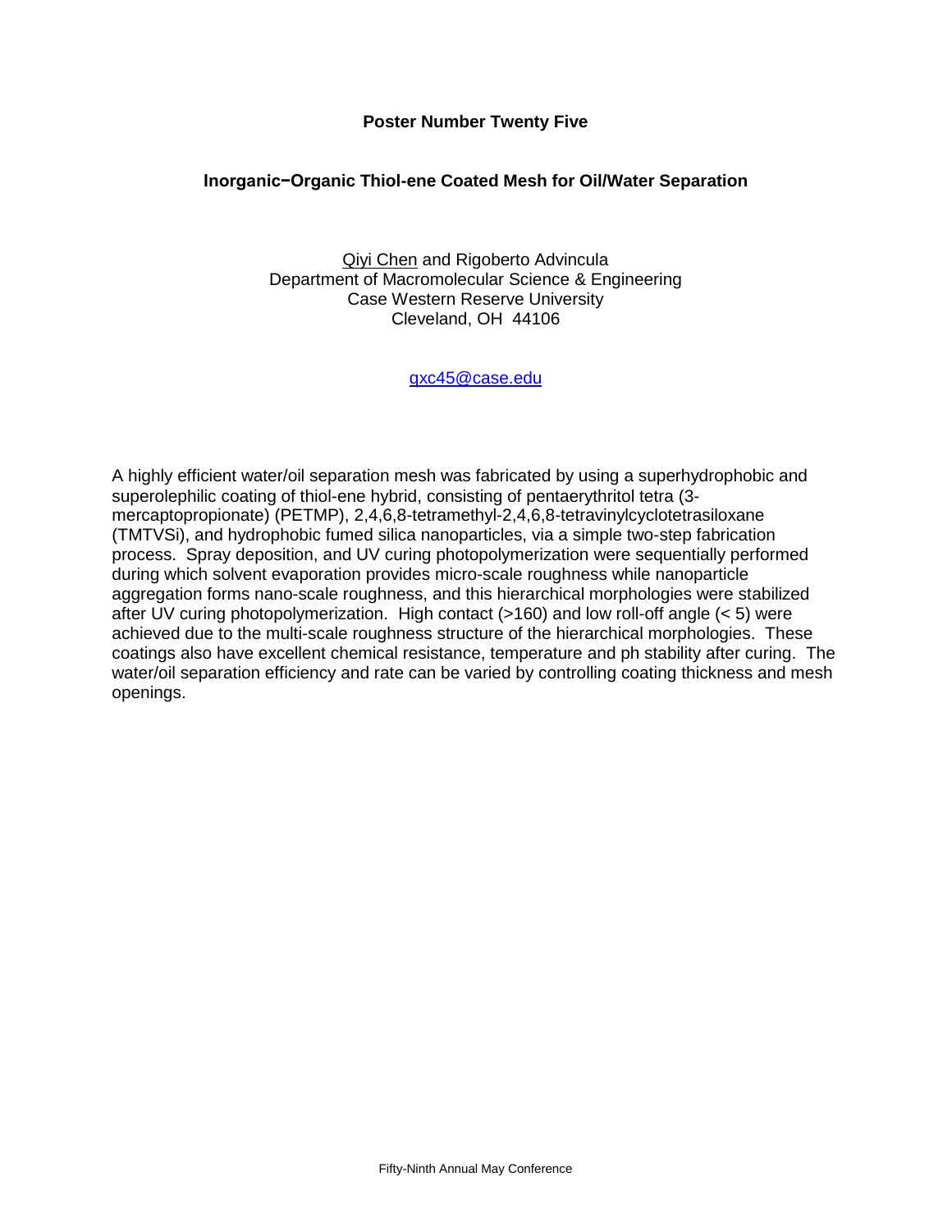**Poster Number Twenty Five**

## Inorganic−Organic Thiol-ene Coated Mesh for Oil/Water Separation

Qiyi Chen and Rigoberto Advincula
Department of Macromolecular Science & Engineering
Case Western Reserve University
Cleveland, OH 44106

qxc45@case.edu

A highly efficient water/oil separation mesh was fabricated by using a superhydrophobic and superolephilic coating of thiol-ene hybrid, consisting of pentaerythritol tetra (3-mercaptopropionate) (PETMP), 2,4,6,8-tetramethyl-2,4,6,8-tetravinylcyclotetrasiloxane (TMTVSi), and hydrophobic fumed silica nanoparticles, via a simple two-step fabrication process. Spray deposition, and UV curing photopolymerization were sequentially performed during which solvent evaporation provides micro-scale roughness while nanoparticle aggregation forms nano-scale roughness, and this hierarchical morphologies were stabilized after UV curing photopolymerization. High contact (>160) and low roll-off angle (< 5) were achieved due to the multi-scale roughness structure of the hierarchical morphologies. These coatings also have excellent chemical resistance, temperature and ph stability after curing. The water/oil separation efficiency and rate can be varied by controlling coating thickness and mesh openings.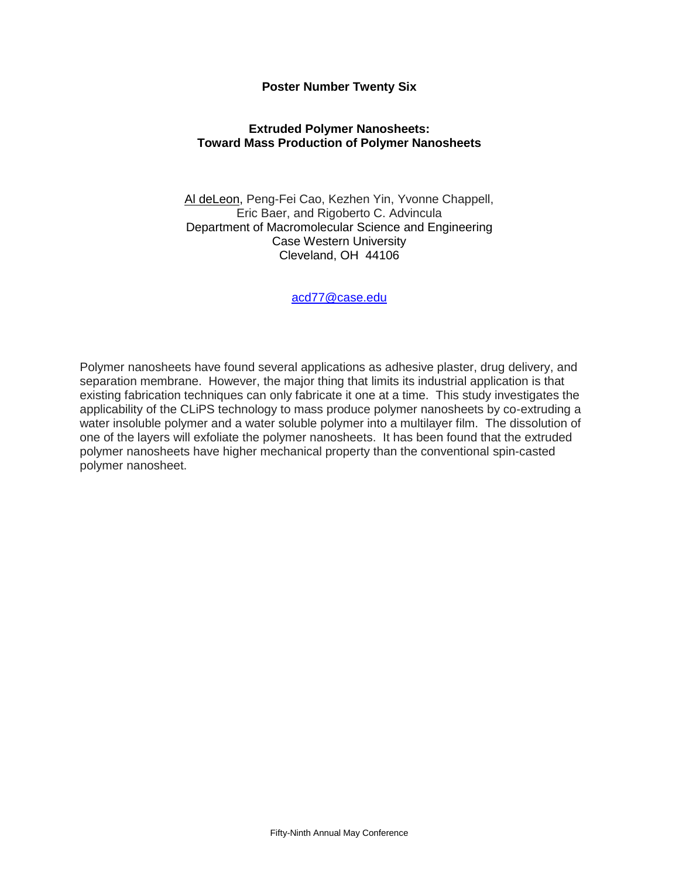**Poster Number Twenty Six**

## Extruded Polymer Nanosheets: Toward Mass Production of Polymer Nanosheets

Al deLeon, Peng-Fei Cao, Kezhen Yin, Yvonne Chappell, Eric Baer, and Rigoberto C. Advincula
Department of Macromolecular Science and Engineering
Case Western University
Cleveland, OH 44106

acd77@case.edu

Polymer nanosheets have found several applications as adhesive plaster, drug delivery, and separation membrane. However, the major thing that limits its industrial application is that existing fabrication techniques can only fabricate it one at a time. This study investigates the applicability of the CLiPS technology to mass produce polymer nanosheets by co-extruding a water insoluble polymer and a water soluble polymer into a multilayer film. The dissolution of one of the layers will exfoliate the polymer nanosheets. It has been found that the extruded polymer nanosheets have higher mechanical property than the conventional spin-casted polymer nanosheet.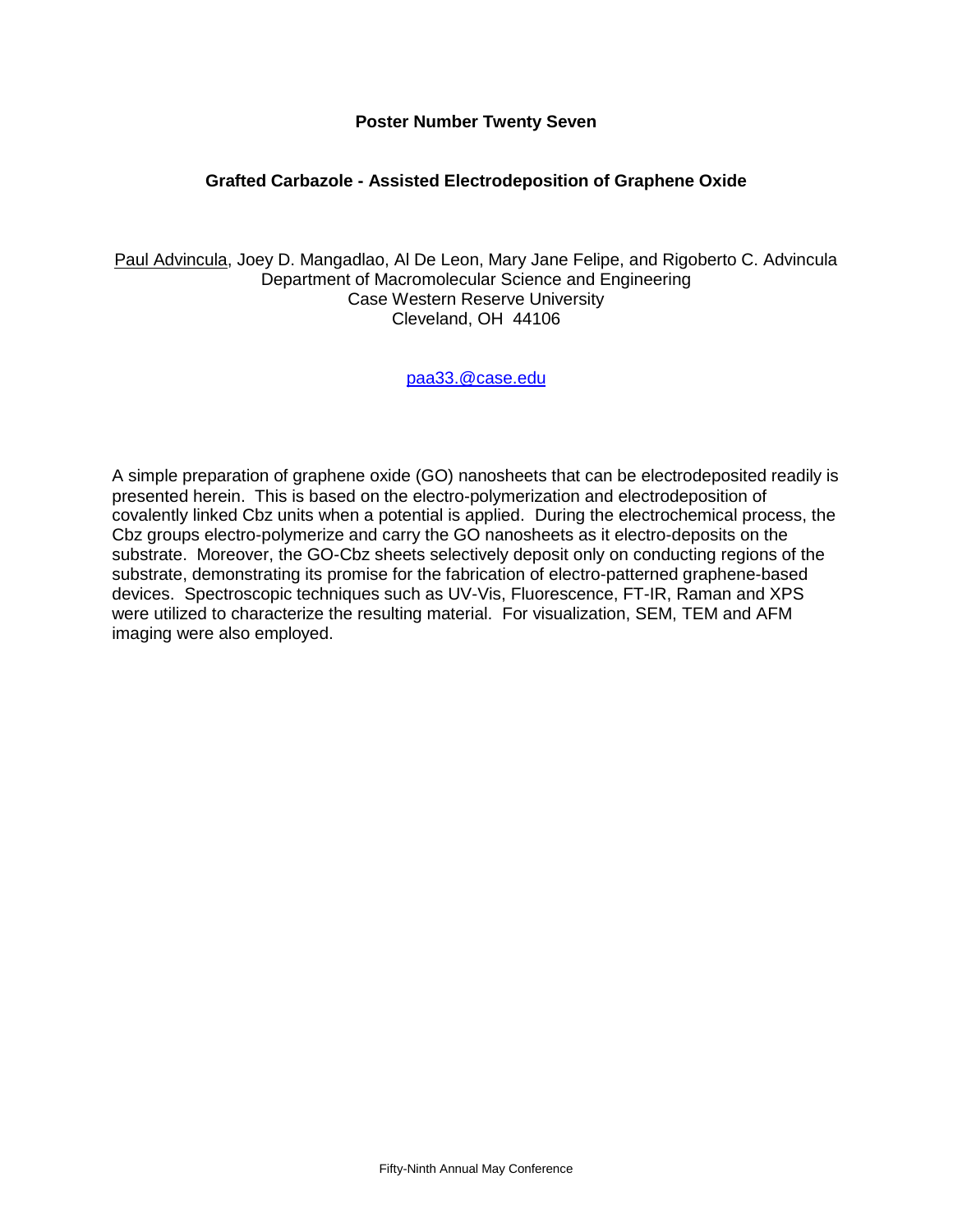**Poster Number Twenty Seven**

**Grafted Carbazole - Assisted Electrodeposition of Graphene Oxide**

Paul Advincula, Joey D. Mangadlao, Al De Leon, Mary Jane Felipe, and Rigoberto C. Advincula
Department of Macromolecular Science and Engineering
Case Western Reserve University
Cleveland, OH 44106

paa33.@case.edu

A simple preparation of graphene oxide (GO) nanosheets that can be electrodeposited readily is presented herein. This is based on the electro-polymerization and electrodeposition of covalently linked Cbz units when a potential is applied. During the electrochemical process, the Cbz groups electro-polymerize and carry the GO nanosheets as it electro-deposits on the substrate. Moreover, the GO-Cbz sheets selectively deposit only on conducting regions of the substrate, demonstrating its promise for the fabrication of electro-patterned graphene-based devices. Spectroscopic techniques such as UV-Vis, Fluorescence, FT-IR, Raman and XPS were utilized to characterize the resulting material. For visualization, SEM, TEM and AFM imaging were also employed.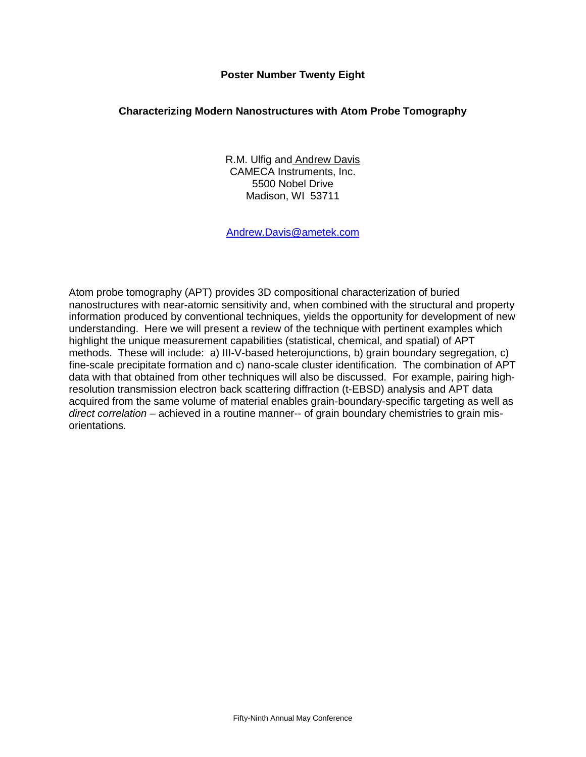**Poster Number Twenty Eight**

**Characterizing Modern Nanostructures with Atom Probe Tomography**

R.M. Ulfig and Andrew Davis
CAMECA Instruments, Inc.
5500 Nobel Drive
Madison, WI 53711

Andrew.Davis@ametek.com

Atom probe tomography (APT) provides 3D compositional characterization of buried nanostructures with near-atomic sensitivity and, when combined with the structural and property information produced by conventional techniques, yields the opportunity for development of new understanding. Here we will present a review of the technique with pertinent examples which highlight the unique measurement capabilities (statistical, chemical, and spatial) of APT methods. These will include: a) III-V-based heterojunctions, b) grain boundary segregation, c) fine-scale precipitate formation and c) nano-scale cluster identification. The combination of APT data with that obtained from other techniques will also be discussed. For example, pairing high-resolution transmission electron back scattering diffraction (t-EBSD) analysis and APT data acquired from the same volume of material enables grain-boundary-specific targeting as well as *direct correlation* – achieved in a routine manner-- of grain boundary chemistries to grain mis-orientations.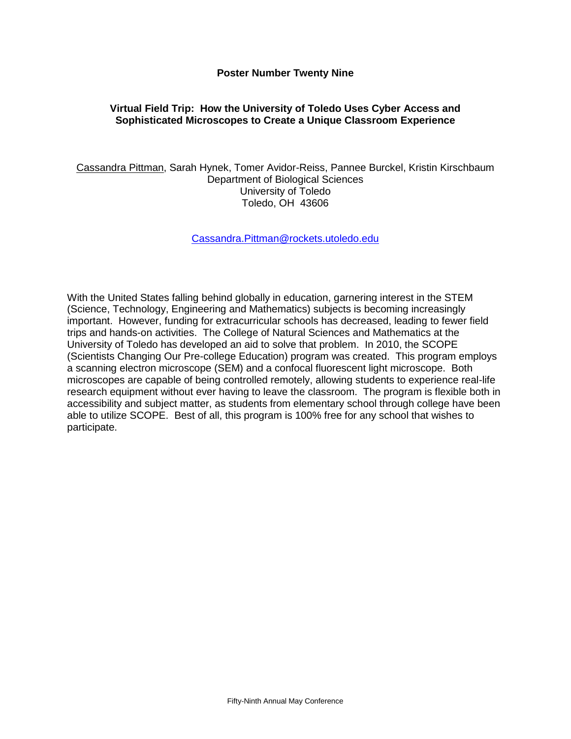**Poster Number Twenty Nine**

## Virtual Field Trip: How the University of Toledo Uses Cyber Access and Sophisticated Microscopes to Create a Unique Classroom Experience

Cassandra Pittman, Sarah Hynek, Tomer Avidor-Reiss, Pannee Burckel, Kristin Kirschbaum
Department of Biological Sciences
University of Toledo
Toledo, OH 43606

Cassandra.Pittman@rockets.utoledo.edu

With the United States falling behind globally in education, garnering interest in the STEM (Science, Technology, Engineering and Mathematics) subjects is becoming increasingly important. However, funding for extracurricular schools has decreased, leading to fewer field trips and hands-on activities. The College of Natural Sciences and Mathematics at the University of Toledo has developed an aid to solve that problem. In 2010, the SCOPE (Scientists Changing Our Pre-college Education) program was created. This program employs a scanning electron microscope (SEM) and a confocal fluorescent light microscope. Both microscopes are capable of being controlled remotely, allowing students to experience real-life research equipment without ever having to leave the classroom. The program is flexible both in accessibility and subject matter, as students from elementary school through college have been able to utilize SCOPE. Best of all, this program is 100% free for any school that wishes to participate.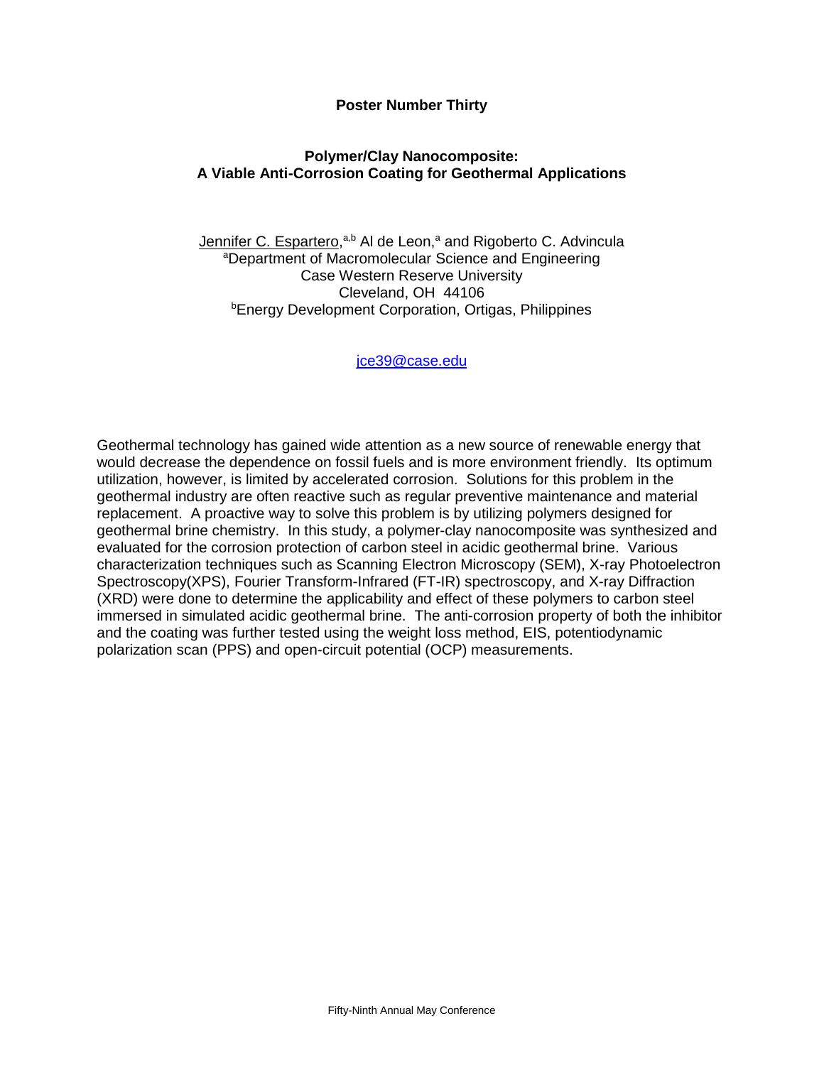**Poster Number Thirty**

## Polymer/Clay Nanocomposite: A Viable Anti-Corrosion Coating for Geothermal Applications

Jennifer C. Espartero,[a,b] Al de Leon,[a] and Rigoberto C. Advincula
[a]Department of Macromolecular Science and Engineering
Case Western Reserve University
Cleveland, OH 44106
[b]Energy Development Corporation, Ortigas, Philippines

jce39@case.edu

Geothermal technology has gained wide attention as a new source of renewable energy that would decrease the dependence on fossil fuels and is more environment friendly. Its optimum utilization, however, is limited by accelerated corrosion. Solutions for this problem in the geothermal industry are often reactive such as regular preventive maintenance and material replacement. A proactive way to solve this problem is by utilizing polymers designed for geothermal brine chemistry. In this study, a polymer-clay nanocomposite was synthesized and evaluated for the corrosion protection of carbon steel in acidic geothermal brine. Various characterization techniques such as Scanning Electron Microscopy (SEM), X-ray Photoelectron Spectroscopy(XPS), Fourier Transform-Infrared (FT-IR) spectroscopy, and X-ray Diffraction (XRD) were done to determine the applicability and effect of these polymers to carbon steel immersed in simulated acidic geothermal brine. The anti-corrosion property of both the inhibitor and the coating was further tested using the weight loss method, EIS, potentiodynamic polarization scan (PPS) and open-circuit potential (OCP) measurements.